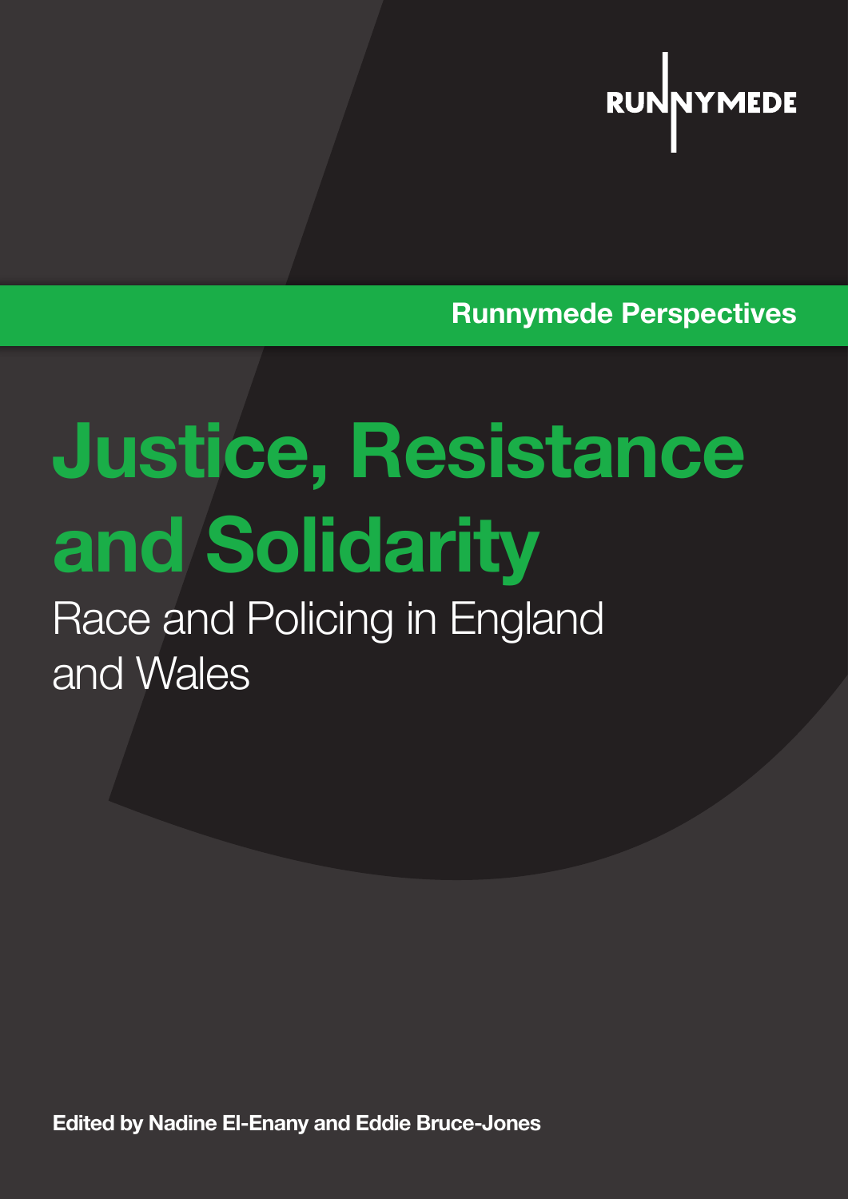RUNNYMEDE

Runnymede Perspectives

# Justice, Resistance and Solidarity

## Race and Policing in England and Wales

**Edited by Nadine El-Enany and Eddie Bruce-Jones**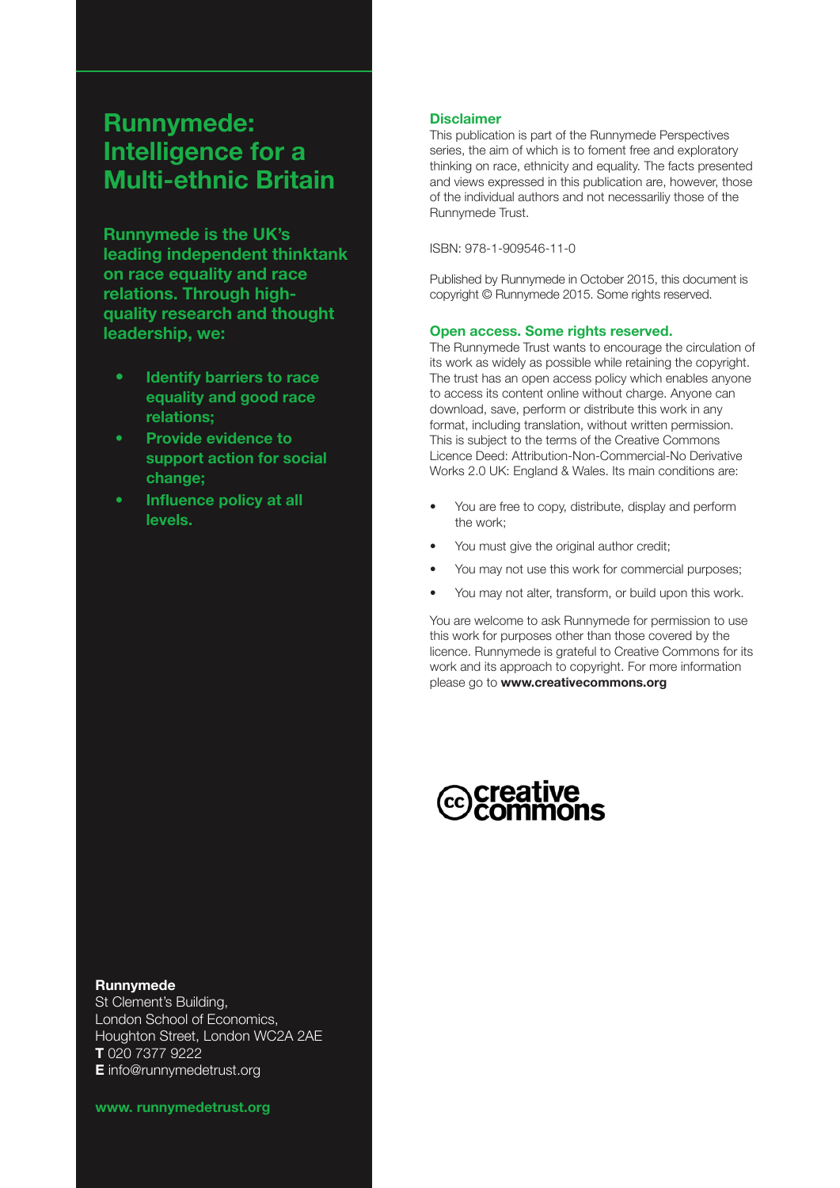# Runnymede: Intelligence for a Multi-ethnic Britain

**Runnymede is the UK's leading independent thinktank on race equality and race relations. Through high-quality research and thought leadership, we:**

- **Identify barriers to race equality and good race relations;**
- **Provide evidence to support action for social change;**
- **Influence policy at all levels.**

**Runnymede**
St Clement's Building,
London School of Economics,
Houghton Street, London WC2A 2AE
**T** 020 7377 9222
**E** info@runnymedetrust.org

**www. runnymedetrust.org**

### Disclaimer

This publication is part of the Runnymede Perspectives series, the aim of which is to foment free and exploratory thinking on race, ethnicity and equality. The facts presented and views expressed in this publication are, however, those of the individual authors and not necessariliy those of the Runnymede Trust.

ISBN: 978-1-909546-11-0

Published by Runnymede in October 2015, this document is copyright © Runnymede 2015. Some rights reserved.

### Open access. Some rights reserved.

The Runnymede Trust wants to encourage the circulation of its work as widely as possible while retaining the copyright. The trust has an open access policy which enables anyone to access its content online without charge. Anyone can download, save, perform or distribute this work in any format, including translation, without written permission. This is subject to the terms of the Creative Commons Licence Deed: Attribution-Non-Commercial-No Derivative Works 2.0 UK: England & Wales. Its main conditions are:

- You are free to copy, distribute, display and perform the work;
- You must give the original author credit;
- You may not use this work for commercial purposes;
- You may not alter, transform, or build upon this work.

You are welcome to ask Runnymede for permission to use this work for purposes other than those covered by the licence. Runnymede is grateful to Creative Commons for its work and its approach to copyright. For more information please go to **www.creativecommons.org**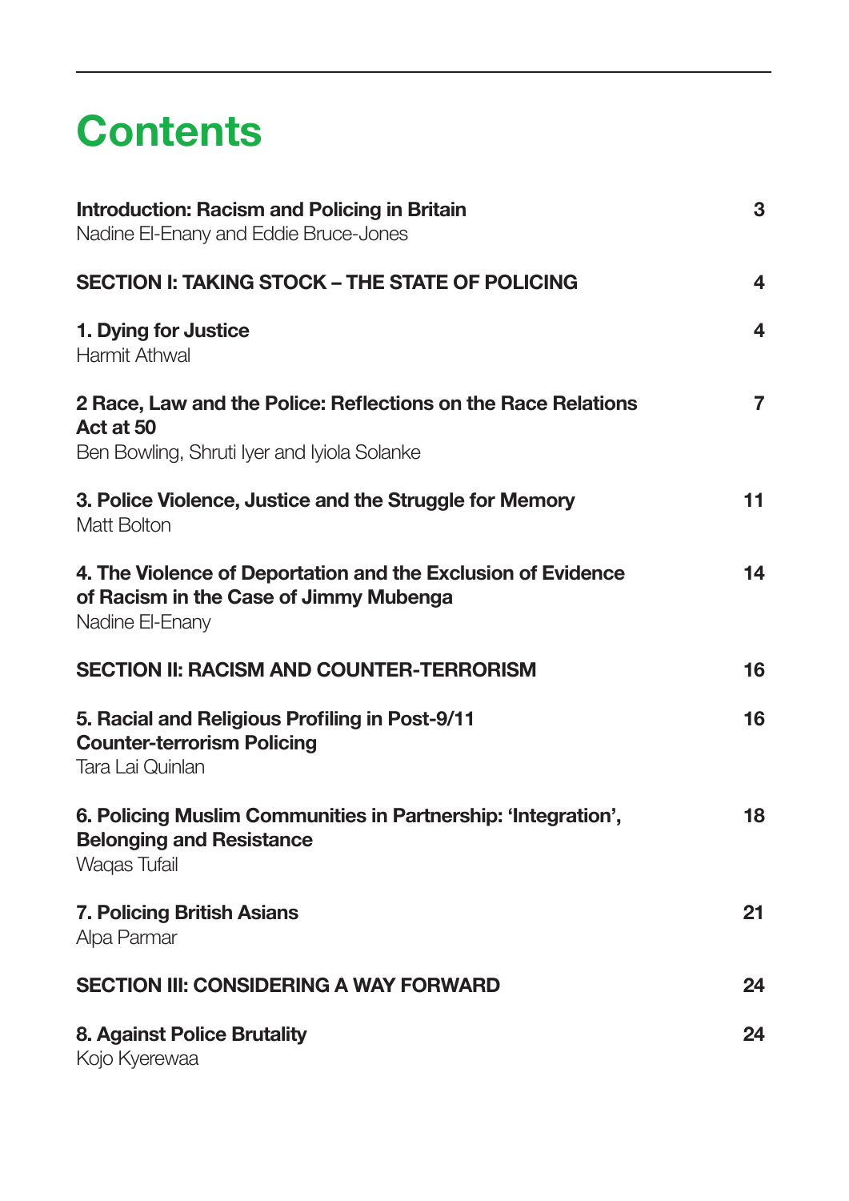# Contents

| | |
|---|---|
| **Introduction: Racism and Policing in Britain**<br>Nadine El-Enany and Eddie Bruce-Jones | **3** |
| **SECTION I: TAKING STOCK – THE STATE OF POLICING** | **4** |
| **1. Dying for Justice**<br>Harmit Athwal | **4** |
| **2 Race, Law and the Police: Reflections on the Race Relations Act at 50**<br>Ben Bowling, Shruti Iyer and Iyiola Solanke | **7** |
| **3. Police Violence, Justice and the Struggle for Memory**<br>Matt Bolton | **11** |
| **4. The Violence of Deportation and the Exclusion of Evidence of Racism in the Case of Jimmy Mubenga**<br>Nadine El-Enany | **14** |
| **SECTION II: RACISM AND COUNTER-TERRORISM** | **16** |
| **5. Racial and Religious Profiling in Post-9/11 Counter-terrorism Policing**<br>Tara Lai Quinlan | **16** |
| **6. Policing Muslim Communities in Partnership: 'Integration', Belonging and Resistance**<br>Waqas Tufail | **18** |
| **7. Policing British Asians**<br>Alpa Parmar | **21** |
| **SECTION III: CONSIDERING A WAY FORWARD** | **24** |
| **8. Against Police Brutality**<br>Kojo Kyerewaa | **24** |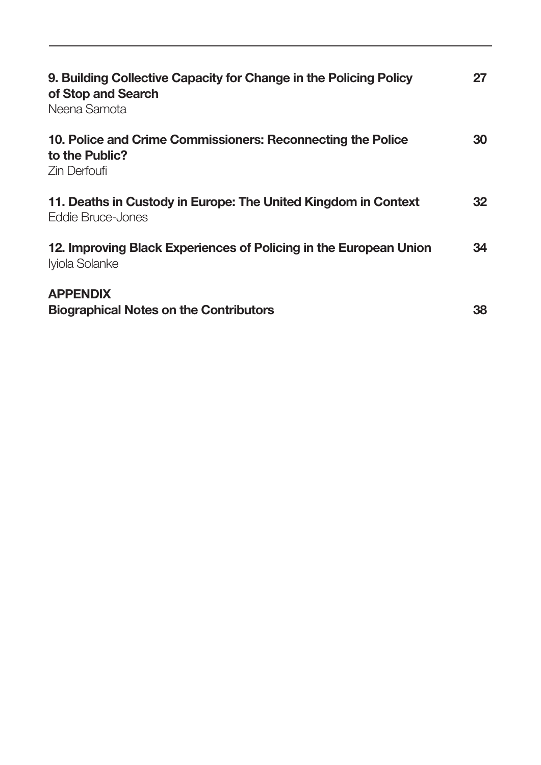**9. Building Collective Capacity for Change in the Policing Policy of Stop and Search** — 27
Neena Samota

**10. Police and Crime Commissioners: Reconnecting the Police to the Public?** — 30
Zin Derfoufi

**11. Deaths in Custody in Europe: The United Kingdom in Context** — 32
Eddie Bruce-Jones

**12. Improving Black Experiences of Policing in the European Union** — 34
Iyiola Solanke

**APPENDIX**
**Biographical Notes on the Contributors** — 38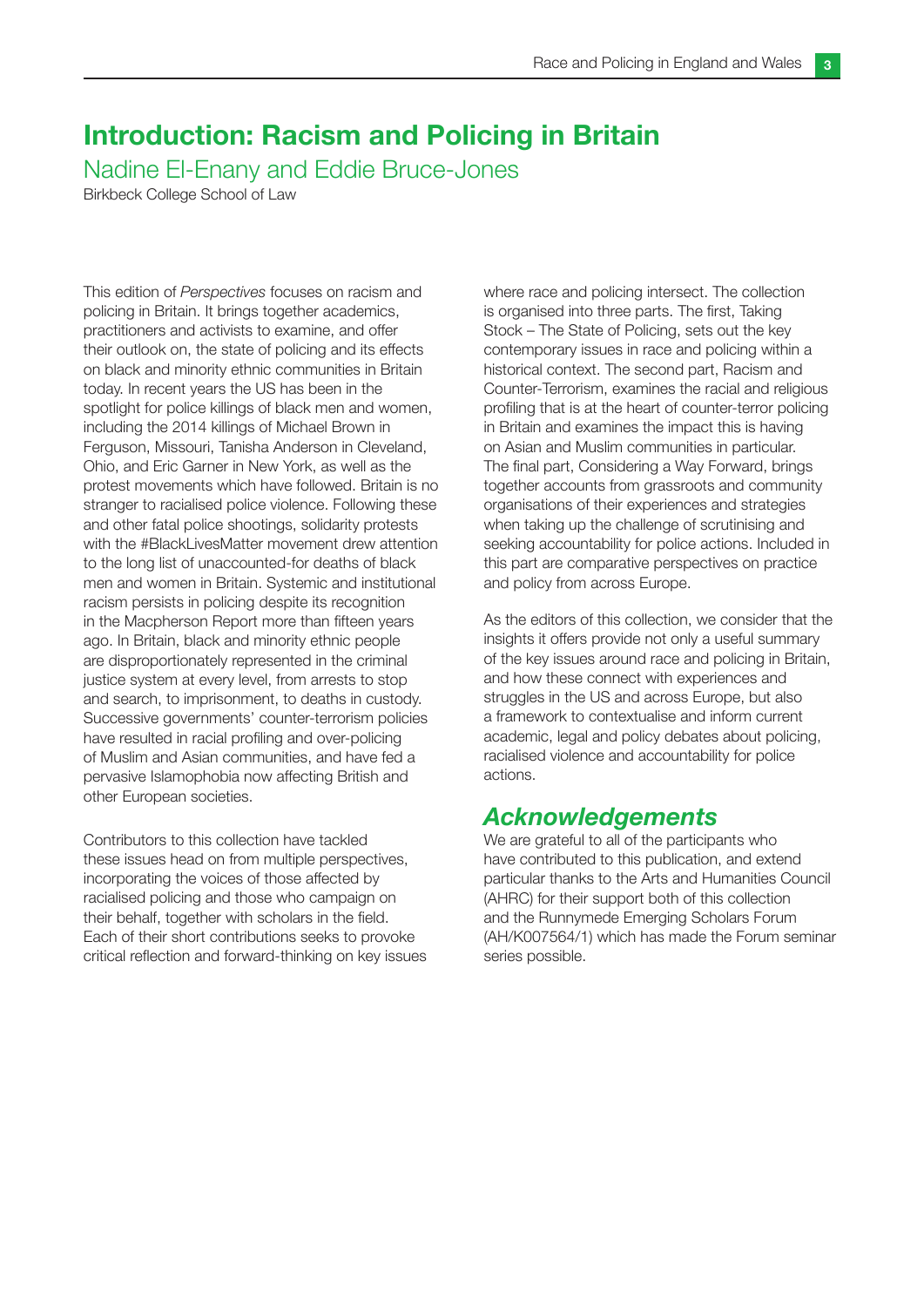# Introduction: Racism and Policing in Britain

Nadine El-Enany and Eddie Bruce-Jones

Birkbeck College School of Law

This edition of *Perspectives* focuses on racism and policing in Britain. It brings together academics, practitioners and activists to examine, and offer their outlook on, the state of policing and its effects on black and minority ethnic communities in Britain today. In recent years the US has been in the spotlight for police killings of black men and women, including the 2014 killings of Michael Brown in Ferguson, Missouri, Tanisha Anderson in Cleveland, Ohio, and Eric Garner in New York, as well as the protest movements which have followed. Britain is no stranger to racialised police violence. Following these and other fatal police shootings, solidarity protests with the #BlackLivesMatter movement drew attention to the long list of unaccounted-for deaths of black men and women in Britain. Systemic and institutional racism persists in policing despite its recognition in the Macpherson Report more than fifteen years ago. In Britain, black and minority ethnic people are disproportionately represented in the criminal justice system at every level, from arrests to stop and search, to imprisonment, to deaths in custody. Successive governments' counter-terrorism policies have resulted in racial profiling and over-policing of Muslim and Asian communities, and have fed a pervasive Islamophobia now affecting British and other European societies.

Contributors to this collection have tackled these issues head on from multiple perspectives, incorporating the voices of those affected by racialised policing and those who campaign on their behalf, together with scholars in the field. Each of their short contributions seeks to provoke critical reflection and forward-thinking on key issues where race and policing intersect. The collection is organised into three parts. The first, Taking Stock – The State of Policing, sets out the key contemporary issues in race and policing within a historical context. The second part, Racism and Counter-Terrorism, examines the racial and religious profiling that is at the heart of counter-terror policing in Britain and examines the impact this is having on Asian and Muslim communities in particular. The final part, Considering a Way Forward, brings together accounts from grassroots and community organisations of their experiences and strategies when taking up the challenge of scrutinising and seeking accountability for police actions. Included in this part are comparative perspectives on practice and policy from across Europe.

As the editors of this collection, we consider that the insights it offers provide not only a useful summary of the key issues around race and policing in Britain, and how these connect with experiences and struggles in the US and across Europe, but also a framework to contextualise and inform current academic, legal and policy debates about policing, racialised violence and accountability for police actions.

## *Acknowledgements*

We are grateful to all of the participants who have contributed to this publication, and extend particular thanks to the Arts and Humanities Council (AHRC) for their support both of this collection and the Runnymede Emerging Scholars Forum (AH/K007564/1) which has made the Forum seminar series possible.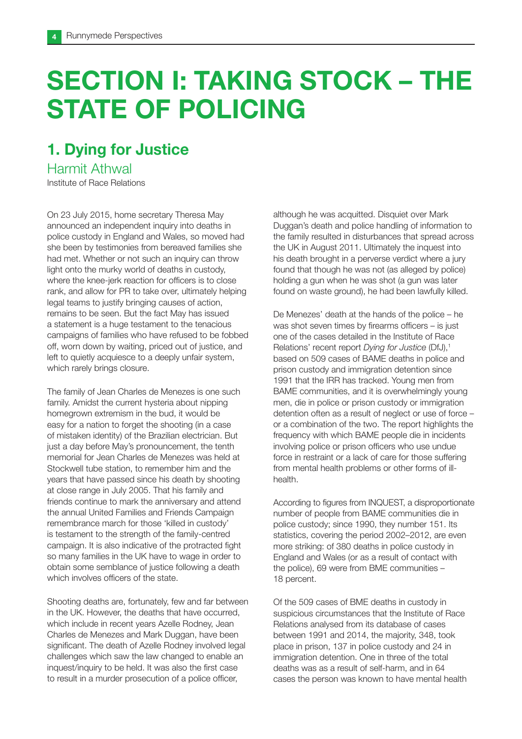# SECTION I: TAKING STOCK – THE STATE OF POLICING

## 1. Dying for Justice

### Harmit Athwal

Institute of Race Relations

On 23 July 2015, home secretary Theresa May announced an independent inquiry into deaths in police custody in England and Wales, so moved had she been by testimonies from bereaved families she had met. Whether or not such an inquiry can throw light onto the murky world of deaths in custody, where the knee-jerk reaction for officers is to close rank, and allow for PR to take over, ultimately helping legal teams to justify bringing causes of action, remains to be seen. But the fact May has issued a statement is a huge testament to the tenacious campaigns of families who have refused to be fobbed off, worn down by waiting, priced out of justice, and left to quietly acquiesce to a deeply unfair system, which rarely brings closure.

The family of Jean Charles de Menezes is one such family. Amidst the current hysteria about nipping homegrown extremism in the bud, it would be easy for a nation to forget the shooting (in a case of mistaken identity) of the Brazilian electrician. But just a day before May's pronouncement, the tenth memorial for Jean Charles de Menezes was held at Stockwell tube station, to remember him and the years that have passed since his death by shooting at close range in July 2005. That his family and friends continue to mark the anniversary and attend the annual United Families and Friends Campaign remembrance march for those 'killed in custody' is testament to the strength of the family-centred campaign. It is also indicative of the protracted fight so many families in the UK have to wage in order to obtain some semblance of justice following a death which involves officers of the state.

Shooting deaths are, fortunately, few and far between in the UK. However, the deaths that have occurred, which include in recent years Azelle Rodney, Jean Charles de Menezes and Mark Duggan, have been significant. The death of Azelle Rodney involved legal challenges which saw the law changed to enable an inquest/inquiry to be held. It was also the first case to result in a murder prosecution of a police officer, although he was acquitted. Disquiet over Mark Duggan's death and police handling of information to the family resulted in disturbances that spread across the UK in August 2011. Ultimately the inquest into his death brought in a perverse verdict where a jury found that though he was not (as alleged by police) holding a gun when he was shot (a gun was later found on waste ground), he had been lawfully killed.

De Menezes' death at the hands of the police – he was shot seven times by firearms officers – is just one of the cases detailed in the Institute of Race Relations' recent report *Dying for Justice* (DfJ),[1] based on 509 cases of BAME deaths in police and prison custody and immigration detention since 1991 that the IRR has tracked. Young men from BAME communities, and it is overwhelmingly young men, die in police or prison custody or immigration detention often as a result of neglect or use of force – or a combination of the two. The report highlights the frequency with which BAME people die in incidents involving police or prison officers who use undue force in restraint or a lack of care for those suffering from mental health problems or other forms of ill-health.

According to figures from INQUEST, a disproportionate number of people from BAME communities die in police custody; since 1990, they number 151. Its statistics, covering the period 2002–2012, are even more striking: of 380 deaths in police custody in England and Wales (or as a result of contact with the police), 69 were from BME communities – 18 percent.

Of the 509 cases of BME deaths in custody in suspicious circumstances that the Institute of Race Relations analysed from its database of cases between 1991 and 2014, the majority, 348, took place in prison, 137 in police custody and 24 in immigration detention. One in three of the total deaths was as a result of self-harm, and in 64 cases the person was known to have mental health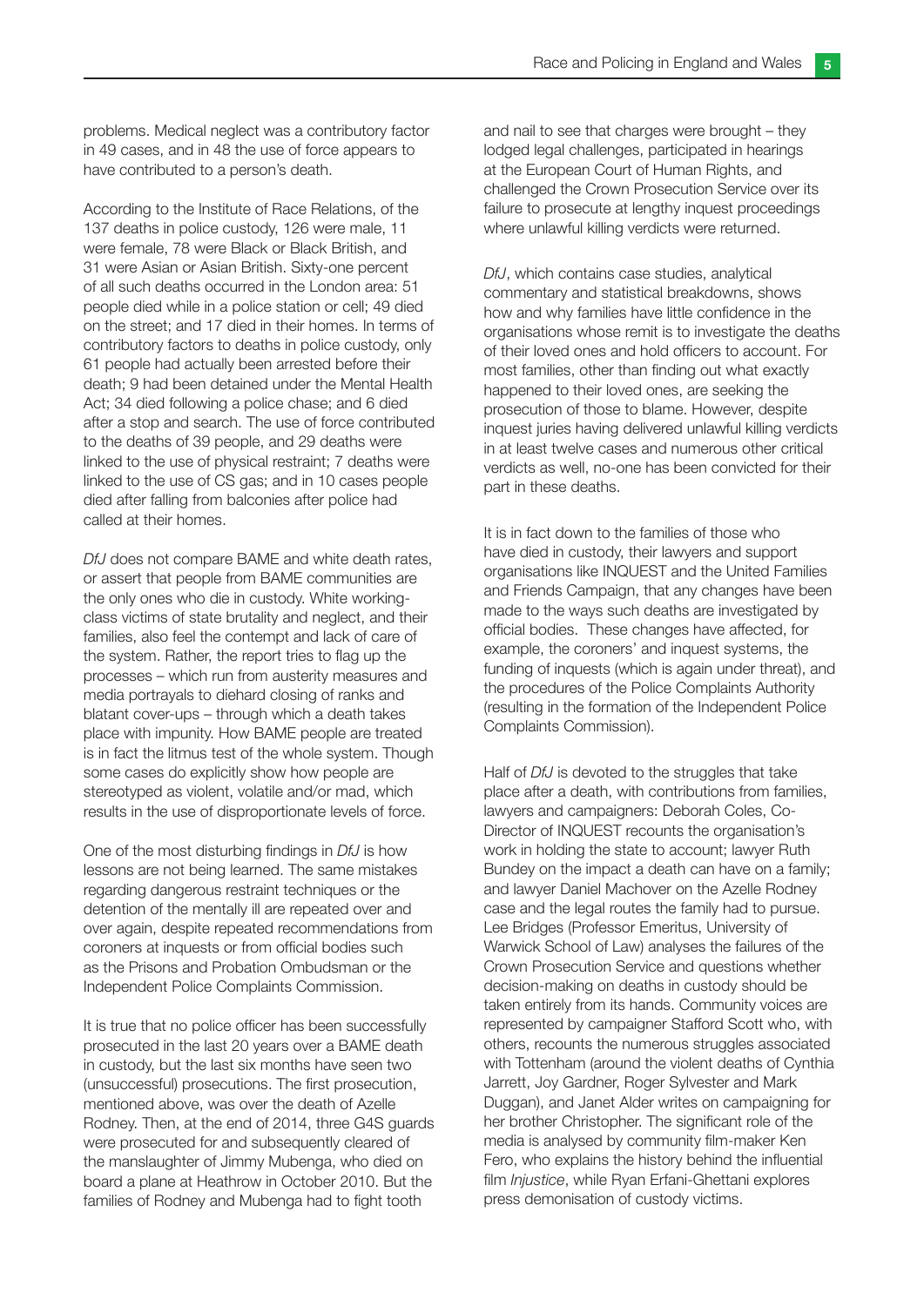problems. Medical neglect was a contributory factor in 49 cases, and in 48 the use of force appears to have contributed to a person's death.

According to the Institute of Race Relations, of the 137 deaths in police custody, 126 were male, 11 were female, 78 were Black or Black British, and 31 were Asian or Asian British. Sixty-one percent of all such deaths occurred in the London area: 51 people died while in a police station or cell; 49 died on the street; and 17 died in their homes. In terms of contributory factors to deaths in police custody, only 61 people had actually been arrested before their death; 9 had been detained under the Mental Health Act; 34 died following a police chase; and 6 died after a stop and search. The use of force contributed to the deaths of 39 people, and 29 deaths were linked to the use of physical restraint; 7 deaths were linked to the use of CS gas; and in 10 cases people died after falling from balconies after police had called at their homes.

*DfJ* does not compare BAME and white death rates, or assert that people from BAME communities are the only ones who die in custody. White working-class victims of state brutality and neglect, and their families, also feel the contempt and lack of care of the system. Rather, the report tries to flag up the processes – which run from austerity measures and media portrayals to diehard closing of ranks and blatant cover-ups – through which a death takes place with impunity. How BAME people are treated is in fact the litmus test of the whole system. Though some cases do explicitly show how people are stereotyped as violent, volatile and/or mad, which results in the use of disproportionate levels of force.

One of the most disturbing findings in *DfJ* is how lessons are not being learned. The same mistakes regarding dangerous restraint techniques or the detention of the mentally ill are repeated over and over again, despite repeated recommendations from coroners at inquests or from official bodies such as the Prisons and Probation Ombudsman or the Independent Police Complaints Commission.

It is true that no police officer has been successfully prosecuted in the last 20 years over a BAME death in custody, but the last six months have seen two (unsuccessful) prosecutions. The first prosecution, mentioned above, was over the death of Azelle Rodney. Then, at the end of 2014, three G4S guards were prosecuted for and subsequently cleared of the manslaughter of Jimmy Mubenga, who died on board a plane at Heathrow in October 2010. But the families of Rodney and Mubenga had to fight tooth and nail to see that charges were brought – they lodged legal challenges, participated in hearings at the European Court of Human Rights, and challenged the Crown Prosecution Service over its failure to prosecute at lengthy inquest proceedings where unlawful killing verdicts were returned.

*DfJ*, which contains case studies, analytical commentary and statistical breakdowns, shows how and why families have little confidence in the organisations whose remit is to investigate the deaths of their loved ones and hold officers to account. For most families, other than finding out what exactly happened to their loved ones, are seeking the prosecution of those to blame. However, despite inquest juries having delivered unlawful killing verdicts in at least twelve cases and numerous other critical verdicts as well, no-one has been convicted for their part in these deaths.

It is in fact down to the families of those who have died in custody, their lawyers and support organisations like INQUEST and the United Families and Friends Campaign, that any changes have been made to the ways such deaths are investigated by official bodies. These changes have affected, for example, the coroners' and inquest systems, the funding of inquests (which is again under threat), and the procedures of the Police Complaints Authority (resulting in the formation of the Independent Police Complaints Commission).

Half of *DfJ* is devoted to the struggles that take place after a death, with contributions from families, lawyers and campaigners: Deborah Coles, Co-Director of INQUEST recounts the organisation's work in holding the state to account; lawyer Ruth Bundey on the impact a death can have on a family; and lawyer Daniel Machover on the Azelle Rodney case and the legal routes the family had to pursue. Lee Bridges (Professor Emeritus, University of Warwick School of Law) analyses the failures of the Crown Prosecution Service and questions whether decision-making on deaths in custody should be taken entirely from its hands. Community voices are represented by campaigner Stafford Scott who, with others, recounts the numerous struggles associated with Tottenham (around the violent deaths of Cynthia Jarrett, Joy Gardner, Roger Sylvester and Mark Duggan), and Janet Alder writes on campaigning for her brother Christopher. The significant role of the media is analysed by community film-maker Ken Fero, who explains the history behind the influential film *Injustice*, while Ryan Erfani-Ghettani explores press demonisation of custody victims.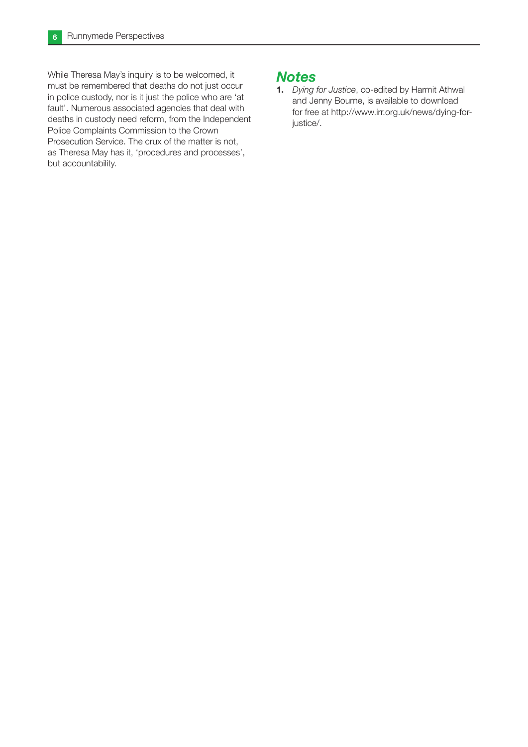While Theresa May's inquiry is to be welcomed, it must be remembered that deaths do not just occur in police custody, nor is it just the police who are 'at fault'. Numerous associated agencies that deal with deaths in custody need reform, from the Independent Police Complaints Commission to the Crown Prosecution Service. The crux of the matter is not, as Theresa May has it, 'procedures and processes', but accountability.

## *Notes*

1. *Dying for Justice*, co-edited by Harmit Athwal and Jenny Bourne, is available to download for free at http://www.irr.org.uk/news/dying-for-justice/.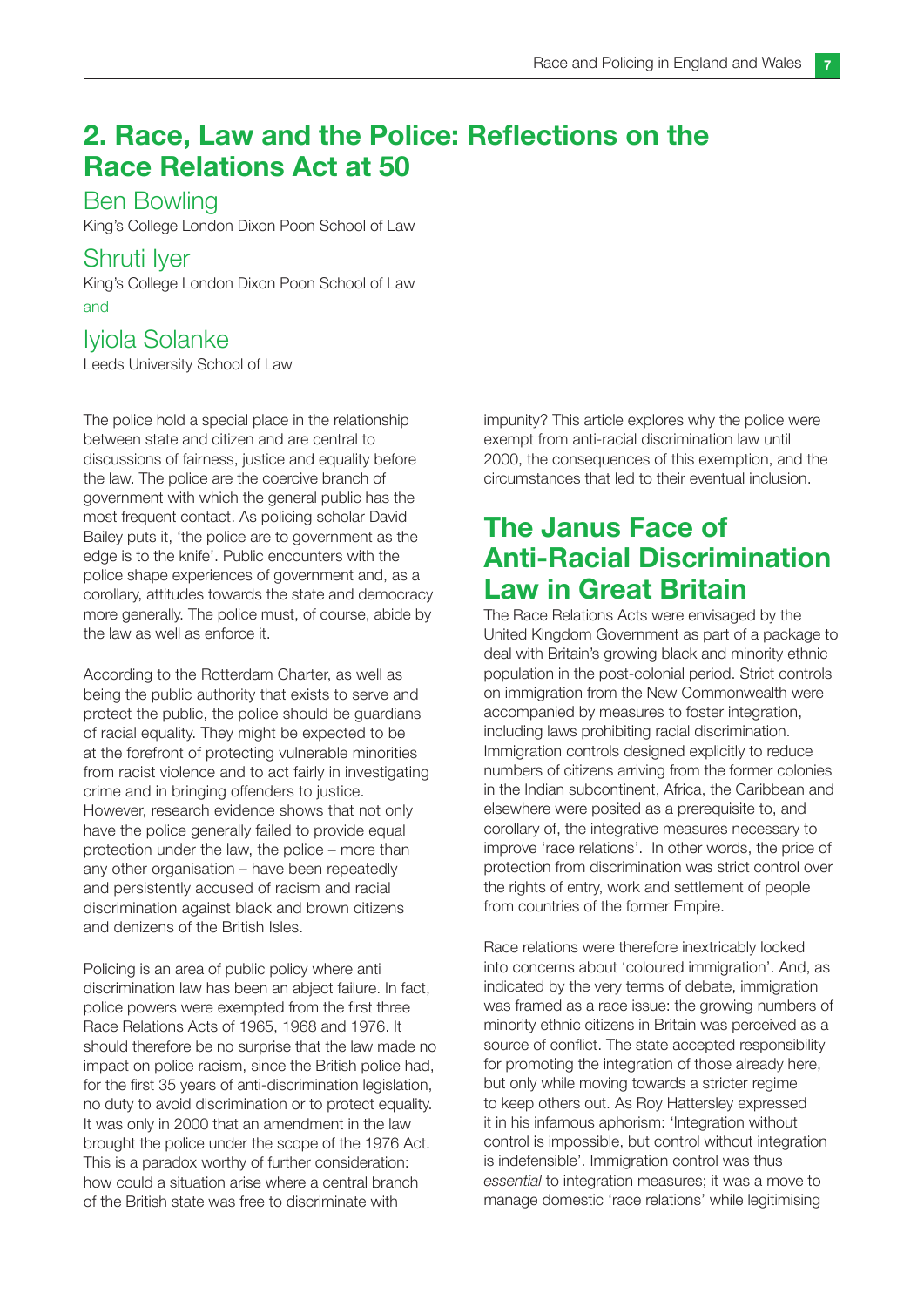## 2. Race, Law and the Police: Reflections on the Race Relations Act at 50

Ben Bowling
King's College London Dixon Poon School of Law

Shruti Iyer
King's College London Dixon Poon School of Law

and

Iyiola Solanke
Leeds University School of Law

The police hold a special place in the relationship between state and citizen and are central to discussions of fairness, justice and equality before the law. The police are the coercive branch of government with which the general public has the most frequent contact. As policing scholar David Bailey puts it, 'the police are to government as the edge is to the knife'. Public encounters with the police shape experiences of government and, as a corollary, attitudes towards the state and democracy more generally. The police must, of course, abide by the law as well as enforce it.

According to the Rotterdam Charter, as well as being the public authority that exists to serve and protect the public, the police should be guardians of racial equality. They might be expected to be at the forefront of protecting vulnerable minorities from racist violence and to act fairly in investigating crime and in bringing offenders to justice. However, research evidence shows that not only have the police generally failed to provide equal protection under the law, the police – more than any other organisation – have been repeatedly and persistently accused of racism and racial discrimination against black and brown citizens and denizens of the British Isles.

Policing is an area of public policy where anti discrimination law has been an abject failure. In fact, police powers were exempted from the first three Race Relations Acts of 1965, 1968 and 1976. It should therefore be no surprise that the law made no impact on police racism, since the British police had, for the first 35 years of anti-discrimination legislation, no duty to avoid discrimination or to protect equality. It was only in 2000 that an amendment in the law brought the police under the scope of the 1976 Act. This is a paradox worthy of further consideration: how could a situation arise where a central branch of the British state was free to discriminate with impunity? This article explores why the police were exempt from anti-racial discrimination law until 2000, the consequences of this exemption, and the circumstances that led to their eventual inclusion.

## The Janus Face of Anti-Racial Discrimination Law in Great Britain

The Race Relations Acts were envisaged by the United Kingdom Government as part of a package to deal with Britain's growing black and minority ethnic population in the post-colonial period. Strict controls on immigration from the New Commonwealth were accompanied by measures to foster integration, including laws prohibiting racial discrimination. Immigration controls designed explicitly to reduce numbers of citizens arriving from the former colonies in the Indian subcontinent, Africa, the Caribbean and elsewhere were posited as a prerequisite to, and corollary of, the integrative measures necessary to improve 'race relations'. In other words, the price of protection from discrimination was strict control over the rights of entry, work and settlement of people from countries of the former Empire.

Race relations were therefore inextricably locked into concerns about 'coloured immigration'. And, as indicated by the very terms of debate, immigration was framed as a race issue: the growing numbers of minority ethnic citizens in Britain was perceived as a source of conflict. The state accepted responsibility for promoting the integration of those already here, but only while moving towards a stricter regime to keep others out. As Roy Hattersley expressed it in his infamous aphorism: 'Integration without control is impossible, but control without integration is indefensible'. Immigration control was thus *essential* to integration measures; it was a move to manage domestic 'race relations' while legitimising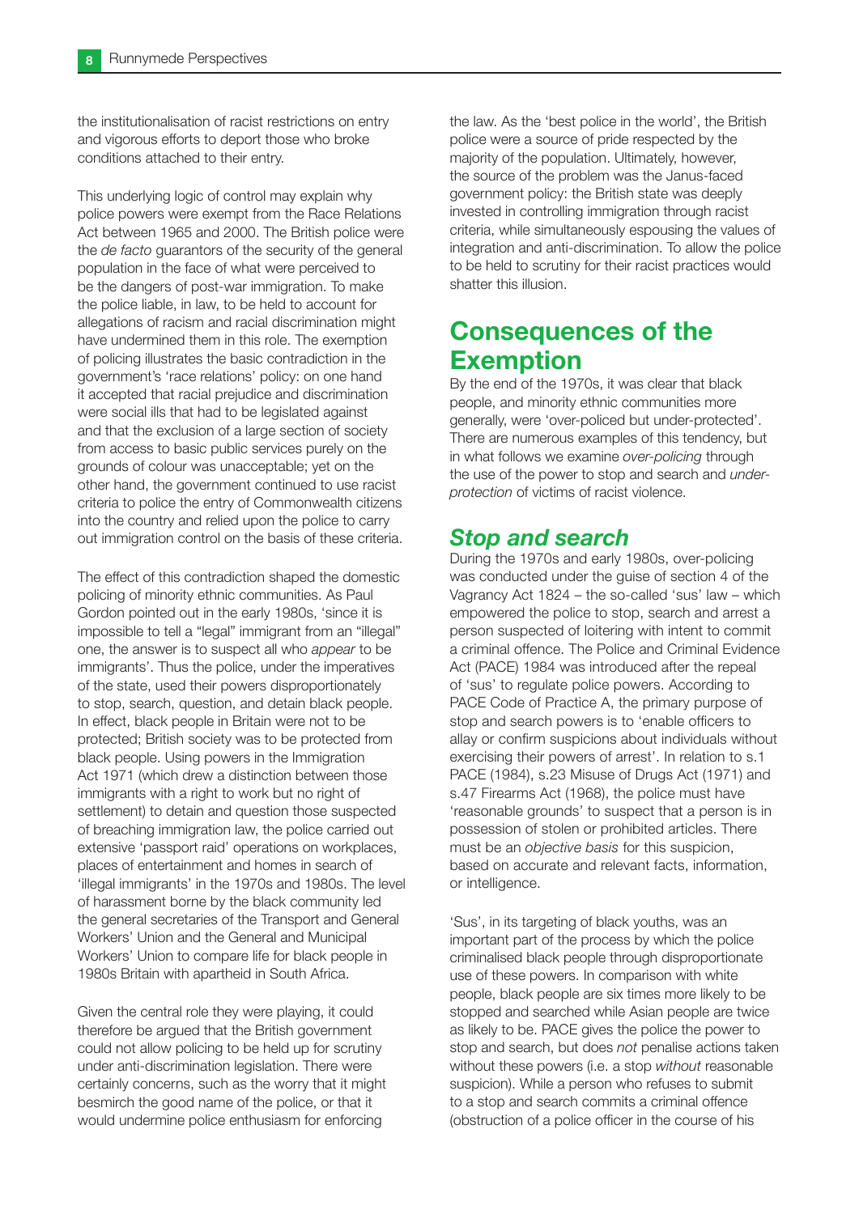the institutionalisation of racist restrictions on entry and vigorous efforts to deport those who broke conditions attached to their entry.

This underlying logic of control may explain why police powers were exempt from the Race Relations Act between 1965 and 2000. The British police were the *de facto* guarantors of the security of the general population in the face of what were perceived to be the dangers of post-war immigration. To make the police liable, in law, to be held to account for allegations of racism and racial discrimination might have undermined them in this role. The exemption of policing illustrates the basic contradiction in the government's 'race relations' policy: on one hand it accepted that racial prejudice and discrimination were social ills that had to be legislated against and that the exclusion of a large section of society from access to basic public services purely on the grounds of colour was unacceptable; yet on the other hand, the government continued to use racist criteria to police the entry of Commonwealth citizens into the country and relied upon the police to carry out immigration control on the basis of these criteria.

The effect of this contradiction shaped the domestic policing of minority ethnic communities. As Paul Gordon pointed out in the early 1980s, 'since it is impossible to tell a "legal" immigrant from an "illegal" one, the answer is to suspect all who *appear* to be immigrants'. Thus the police, under the imperatives of the state, used their powers disproportionately to stop, search, question, and detain black people. In effect, black people in Britain were not to be protected; British society was to be protected from black people. Using powers in the Immigration Act 1971 (which drew a distinction between those immigrants with a right to work but no right of settlement) to detain and question those suspected of breaching immigration law, the police carried out extensive 'passport raid' operations on workplaces, places of entertainment and homes in search of 'illegal immigrants' in the 1970s and 1980s. The level of harassment borne by the black community led the general secretaries of the Transport and General Workers' Union and the General and Municipal Workers' Union to compare life for black people in 1980s Britain with apartheid in South Africa.

Given the central role they were playing, it could therefore be argued that the British government could not allow policing to be held up for scrutiny under anti-discrimination legislation. There were certainly concerns, such as the worry that it might besmirch the good name of the police, or that it would undermine police enthusiasm for enforcing the law. As the 'best police in the world', the British police were a source of pride respected by the majority of the population. Ultimately, however, the source of the problem was the Janus-faced government policy: the British state was deeply invested in controlling immigration through racist criteria, while simultaneously espousing the values of integration and anti-discrimination. To allow the police to be held to scrutiny for their racist practices would shatter this illusion.

## Consequences of the Exemption

By the end of the 1970s, it was clear that black people, and minority ethnic communities more generally, were 'over-policed but under-protected'. There are numerous examples of this tendency, but in what follows we examine *over-policing* through the use of the power to stop and search and *under-protection* of victims of racist violence.

### *Stop and search*

During the 1970s and early 1980s, over-policing was conducted under the guise of section 4 of the Vagrancy Act 1824 – the so-called 'sus' law – which empowered the police to stop, search and arrest a person suspected of loitering with intent to commit a criminal offence. The Police and Criminal Evidence Act (PACE) 1984 was introduced after the repeal of 'sus' to regulate police powers. According to PACE Code of Practice A, the primary purpose of stop and search powers is to 'enable officers to allay or confirm suspicions about individuals without exercising their powers of arrest'. In relation to s.1 PACE (1984), s.23 Misuse of Drugs Act (1971) and s.47 Firearms Act (1968), the police must have 'reasonable grounds' to suspect that a person is in possession of stolen or prohibited articles. There must be an *objective basis* for this suspicion, based on accurate and relevant facts, information, or intelligence.

'Sus', in its targeting of black youths, was an important part of the process by which the police criminalised black people through disproportionate use of these powers. In comparison with white people, black people are six times more likely to be stopped and searched while Asian people are twice as likely to be. PACE gives the police the power to stop and search, but does *not* penalise actions taken without these powers (i.e. a stop *without* reasonable suspicion). While a person who refuses to submit to a stop and search commits a criminal offence (obstruction of a police officer in the course of his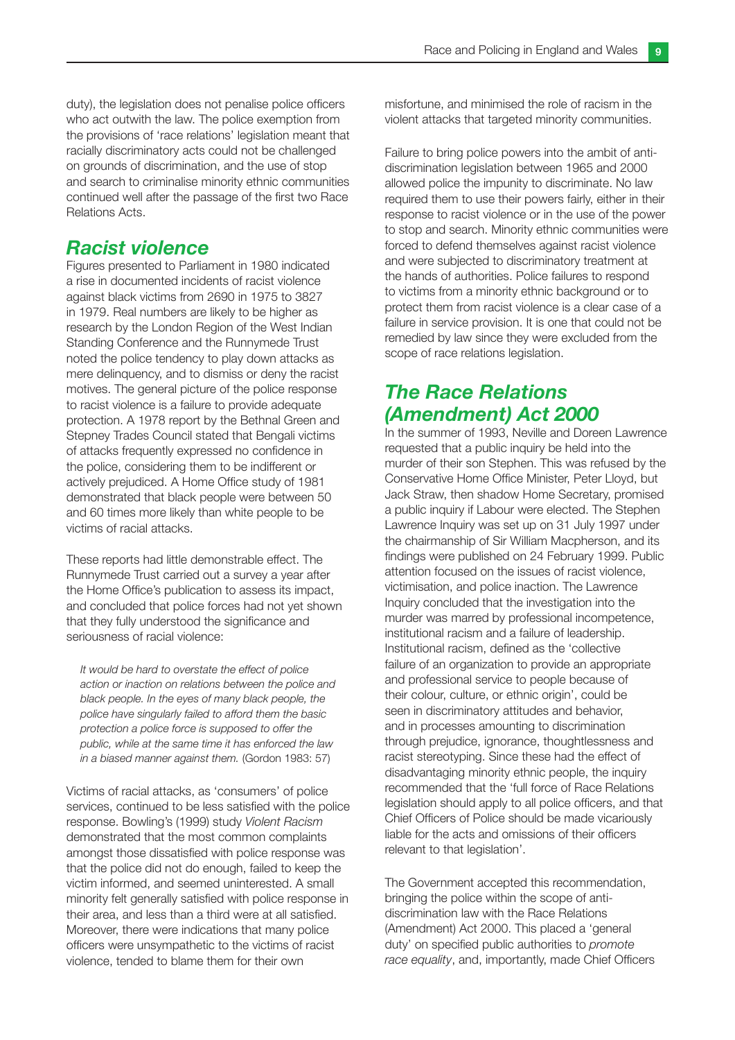duty), the legislation does not penalise police officers who act outwith the law. The police exemption from the provisions of 'race relations' legislation meant that racially discriminatory acts could not be challenged on grounds of discrimination, and the use of stop and search to criminalise minority ethnic communities continued well after the passage of the first two Race Relations Acts.

## *Racist violence*

Figures presented to Parliament in 1980 indicated a rise in documented incidents of racist violence against black victims from 2690 in 1975 to 3827 in 1979. Real numbers are likely to be higher as research by the London Region of the West Indian Standing Conference and the Runnymede Trust noted the police tendency to play down attacks as mere delinquency, and to dismiss or deny the racist motives. The general picture of the police response to racist violence is a failure to provide adequate protection. A 1978 report by the Bethnal Green and Stepney Trades Council stated that Bengali victims of attacks frequently expressed no confidence in the police, considering them to be indifferent or actively prejudiced. A Home Office study of 1981 demonstrated that black people were between 50 and 60 times more likely than white people to be victims of racial attacks.

These reports had little demonstrable effect. The Runnymede Trust carried out a survey a year after the Home Office's publication to assess its impact, and concluded that police forces had not yet shown that they fully understood the significance and seriousness of racial violence:

> *It would be hard to overstate the effect of police action or inaction on relations between the police and black people. In the eyes of many black people, the police have singularly failed to afford them the basic protection a police force is supposed to offer the public, while at the same time it has enforced the law in a biased manner against them.* (Gordon 1983: 57)

Victims of racial attacks, as 'consumers' of police services, continued to be less satisfied with the police response. Bowling's (1999) study *Violent Racism* demonstrated that the most common complaints amongst those dissatisfied with police response was that the police did not do enough, failed to keep the victim informed, and seemed uninterested. A small minority felt generally satisfied with police response in their area, and less than a third were at all satisfied. Moreover, there were indications that many police officers were unsympathetic to the victims of racist violence, tended to blame them for their own misfortune, and minimised the role of racism in the violent attacks that targeted minority communities.

Failure to bring police powers into the ambit of anti-discrimination legislation between 1965 and 2000 allowed police the impunity to discriminate. No law required them to use their powers fairly, either in their response to racist violence or in the use of the power to stop and search. Minority ethnic communities were forced to defend themselves against racist violence and were subjected to discriminatory treatment at the hands of authorities. Police failures to respond to victims from a minority ethnic background or to protect them from racist violence is a clear case of a failure in service provision. It is one that could not be remedied by law since they were excluded from the scope of race relations legislation.

## *The Race Relations (Amendment) Act 2000*

In the summer of 1993, Neville and Doreen Lawrence requested that a public inquiry be held into the murder of their son Stephen. This was refused by the Conservative Home Office Minister, Peter Lloyd, but Jack Straw, then shadow Home Secretary, promised a public inquiry if Labour were elected. The Stephen Lawrence Inquiry was set up on 31 July 1997 under the chairmanship of Sir William Macpherson, and its findings were published on 24 February 1999. Public attention focused on the issues of racist violence, victimisation, and police inaction. The Lawrence Inquiry concluded that the investigation into the murder was marred by professional incompetence, institutional racism and a failure of leadership. Institutional racism, defined as the 'collective failure of an organization to provide an appropriate and professional service to people because of their colour, culture, or ethnic origin', could be seen in discriminatory attitudes and behavior, and in processes amounting to discrimination through prejudice, ignorance, thoughtlessness and racist stereotyping. Since these had the effect of disadvantaging minority ethnic people, the inquiry recommended that the 'full force of Race Relations legislation should apply to all police officers, and that Chief Officers of Police should be made vicariously liable for the acts and omissions of their officers relevant to that legislation'.

The Government accepted this recommendation, bringing the police within the scope of anti-discrimination law with the Race Relations (Amendment) Act 2000. This placed a 'general duty' on specified public authorities to *promote race equality*, and, importantly, made Chief Officers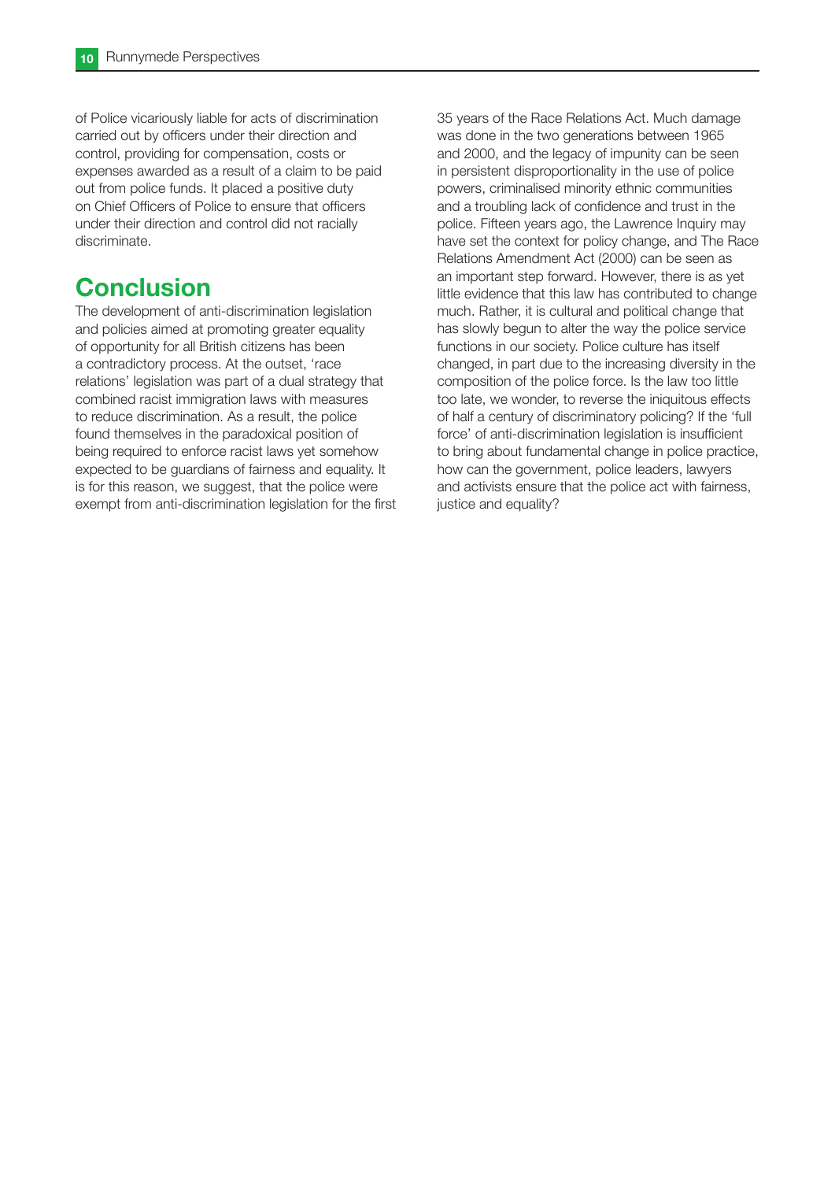of Police vicariously liable for acts of discrimination carried out by officers under their direction and control, providing for compensation, costs or expenses awarded as a result of a claim to be paid out from police funds. It placed a positive duty on Chief Officers of Police to ensure that officers under their direction and control did not racially discriminate.

## Conclusion

The development of anti-discrimination legislation and policies aimed at promoting greater equality of opportunity for all British citizens has been a contradictory process. At the outset, 'race relations' legislation was part of a dual strategy that combined racist immigration laws with measures to reduce discrimination. As a result, the police found themselves in the paradoxical position of being required to enforce racist laws yet somehow expected to be guardians of fairness and equality. It is for this reason, we suggest, that the police were exempt from anti-discrimination legislation for the first 35 years of the Race Relations Act. Much damage was done in the two generations between 1965 and 2000, and the legacy of impunity can be seen in persistent disproportionality in the use of police powers, criminalised minority ethnic communities and a troubling lack of confidence and trust in the police. Fifteen years ago, the Lawrence Inquiry may have set the context for policy change, and The Race Relations Amendment Act (2000) can be seen as an important step forward. However, there is as yet little evidence that this law has contributed to change much. Rather, it is cultural and political change that has slowly begun to alter the way the police service functions in our society. Police culture has itself changed, in part due to the increasing diversity in the composition of the police force. Is the law too little too late, we wonder, to reverse the iniquitous effects of half a century of discriminatory policing? If the 'full force' of anti-discrimination legislation is insufficient to bring about fundamental change in police practice, how can the government, police leaders, lawyers and activists ensure that the police act with fairness, justice and equality?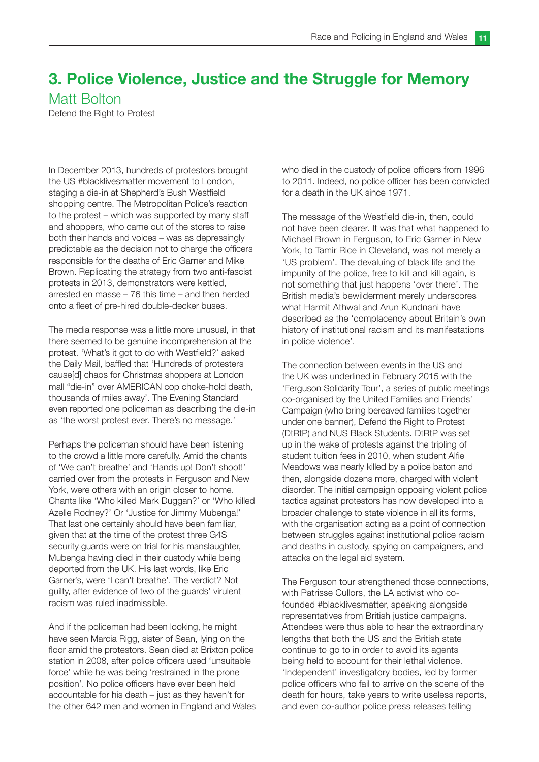## 3. Police Violence, Justice and the Struggle for Memory

### Matt Bolton

Defend the Right to Protest

In December 2013, hundreds of protestors brought the US #blacklivesmatter movement to London, staging a die-in at Shepherd's Bush Westfield shopping centre. The Metropolitan Police's reaction to the protest – which was supported by many staff and shoppers, who came out of the stores to raise both their hands and voices – was as depressingly predictable as the decision not to charge the officers responsible for the deaths of Eric Garner and Mike Brown. Replicating the strategy from two anti-fascist protests in 2013, demonstrators were kettled, arrested en masse – 76 this time – and then herded onto a fleet of pre-hired double-decker buses.

The media response was a little more unusual, in that there seemed to be genuine incomprehension at the protest. 'What's it got to do with Westfield?' asked the Daily Mail, baffled that 'Hundreds of protesters cause[d] chaos for Christmas shoppers at London mall "die-in" over AMERICAN cop choke-hold death, thousands of miles away'. The Evening Standard even reported one policeman as describing the die-in as 'the worst protest ever. There's no message.'

Perhaps the policeman should have been listening to the crowd a little more carefully. Amid the chants of 'We can't breathe' and 'Hands up! Don't shoot!' carried over from the protests in Ferguson and New York, were others with an origin closer to home. Chants like 'Who killed Mark Duggan?' or 'Who killed Azelle Rodney?' Or 'Justice for Jimmy Mubenga!' That last one certainly should have been familiar, given that at the time of the protest three G4S security guards were on trial for his manslaughter, Mubenga having died in their custody while being deported from the UK. His last words, like Eric Garner's, were 'I can't breathe'. The verdict? Not guilty, after evidence of two of the guards' virulent racism was ruled inadmissible.

And if the policeman had been looking, he might have seen Marcia Rigg, sister of Sean, lying on the floor amid the protestors. Sean died at Brixton police station in 2008, after police officers used 'unsuitable force' while he was being 'restrained in the prone position'. No police officers have ever been held accountable for his death – just as they haven't for the other 642 men and women in England and Wales who died in the custody of police officers from 1996 to 2011. Indeed, no police officer has been convicted for a death in the UK since 1971.

The message of the Westfield die-in, then, could not have been clearer. It was that what happened to Michael Brown in Ferguson, to Eric Garner in New York, to Tamir Rice in Cleveland, was not merely a 'US problem'. The devaluing of black life and the impunity of the police, free to kill and kill again, is not something that just happens 'over there'. The British media's bewilderment merely underscores what Harmit Athwal and Arun Kundnani have described as the 'complacency about Britain's own history of institutional racism and its manifestations in police violence'.

The connection between events in the US and the UK was underlined in February 2015 with the 'Ferguson Solidarity Tour', a series of public meetings co-organised by the United Families and Friends' Campaign (who bring bereaved families together under one banner), Defend the Right to Protest (DtRtP) and NUS Black Students. DtRtP was set up in the wake of protests against the tripling of student tuition fees in 2010, when student Alfie Meadows was nearly killed by a police baton and then, alongside dozens more, charged with violent disorder. The initial campaign opposing violent police tactics against protestors has now developed into a broader challenge to state violence in all its forms, with the organisation acting as a point of connection between struggles against institutional police racism and deaths in custody, spying on campaigners, and attacks on the legal aid system.

The Ferguson tour strengthened those connections, with Patrisse Cullors, the LA activist who co-founded #blacklivesmatter, speaking alongside representatives from British justice campaigns. Attendees were thus able to hear the extraordinary lengths that both the US and the British state continue to go to in order to avoid its agents being held to account for their lethal violence. 'Independent' investigatory bodies, led by former police officers who fail to arrive on the scene of the death for hours, take years to write useless reports, and even co-author police press releases telling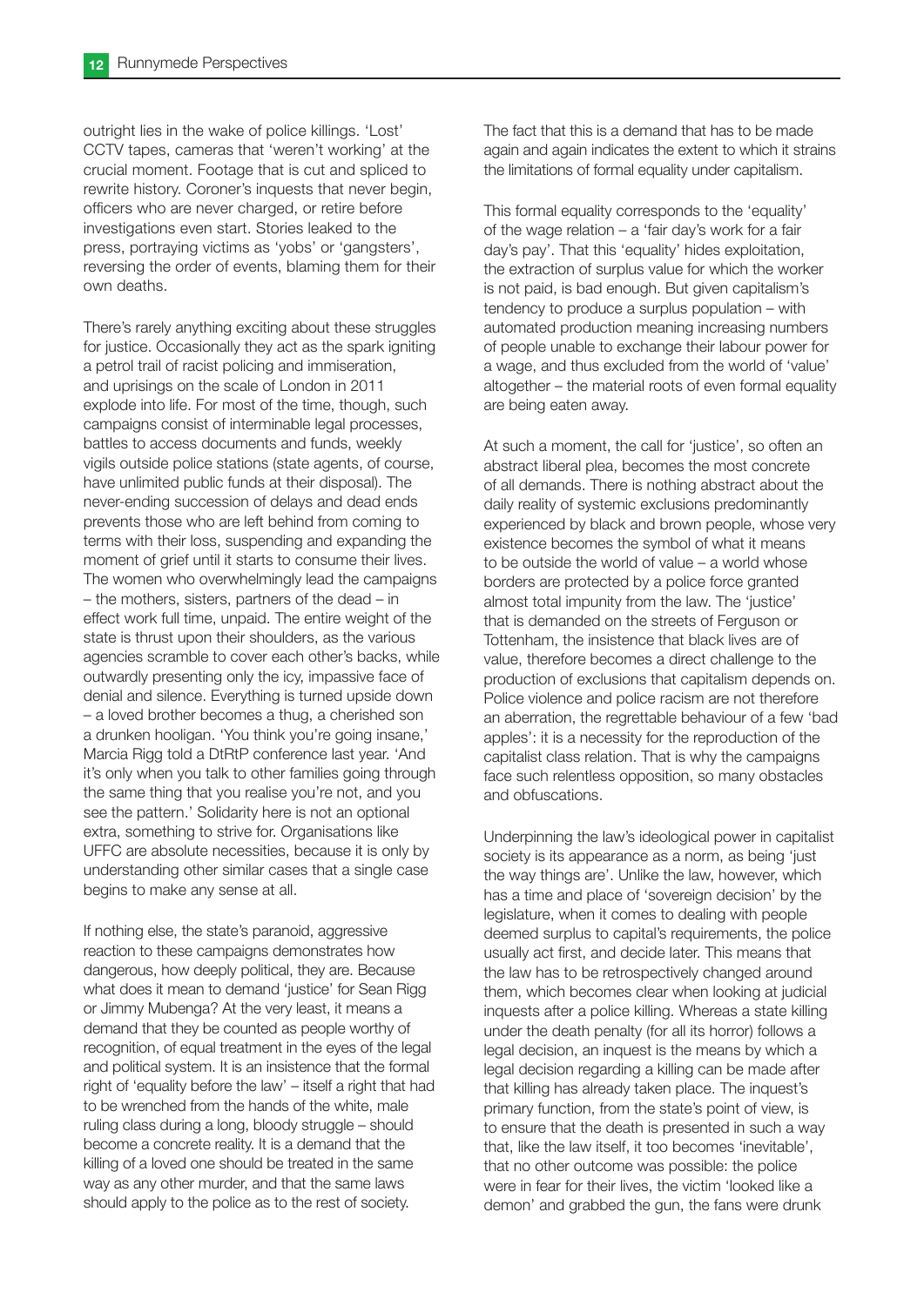outright lies in the wake of police killings. 'Lost' CCTV tapes, cameras that 'weren't working' at the crucial moment. Footage that is cut and spliced to rewrite history. Coroner's inquests that never begin, officers who are never charged, or retire before investigations even start. Stories leaked to the press, portraying victims as 'yobs' or 'gangsters', reversing the order of events, blaming them for their own deaths.

There's rarely anything exciting about these struggles for justice. Occasionally they act as the spark igniting a petrol trail of racist policing and immiseration, and uprisings on the scale of London in 2011 explode into life. For most of the time, though, such campaigns consist of interminable legal processes, battles to access documents and funds, weekly vigils outside police stations (state agents, of course, have unlimited public funds at their disposal). The never-ending succession of delays and dead ends prevents those who are left behind from coming to terms with their loss, suspending and expanding the moment of grief until it starts to consume their lives. The women who overwhelmingly lead the campaigns – the mothers, sisters, partners of the dead – in effect work full time, unpaid. The entire weight of the state is thrust upon their shoulders, as the various agencies scramble to cover each other's backs, while outwardly presenting only the icy, impassive face of denial and silence. Everything is turned upside down – a loved brother becomes a thug, a cherished son a drunken hooligan. 'You think you're going insane,' Marcia Rigg told a DtRtP conference last year. 'And it's only when you talk to other families going through the same thing that you realise you're not, and you see the pattern.' Solidarity here is not an optional extra, something to strive for. Organisations like UFFC are absolute necessities, because it is only by understanding other similar cases that a single case begins to make any sense at all.

If nothing else, the state's paranoid, aggressive reaction to these campaigns demonstrates how dangerous, how deeply political, they are. Because what does it mean to demand 'justice' for Sean Rigg or Jimmy Mubenga? At the very least, it means a demand that they be counted as people worthy of recognition, of equal treatment in the eyes of the legal and political system. It is an insistence that the formal right of 'equality before the law' – itself a right that had to be wrenched from the hands of the white, male ruling class during a long, bloody struggle – should become a concrete reality. It is a demand that the killing of a loved one should be treated in the same way as any other murder, and that the same laws should apply to the police as to the rest of society. The fact that this is a demand that has to be made again and again indicates the extent to which it strains the limitations of formal equality under capitalism.

This formal equality corresponds to the 'equality' of the wage relation – a 'fair day's work for a fair day's pay'. That this 'equality' hides exploitation, the extraction of surplus value for which the worker is not paid, is bad enough. But given capitalism's tendency to produce a surplus population – with automated production meaning increasing numbers of people unable to exchange their labour power for a wage, and thus excluded from the world of 'value' altogether – the material roots of even formal equality are being eaten away.

At such a moment, the call for 'justice', so often an abstract liberal plea, becomes the most concrete of all demands. There is nothing abstract about the daily reality of systemic exclusions predominantly experienced by black and brown people, whose very existence becomes the symbol of what it means to be outside the world of value – a world whose borders are protected by a police force granted almost total impunity from the law. The 'justice' that is demanded on the streets of Ferguson or Tottenham, the insistence that black lives are of value, therefore becomes a direct challenge to the production of exclusions that capitalism depends on. Police violence and police racism are not therefore an aberration, the regrettable behaviour of a few 'bad apples': it is a necessity for the reproduction of the capitalist class relation. That is why the campaigns face such relentless opposition, so many obstacles and obfuscations.

Underpinning the law's ideological power in capitalist society is its appearance as a norm, as being 'just the way things are'. Unlike the law, however, which has a time and place of 'sovereign decision' by the legislature, when it comes to dealing with people deemed surplus to capital's requirements, the police usually act first, and decide later. This means that the law has to be retrospectively changed around them, which becomes clear when looking at judicial inquests after a police killing. Whereas a state killing under the death penalty (for all its horror) follows a legal decision, an inquest is the means by which a legal decision regarding a killing can be made after that killing has already taken place. The inquest's primary function, from the state's point of view, is to ensure that the death is presented in such a way that, like the law itself, it too becomes 'inevitable', that no other outcome was possible: the police were in fear for their lives, the victim 'looked like a demon' and grabbed the gun, the fans were drunk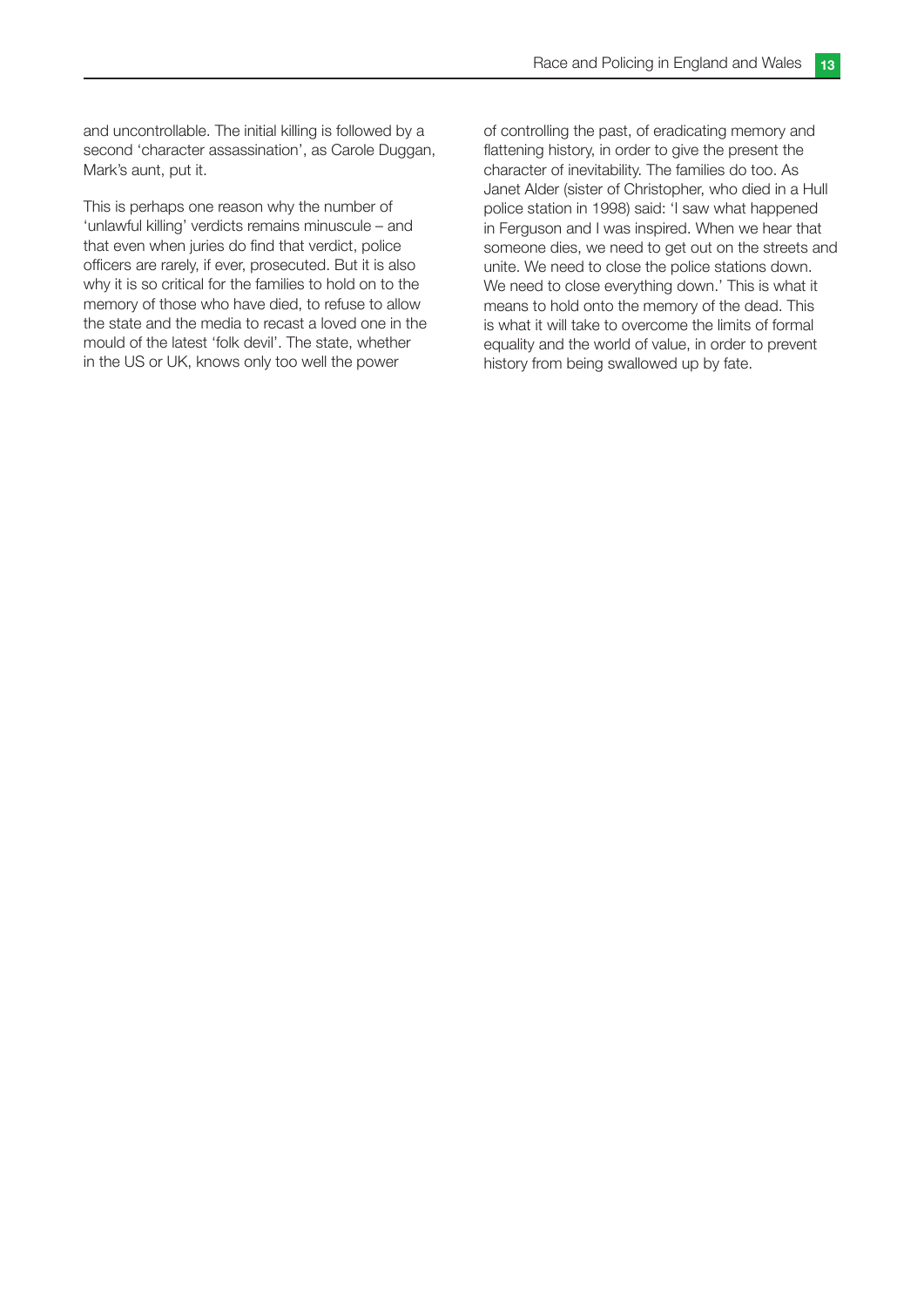and uncontrollable. The initial killing is followed by a second 'character assassination', as Carole Duggan, Mark's aunt, put it.

This is perhaps one reason why the number of 'unlawful killing' verdicts remains minuscule – and that even when juries do find that verdict, police officers are rarely, if ever, prosecuted. But it is also why it is so critical for the families to hold on to the memory of those who have died, to refuse to allow the state and the media to recast a loved one in the mould of the latest 'folk devil'. The state, whether in the US or UK, knows only too well the power of controlling the past, of eradicating memory and flattening history, in order to give the present the character of inevitability. The families do too. As Janet Alder (sister of Christopher, who died in a Hull police station in 1998) said: 'I saw what happened in Ferguson and I was inspired. When we hear that someone dies, we need to get out on the streets and unite. We need to close the police stations down. We need to close everything down.' This is what it means to hold onto the memory of the dead. This is what it will take to overcome the limits of formal equality and the world of value, in order to prevent history from being swallowed up by fate.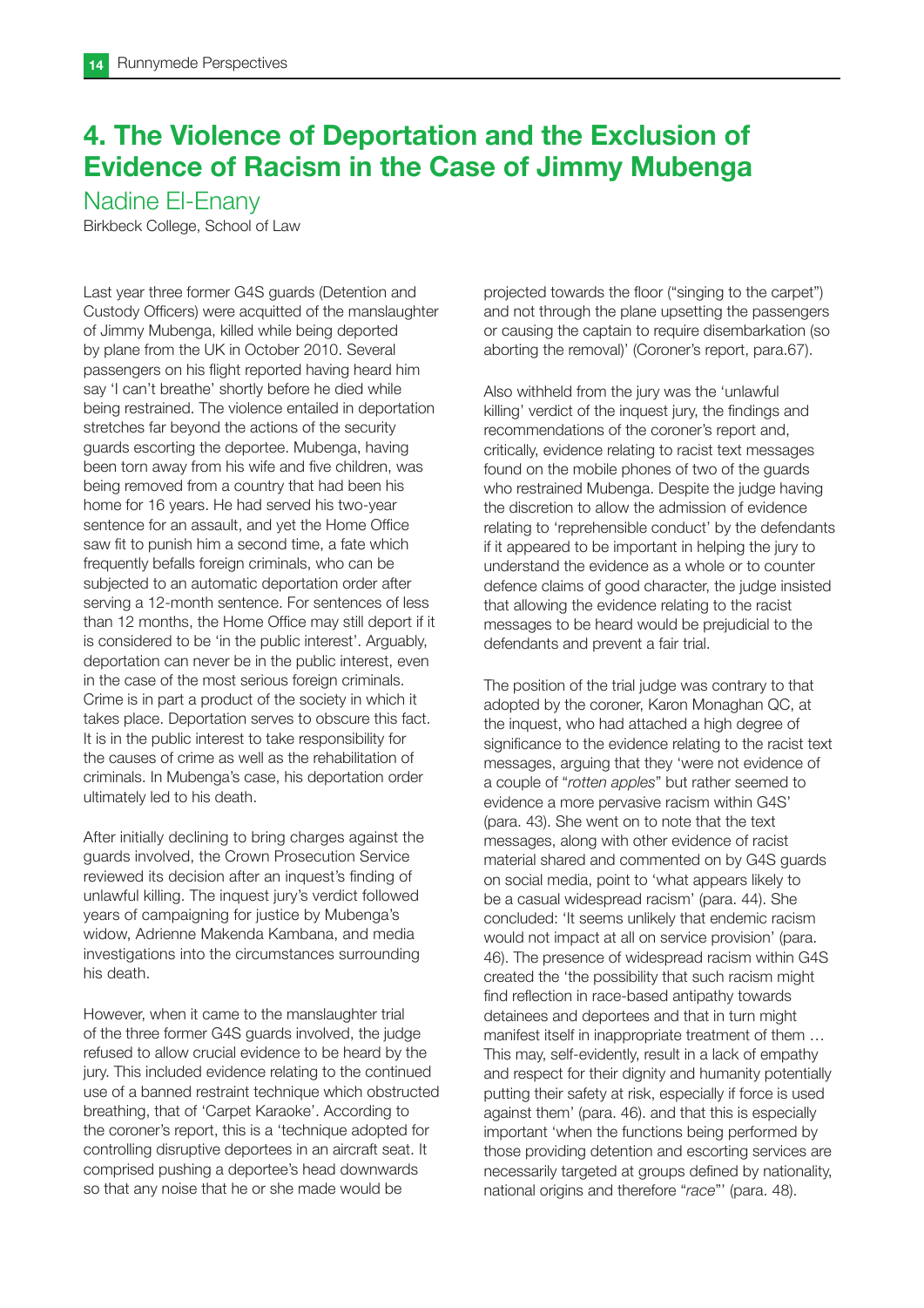# 4. The Violence of Deportation and the Exclusion of Evidence of Racism in the Case of Jimmy Mubenga

## Nadine El-Enany

Birkbeck College, School of Law

Last year three former G4S guards (Detention and Custody Officers) were acquitted of the manslaughter of Jimmy Mubenga, killed while being deported by plane from the UK in October 2010. Several passengers on his flight reported having heard him say 'I can't breathe' shortly before he died while being restrained. The violence entailed in deportation stretches far beyond the actions of the security guards escorting the deportee. Mubenga, having been torn away from his wife and five children, was being removed from a country that had been his home for 16 years. He had served his two-year sentence for an assault, and yet the Home Office saw fit to punish him a second time, a fate which frequently befalls foreign criminals, who can be subjected to an automatic deportation order after serving a 12-month sentence. For sentences of less than 12 months, the Home Office may still deport if it is considered to be 'in the public interest'. Arguably, deportation can never be in the public interest, even in the case of the most serious foreign criminals. Crime is in part a product of the society in which it takes place. Deportation serves to obscure this fact. It is in the public interest to take responsibility for the causes of crime as well as the rehabilitation of criminals. In Mubenga's case, his deportation order ultimately led to his death.

After initially declining to bring charges against the guards involved, the Crown Prosecution Service reviewed its decision after an inquest's finding of unlawful killing. The inquest jury's verdict followed years of campaigning for justice by Mubenga's widow, Adrienne Makenda Kambana, and media investigations into the circumstances surrounding his death.

However, when it came to the manslaughter trial of the three former G4S guards involved, the judge refused to allow crucial evidence to be heard by the jury. This included evidence relating to the continued use of a banned restraint technique which obstructed breathing, that of 'Carpet Karaoke'. According to the coroner's report, this is a 'technique adopted for controlling disruptive deportees in an aircraft seat. It comprised pushing a deportee's head downwards so that any noise that he or she made would be projected towards the floor ("singing to the carpet") and not through the plane upsetting the passengers or causing the captain to require disembarkation (so aborting the removal)' (Coroner's report, para.67).

Also withheld from the jury was the 'unlawful killing' verdict of the inquest jury, the findings and recommendations of the coroner's report and, critically, evidence relating to racist text messages found on the mobile phones of two of the guards who restrained Mubenga. Despite the judge having the discretion to allow the admission of evidence relating to 'reprehensible conduct' by the defendants if it appeared to be important in helping the jury to understand the evidence as a whole or to counter defence claims of good character, the judge insisted that allowing the evidence relating to the racist messages to be heard would be prejudicial to the defendants and prevent a fair trial.

The position of the trial judge was contrary to that adopted by the coroner, Karon Monaghan QC, at the inquest, who had attached a high degree of significance to the evidence relating to the racist text messages, arguing that they 'were not evidence of a couple of "*rotten apples*" but rather seemed to evidence a more pervasive racism within G4S' (para. 43). She went on to note that the text messages, along with other evidence of racist material shared and commented on by G4S guards on social media, point to 'what appears likely to be a casual widespread racism' (para. 44). She concluded: 'It seems unlikely that endemic racism would not impact at all on service provision' (para. 46). The presence of widespread racism within G4S created the 'the possibility that such racism might find reflection in race-based antipathy towards detainees and deportees and that in turn might manifest itself in inappropriate treatment of them … This may, self-evidently, result in a lack of empathy and respect for their dignity and humanity potentially putting their safety at risk, especially if force is used against them' (para. 46). and that this is especially important 'when the functions being performed by those providing detention and escorting services are necessarily targeted at groups defined by nationality, national origins and therefore "*race*"' (para. 48).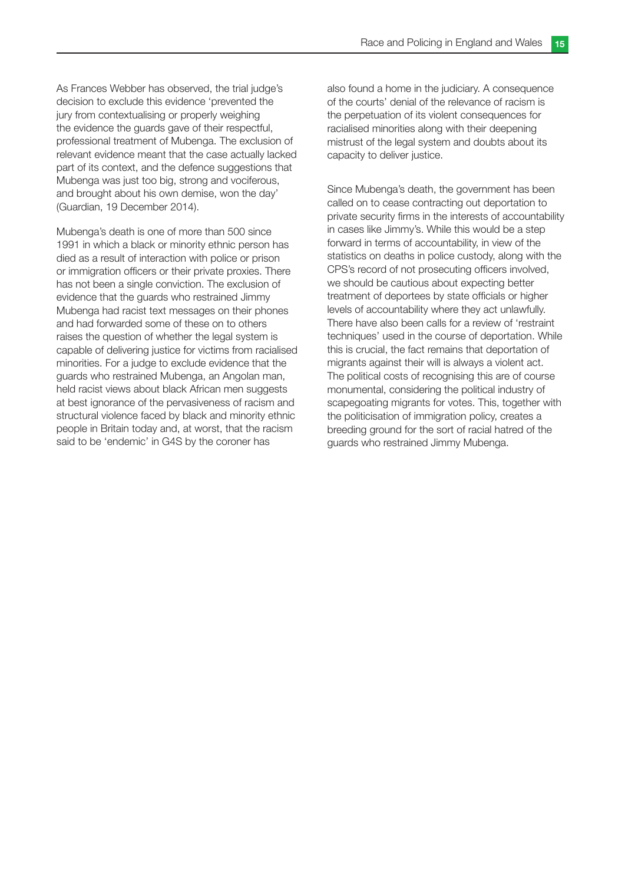As Frances Webber has observed, the trial judge's decision to exclude this evidence 'prevented the jury from contextualising or properly weighing the evidence the guards gave of their respectful, professional treatment of Mubenga. The exclusion of relevant evidence meant that the case actually lacked part of its context, and the defence suggestions that Mubenga was just too big, strong and vociferous, and brought about his own demise, won the day' (Guardian, 19 December 2014).

Mubenga's death is one of more than 500 since 1991 in which a black or minority ethnic person has died as a result of interaction with police or prison or immigration officers or their private proxies. There has not been a single conviction. The exclusion of evidence that the guards who restrained Jimmy Mubenga had racist text messages on their phones and had forwarded some of these on to others raises the question of whether the legal system is capable of delivering justice for victims from racialised minorities. For a judge to exclude evidence that the guards who restrained Mubenga, an Angolan man, held racist views about black African men suggests at best ignorance of the pervasiveness of racism and structural violence faced by black and minority ethnic people in Britain today and, at worst, that the racism said to be 'endemic' in G4S by the coroner has also found a home in the judiciary. A consequence of the courts' denial of the relevance of racism is the perpetuation of its violent consequences for racialised minorities along with their deepening mistrust of the legal system and doubts about its capacity to deliver justice.

Since Mubenga's death, the government has been called on to cease contracting out deportation to private security firms in the interests of accountability in cases like Jimmy's. While this would be a step forward in terms of accountability, in view of the statistics on deaths in police custody, along with the CPS's record of not prosecuting officers involved, we should be cautious about expecting better treatment of deportees by state officials or higher levels of accountability where they act unlawfully. There have also been calls for a review of 'restraint techniques' used in the course of deportation. While this is crucial, the fact remains that deportation of migrants against their will is always a violent act. The political costs of recognising this are of course monumental, considering the political industry of scapegoating migrants for votes. This, together with the politicisation of immigration policy, creates a breeding ground for the sort of racial hatred of the guards who restrained Jimmy Mubenga.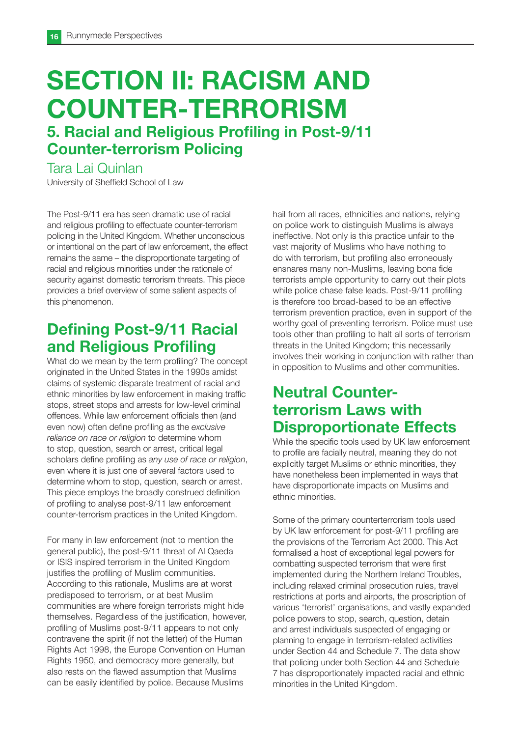# SECTION II: RACISM AND COUNTER-TERRORISM

## 5. Racial and Religious Profiling in Post-9/11 Counter-terrorism Policing

Tara Lai Quinlan

University of Sheffield School of Law

The Post-9/11 era has seen dramatic use of racial and religious profiling to effectuate counter-terrorism policing in the United Kingdom. Whether unconscious or intentional on the part of law enforcement, the effect remains the same – the disproportionate targeting of racial and religious minorities under the rationale of security against domestic terrorism threats. This piece provides a brief overview of some salient aspects of this phenomenon.

## Defining Post-9/11 Racial and Religious Profiling

What do we mean by the term profiling? The concept originated in the United States in the 1990s amidst claims of systemic disparate treatment of racial and ethnic minorities by law enforcement in making traffic stops, street stops and arrests for low-level criminal offences. While law enforcement officials then (and even now) often define profiling as the *exclusive reliance on race or religion* to determine whom to stop, question, search or arrest, critical legal scholars define profiling as *any use of race or religion*, even where it is just one of several factors used to determine whom to stop, question, search or arrest. This piece employs the broadly construed definition of profiling to analyse post-9/11 law enforcement counter-terrorism practices in the United Kingdom.

For many in law enforcement (not to mention the general public), the post-9/11 threat of Al Qaeda or ISIS inspired terrorism in the United Kingdom justifies the profiling of Muslim communities. According to this rationale, Muslims are at worst predisposed to terrorism, or at best Muslim communities are where foreign terrorists might hide themselves. Regardless of the justification, however, profiling of Muslims post-9/11 appears to not only contravene the spirit (if not the letter) of the Human Rights Act 1998, the Europe Convention on Human Rights 1950, and democracy more generally, but also rests on the flawed assumption that Muslims can be easily identified by police. Because Muslims hail from all races, ethnicities and nations, relying on police work to distinguish Muslims is always ineffective. Not only is this practice unfair to the vast majority of Muslims who have nothing to do with terrorism, but profiling also erroneously ensnares many non-Muslims, leaving bona fide terrorists ample opportunity to carry out their plots while police chase false leads. Post-9/11 profiling is therefore too broad-based to be an effective terrorism prevention practice, even in support of the worthy goal of preventing terrorism. Police must use tools other than profiling to halt all sorts of terrorism threats in the United Kingdom; this necessarily involves their working in conjunction with rather than in opposition to Muslims and other communities.

## Neutral Counter-terrorism Laws with Disproportionate Effects

While the specific tools used by UK law enforcement to profile are facially neutral, meaning they do not explicitly target Muslims or ethnic minorities, they have nonetheless been implemented in ways that have disproportionate impacts on Muslims and ethnic minorities.

Some of the primary counterterrorism tools used by UK law enforcement for post-9/11 profiling are the provisions of the Terrorism Act 2000. This Act formalised a host of exceptional legal powers for combatting suspected terrorism that were first implemented during the Northern Ireland Troubles, including relaxed criminal prosecution rules, travel restrictions at ports and airports, the proscription of various 'terrorist' organisations, and vastly expanded police powers to stop, search, question, detain and arrest individuals suspected of engaging or planning to engage in terrorism-related activities under Section 44 and Schedule 7. The data show that policing under both Section 44 and Schedule 7 has disproportionately impacted racial and ethnic minorities in the United Kingdom.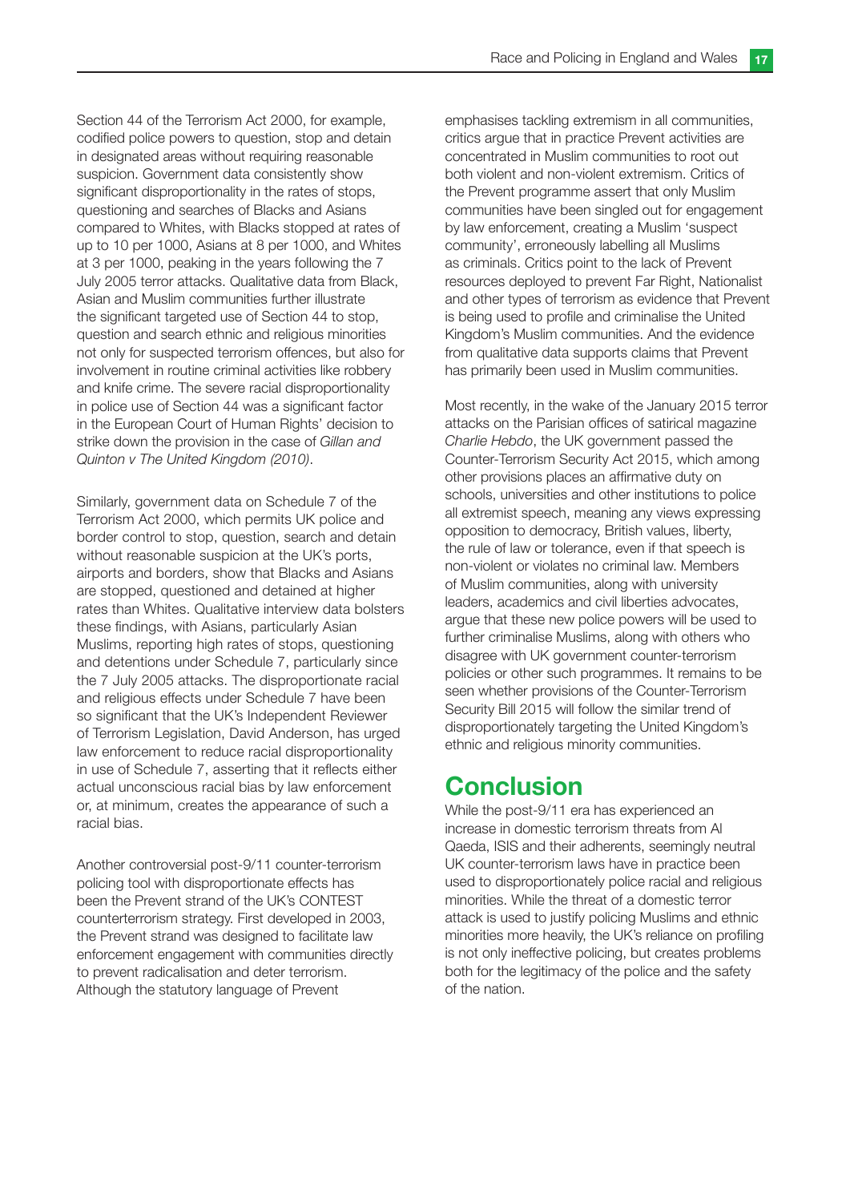Section 44 of the Terrorism Act 2000, for example, codified police powers to question, stop and detain in designated areas without requiring reasonable suspicion. Government data consistently show significant disproportionality in the rates of stops, questioning and searches of Blacks and Asians compared to Whites, with Blacks stopped at rates of up to 10 per 1000, Asians at 8 per 1000, and Whites at 3 per 1000, peaking in the years following the 7 July 2005 terror attacks. Qualitative data from Black, Asian and Muslim communities further illustrate the significant targeted use of Section 44 to stop, question and search ethnic and religious minorities not only for suspected terrorism offences, but also for involvement in routine criminal activities like robbery and knife crime. The severe racial disproportionality in police use of Section 44 was a significant factor in the European Court of Human Rights' decision to strike down the provision in the case of *Gillan and Quinton v The United Kingdom (2010)*.

Similarly, government data on Schedule 7 of the Terrorism Act 2000, which permits UK police and border control to stop, question, search and detain without reasonable suspicion at the UK's ports, airports and borders, show that Blacks and Asians are stopped, questioned and detained at higher rates than Whites. Qualitative interview data bolsters these findings, with Asians, particularly Asian Muslims, reporting high rates of stops, questioning and detentions under Schedule 7, particularly since the 7 July 2005 attacks. The disproportionate racial and religious effects under Schedule 7 have been so significant that the UK's Independent Reviewer of Terrorism Legislation, David Anderson, has urged law enforcement to reduce racial disproportionality in use of Schedule 7, asserting that it reflects either actual unconscious racial bias by law enforcement or, at minimum, creates the appearance of such a racial bias.

Another controversial post-9/11 counter-terrorism policing tool with disproportionate effects has been the Prevent strand of the UK's CONTEST counterterrorism strategy. First developed in 2003, the Prevent strand was designed to facilitate law enforcement engagement with communities directly to prevent radicalisation and deter terrorism. Although the statutory language of Prevent emphasises tackling extremism in all communities, critics argue that in practice Prevent activities are concentrated in Muslim communities to root out both violent and non-violent extremism. Critics of the Prevent programme assert that only Muslim communities have been singled out for engagement by law enforcement, creating a Muslim 'suspect community', erroneously labelling all Muslims as criminals. Critics point to the lack of Prevent resources deployed to prevent Far Right, Nationalist and other types of terrorism as evidence that Prevent is being used to profile and criminalise the United Kingdom's Muslim communities. And the evidence from qualitative data supports claims that Prevent has primarily been used in Muslim communities.

Most recently, in the wake of the January 2015 terror attacks on the Parisian offices of satirical magazine *Charlie Hebdo*, the UK government passed the Counter-Terrorism Security Act 2015, which among other provisions places an affirmative duty on schools, universities and other institutions to police all extremist speech, meaning any views expressing opposition to democracy, British values, liberty, the rule of law or tolerance, even if that speech is non-violent or violates no criminal law. Members of Muslim communities, along with university leaders, academics and civil liberties advocates, argue that these new police powers will be used to further criminalise Muslims, along with others who disagree with UK government counter-terrorism policies or other such programmes. It remains to be seen whether provisions of the Counter-Terrorism Security Bill 2015 will follow the similar trend of disproportionately targeting the United Kingdom's ethnic and religious minority communities.

## Conclusion

While the post-9/11 era has experienced an increase in domestic terrorism threats from Al Qaeda, ISIS and their adherents, seemingly neutral UK counter-terrorism laws have in practice been used to disproportionately police racial and religious minorities. While the threat of a domestic terror attack is used to justify policing Muslims and ethnic minorities more heavily, the UK's reliance on profiling is not only ineffective policing, but creates problems both for the legitimacy of the police and the safety of the nation.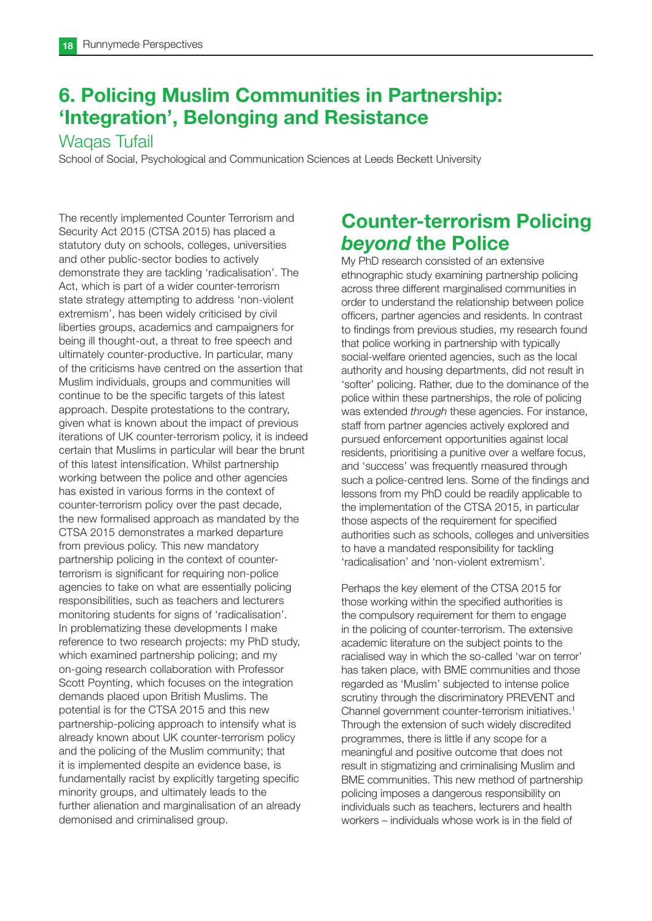# 6. Policing Muslim Communities in Partnership: 'Integration', Belonging and Resistance

Waqas Tufail

School of Social, Psychological and Communication Sciences at Leeds Beckett University

The recently implemented Counter Terrorism and Security Act 2015 (CTSA 2015) has placed a statutory duty on schools, colleges, universities and other public-sector bodies to actively demonstrate they are tackling 'radicalisation'. The Act, which is part of a wider counter-terrorism state strategy attempting to address 'non-violent extremism', has been widely criticised by civil liberties groups, academics and campaigners for being ill thought-out, a threat to free speech and ultimately counter-productive. In particular, many of the criticisms have centred on the assertion that Muslim individuals, groups and communities will continue to be the specific targets of this latest approach. Despite protestations to the contrary, given what is known about the impact of previous iterations of UK counter-terrorism policy, it is indeed certain that Muslims in particular will bear the brunt of this latest intensification. Whilst partnership working between the police and other agencies has existed in various forms in the context of counter-terrorism policy over the past decade, the new formalised approach as mandated by the CTSA 2015 demonstrates a marked departure from previous policy. This new mandatory partnership policing in the context of counter-terrorism is significant for requiring non-police agencies to take on what are essentially policing responsibilities, such as teachers and lecturers monitoring students for signs of 'radicalisation'. In problematizing these developments I make reference to two research projects: my PhD study, which examined partnership policing; and my on-going research collaboration with Professor Scott Poynting, which focuses on the integration demands placed upon British Muslims. The potential is for the CTSA 2015 and this new partnership-policing approach to intensify what is already known about UK counter-terrorism policy and the policing of the Muslim community; that it is implemented despite an evidence base, is fundamentally racist by explicitly targeting specific minority groups, and ultimately leads to the further alienation and marginalisation of an already demonised and criminalised group.

## Counter-terrorism Policing *beyond* the Police

My PhD research consisted of an extensive ethnographic study examining partnership policing across three different marginalised communities in order to understand the relationship between police officers, partner agencies and residents. In contrast to findings from previous studies, my research found that police working in partnership with typically social-welfare oriented agencies, such as the local authority and housing departments, did not result in 'softer' policing. Rather, due to the dominance of the police within these partnerships, the role of policing was extended *through* these agencies. For instance, staff from partner agencies actively explored and pursued enforcement opportunities against local residents, prioritising a punitive over a welfare focus, and 'success' was frequently measured through such a police-centred lens. Some of the findings and lessons from my PhD could be readily applicable to the implementation of the CTSA 2015, in particular those aspects of the requirement for specified authorities such as schools, colleges and universities to have a mandated responsibility for tackling 'radicalisation' and 'non-violent extremism'.

Perhaps the key element of the CTSA 2015 for those working within the specified authorities is the compulsory requirement for them to engage in the policing of counter-terrorism. The extensive academic literature on the subject points to the racialised way in which the so-called 'war on terror' has taken place, with BME communities and those regarded as 'Muslim' subjected to intense police scrutiny through the discriminatory PREVENT and Channel government counter-terrorism initiatives.[1] Through the extension of such widely discredited programmes, there is little if any scope for a meaningful and positive outcome that does not result in stigmatizing and criminalising Muslim and BME communities. This new method of partnership policing imposes a dangerous responsibility on individuals such as teachers, lecturers and health workers – individuals whose work is in the field of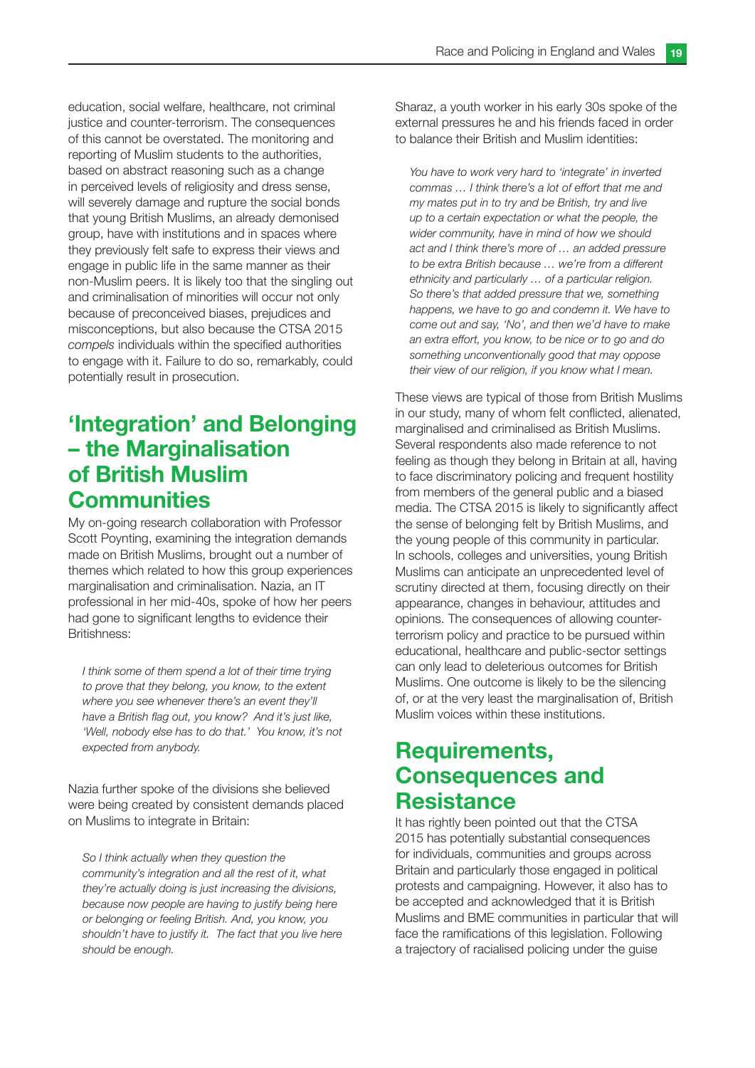education, social welfare, healthcare, not criminal justice and counter-terrorism. The consequences of this cannot be overstated. The monitoring and reporting of Muslim students to the authorities, based on abstract reasoning such as a change in perceived levels of religiosity and dress sense, will severely damage and rupture the social bonds that young British Muslims, an already demonised group, have with institutions and in spaces where they previously felt safe to express their views and engage in public life in the same manner as their non-Muslim peers. It is likely too that the singling out and criminalisation of minorities will occur not only because of preconceived biases, prejudices and misconceptions, but also because the CTSA 2015 *compels* individuals within the specified authorities to engage with it. Failure to do so, remarkably, could potentially result in prosecution.

## 'Integration' and Belonging – the Marginalisation of British Muslim Communities

My on-going research collaboration with Professor Scott Poynting, examining the integration demands made on British Muslims, brought out a number of themes which related to how this group experiences marginalisation and criminalisation. Nazia, an IT professional in her mid-40s, spoke of how her peers had gone to significant lengths to evidence their Britishness:

> *I think some of them spend a lot of their time trying to prove that they belong, you know, to the extent where you see whenever there's an event they'll have a British flag out, you know? And it's just like, 'Well, nobody else has to do that.' You know, it's not expected from anybody.*

Nazia further spoke of the divisions she believed were being created by consistent demands placed on Muslims to integrate in Britain:

> *So I think actually when they question the community's integration and all the rest of it, what they're actually doing is just increasing the divisions, because now people are having to justify being here or belonging or feeling British. And, you know, you shouldn't have to justify it. The fact that you live here should be enough.*

Sharaz, a youth worker in his early 30s spoke of the external pressures he and his friends faced in order to balance their British and Muslim identities:

> *You have to work very hard to 'integrate' in inverted commas … I think there's a lot of effort that me and my mates put in to try and be British, try and live up to a certain expectation or what the people, the wider community, have in mind of how we should act and I think there's more of … an added pressure to be extra British because … we're from a different ethnicity and particularly … of a particular religion. So there's that added pressure that we, something happens, we have to go and condemn it. We have to come out and say, 'No', and then we'd have to make an extra effort, you know, to be nice or to go and do something unconventionally good that may oppose their view of our religion, if you know what I mean.*

These views are typical of those from British Muslims in our study, many of whom felt conflicted, alienated, marginalised and criminalised as British Muslims. Several respondents also made reference to not feeling as though they belong in Britain at all, having to face discriminatory policing and frequent hostility from members of the general public and a biased media. The CTSA 2015 is likely to significantly affect the sense of belonging felt by British Muslims, and the young people of this community in particular. In schools, colleges and universities, young British Muslims can anticipate an unprecedented level of scrutiny directed at them, focusing directly on their appearance, changes in behaviour, attitudes and opinions. The consequences of allowing counter-terrorism policy and practice to be pursued within educational, healthcare and public-sector settings can only lead to deleterious outcomes for British Muslims. One outcome is likely to be the silencing of, or at the very least the marginalisation of, British Muslim voices within these institutions.

## Requirements, Consequences and Resistance

It has rightly been pointed out that the CTSA 2015 has potentially substantial consequences for individuals, communities and groups across Britain and particularly those engaged in political protests and campaigning. However, it also has to be accepted and acknowledged that it is British Muslims and BME communities in particular that will face the ramifications of this legislation. Following a trajectory of racialised policing under the guise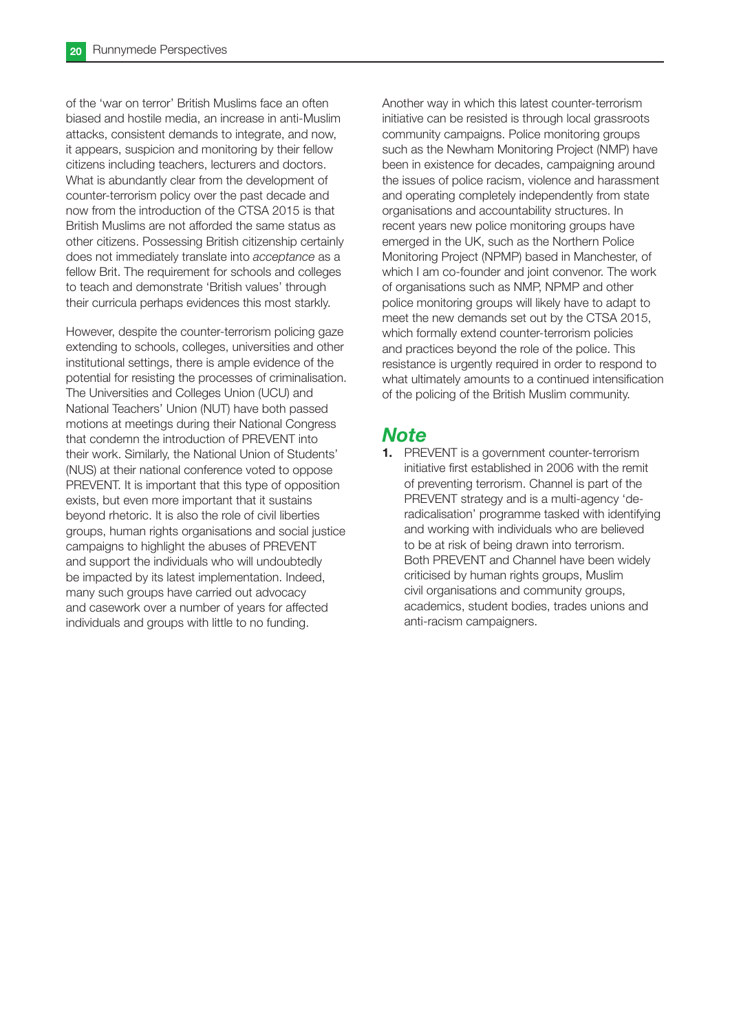of the 'war on terror' British Muslims face an often biased and hostile media, an increase in anti-Muslim attacks, consistent demands to integrate, and now, it appears, suspicion and monitoring by their fellow citizens including teachers, lecturers and doctors. What is abundantly clear from the development of counter-terrorism policy over the past decade and now from the introduction of the CTSA 2015 is that British Muslims are not afforded the same status as other citizens. Possessing British citizenship certainly does not immediately translate into *acceptance* as a fellow Brit. The requirement for schools and colleges to teach and demonstrate 'British values' through their curricula perhaps evidences this most starkly.

However, despite the counter-terrorism policing gaze extending to schools, colleges, universities and other institutional settings, there is ample evidence of the potential for resisting the processes of criminalisation. The Universities and Colleges Union (UCU) and National Teachers' Union (NUT) have both passed motions at meetings during their National Congress that condemn the introduction of PREVENT into their work. Similarly, the National Union of Students' (NUS) at their national conference voted to oppose PREVENT. It is important that this type of opposition exists, but even more important that it sustains beyond rhetoric. It is also the role of civil liberties groups, human rights organisations and social justice campaigns to highlight the abuses of PREVENT and support the individuals who will undoubtedly be impacted by its latest implementation. Indeed, many such groups have carried out advocacy and casework over a number of years for affected individuals and groups with little to no funding.

Another way in which this latest counter-terrorism initiative can be resisted is through local grassroots community campaigns. Police monitoring groups such as the Newham Monitoring Project (NMP) have been in existence for decades, campaigning around the issues of police racism, violence and harassment and operating completely independently from state organisations and accountability structures. In recent years new police monitoring groups have emerged in the UK, such as the Northern Police Monitoring Project (NPMP) based in Manchester, of which I am co-founder and joint convenor. The work of organisations such as NMP, NPMP and other police monitoring groups will likely have to adapt to meet the new demands set out by the CTSA 2015, which formally extend counter-terrorism policies and practices beyond the role of the police. This resistance is urgently required in order to respond to what ultimately amounts to a continued intensification of the policing of the British Muslim community.

## Note

1. PREVENT is a government counter-terrorism initiative first established in 2006 with the remit of preventing terrorism. Channel is part of the PREVENT strategy and is a multi-agency 'de-radicalisation' programme tasked with identifying and working with individuals who are believed to be at risk of being drawn into terrorism. Both PREVENT and Channel have been widely criticised by human rights groups, Muslim civil organisations and community groups, academics, student bodies, trades unions and anti-racism campaigners.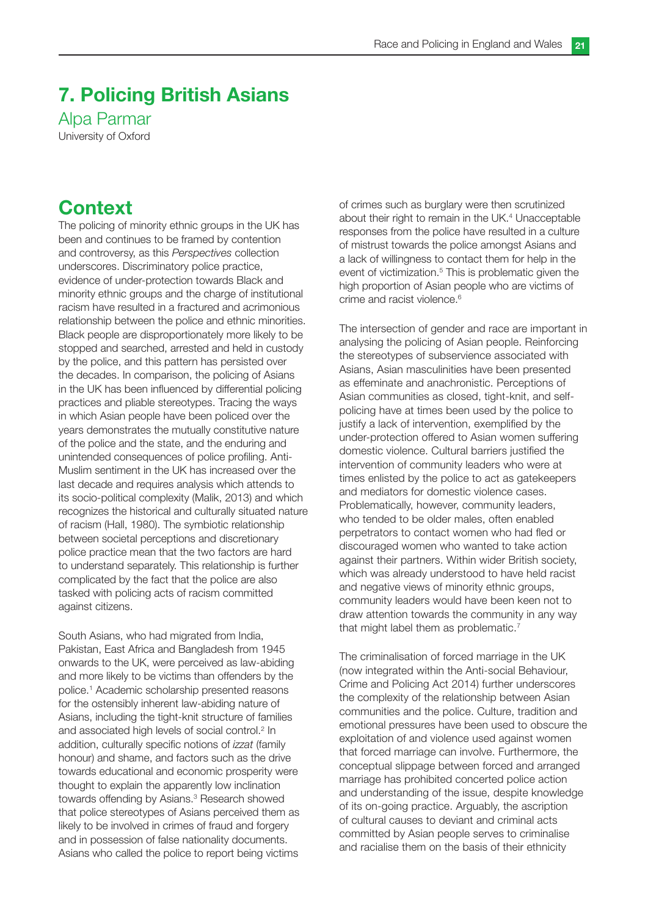# 7. Policing British Asians

Alpa Parmar
University of Oxford

## Context

The policing of minority ethnic groups in the UK has been and continues to be framed by contention and controversy, as this *Perspectives* collection underscores. Discriminatory police practice, evidence of under-protection towards Black and minority ethnic groups and the charge of institutional racism have resulted in a fractured and acrimonious relationship between the police and ethnic minorities. Black people are disproportionately more likely to be stopped and searched, arrested and held in custody by the police, and this pattern has persisted over the decades. In comparison, the policing of Asians in the UK has been influenced by differential policing practices and pliable stereotypes. Tracing the ways in which Asian people have been policed over the years demonstrates the mutually constitutive nature of the police and the state, and the enduring and unintended consequences of police profiling. Anti-Muslim sentiment in the UK has increased over the last decade and requires analysis which attends to its socio-political complexity (Malik, 2013) and which recognizes the historical and culturally situated nature of racism (Hall, 1980). The symbiotic relationship between societal perceptions and discretionary police practice mean that the two factors are hard to understand separately. This relationship is further complicated by the fact that the police are also tasked with policing acts of racism committed against citizens.

South Asians, who had migrated from India, Pakistan, East Africa and Bangladesh from 1945 onwards to the UK, were perceived as law-abiding and more likely to be victims than offenders by the police.[1] Academic scholarship presented reasons for the ostensibly inherent law-abiding nature of Asians, including the tight-knit structure of families and associated high levels of social control.[2] In addition, culturally specific notions of *izzat* (family honour) and shame, and factors such as the drive towards educational and economic prosperity were thought to explain the apparently low inclination towards offending by Asians.[3] Research showed that police stereotypes of Asians perceived them as likely to be involved in crimes of fraud and forgery and in possession of false nationality documents. Asians who called the police to report being victims of crimes such as burglary were then scrutinized about their right to remain in the UK.[4] Unacceptable responses from the police have resulted in a culture of mistrust towards the police amongst Asians and a lack of willingness to contact them for help in the event of victimization.[5] This is problematic given the high proportion of Asian people who are victims of crime and racist violence.[6]

The intersection of gender and race are important in analysing the policing of Asian people. Reinforcing the stereotypes of subservience associated with Asians, Asian masculinities have been presented as effeminate and anachronistic. Perceptions of Asian communities as closed, tight-knit, and self-policing have at times been used by the police to justify a lack of intervention, exemplified by the under-protection offered to Asian women suffering domestic violence. Cultural barriers justified the intervention of community leaders who were at times enlisted by the police to act as gatekeepers and mediators for domestic violence cases. Problematically, however, community leaders, who tended to be older males, often enabled perpetrators to contact women who had fled or discouraged women who wanted to take action against their partners. Within wider British society, which was already understood to have held racist and negative views of minority ethnic groups, community leaders would have been keen not to draw attention towards the community in any way that might label them as problematic.[7]

The criminalisation of forced marriage in the UK (now integrated within the Anti-social Behaviour, Crime and Policing Act 2014) further underscores the complexity of the relationship between Asian communities and the police. Culture, tradition and emotional pressures have been used to obscure the exploitation of and violence used against women that forced marriage can involve. Furthermore, the conceptual slippage between forced and arranged marriage has prohibited concerted police action and understanding of the issue, despite knowledge of its on-going practice. Arguably, the ascription of cultural causes to deviant and criminal acts committed by Asian people serves to criminalise and racialise them on the basis of their ethnicity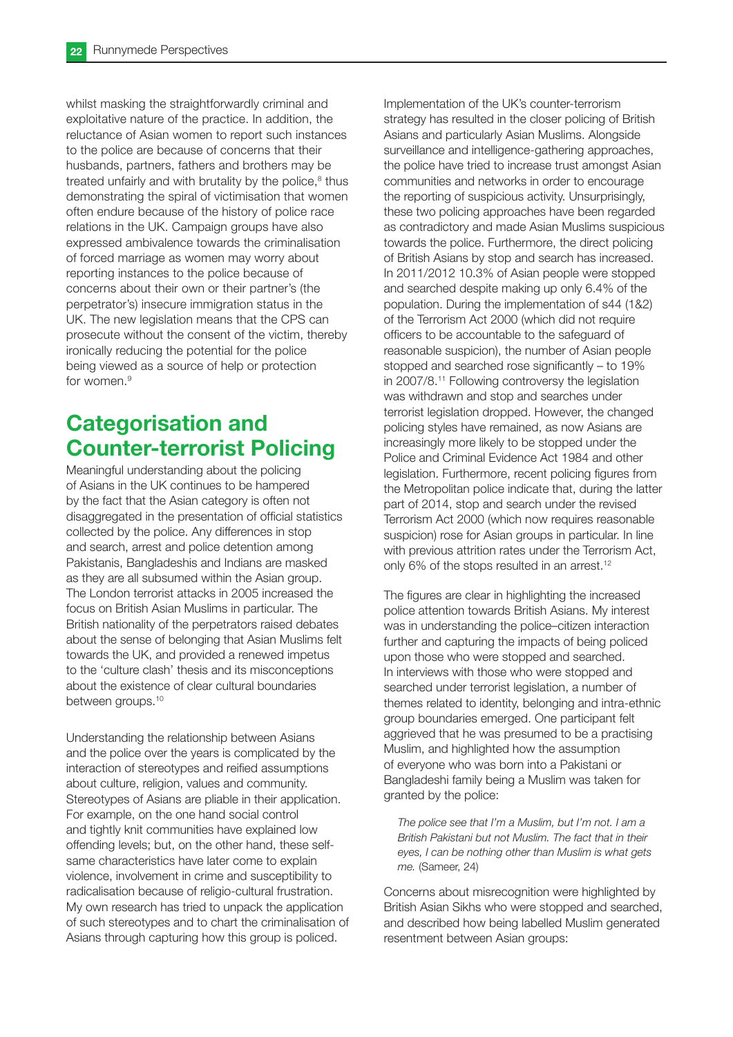whilst masking the straightforwardly criminal and exploitative nature of the practice. In addition, the reluctance of Asian women to report such instances to the police are because of concerns that their husbands, partners, fathers and brothers may be treated unfairly and with brutality by the police,[8] thus demonstrating the spiral of victimisation that women often endure because of the history of police race relations in the UK. Campaign groups have also expressed ambivalence towards the criminalisation of forced marriage as women may worry about reporting instances to the police because of concerns about their own or their partner's (the perpetrator's) insecure immigration status in the UK. The new legislation means that the CPS can prosecute without the consent of the victim, thereby ironically reducing the potential for the police being viewed as a source of help or protection for women.[9]

## Categorisation and Counter-terrorist Policing

Meaningful understanding about the policing of Asians in the UK continues to be hampered by the fact that the Asian category is often not disaggregated in the presentation of official statistics collected by the police. Any differences in stop and search, arrest and police detention among Pakistanis, Bangladeshis and Indians are masked as they are all subsumed within the Asian group. The London terrorist attacks in 2005 increased the focus on British Asian Muslims in particular. The British nationality of the perpetrators raised debates about the sense of belonging that Asian Muslims felt towards the UK, and provided a renewed impetus to the 'culture clash' thesis and its misconceptions about the existence of clear cultural boundaries between groups.[10]

Understanding the relationship between Asians and the police over the years is complicated by the interaction of stereotypes and reified assumptions about culture, religion, values and community. Stereotypes of Asians are pliable in their application. For example, on the one hand social control and tightly knit communities have explained low offending levels; but, on the other hand, these self-same characteristics have later come to explain violence, involvement in crime and susceptibility to radicalisation because of religio-cultural frustration. My own research has tried to unpack the application of such stereotypes and to chart the criminalisation of Asians through capturing how this group is policed.

Implementation of the UK's counter-terrorism strategy has resulted in the closer policing of British Asians and particularly Asian Muslims. Alongside surveillance and intelligence-gathering approaches, the police have tried to increase trust amongst Asian communities and networks in order to encourage the reporting of suspicious activity. Unsurprisingly, these two policing approaches have been regarded as contradictory and made Asian Muslims suspicious towards the police. Furthermore, the direct policing of British Asians by stop and search has increased. In 2011/2012 10.3% of Asian people were stopped and searched despite making up only 6.4% of the population. During the implementation of s44 (1&2) of the Terrorism Act 2000 (which did not require officers to be accountable to the safeguard of reasonable suspicion), the number of Asian people stopped and searched rose significantly – to 19% in 2007/8.[11] Following controversy the legislation was withdrawn and stop and searches under terrorist legislation dropped. However, the changed policing styles have remained, as now Asians are increasingly more likely to be stopped under the Police and Criminal Evidence Act 1984 and other legislation. Furthermore, recent policing figures from the Metropolitan police indicate that, during the latter part of 2014, stop and search under the revised Terrorism Act 2000 (which now requires reasonable suspicion) rose for Asian groups in particular. In line with previous attrition rates under the Terrorism Act, only 6% of the stops resulted in an arrest.[12]

The figures are clear in highlighting the increased police attention towards British Asians. My interest was in understanding the police–citizen interaction further and capturing the impacts of being policed upon those who were stopped and searched. In interviews with those who were stopped and searched under terrorist legislation, a number of themes related to identity, belonging and intra-ethnic group boundaries emerged. One participant felt aggrieved that he was presumed to be a practising Muslim, and highlighted how the assumption of everyone who was born into a Pakistani or Bangladeshi family being a Muslim was taken for granted by the police:

> *The police see that I'm a Muslim, but I'm not. I am a British Pakistani but not Muslim. The fact that in their eyes, I can be nothing other than Muslim is what gets me.* (Sameer, 24)

Concerns about misrecognition were highlighted by British Asian Sikhs who were stopped and searched, and described how being labelled Muslim generated resentment between Asian groups: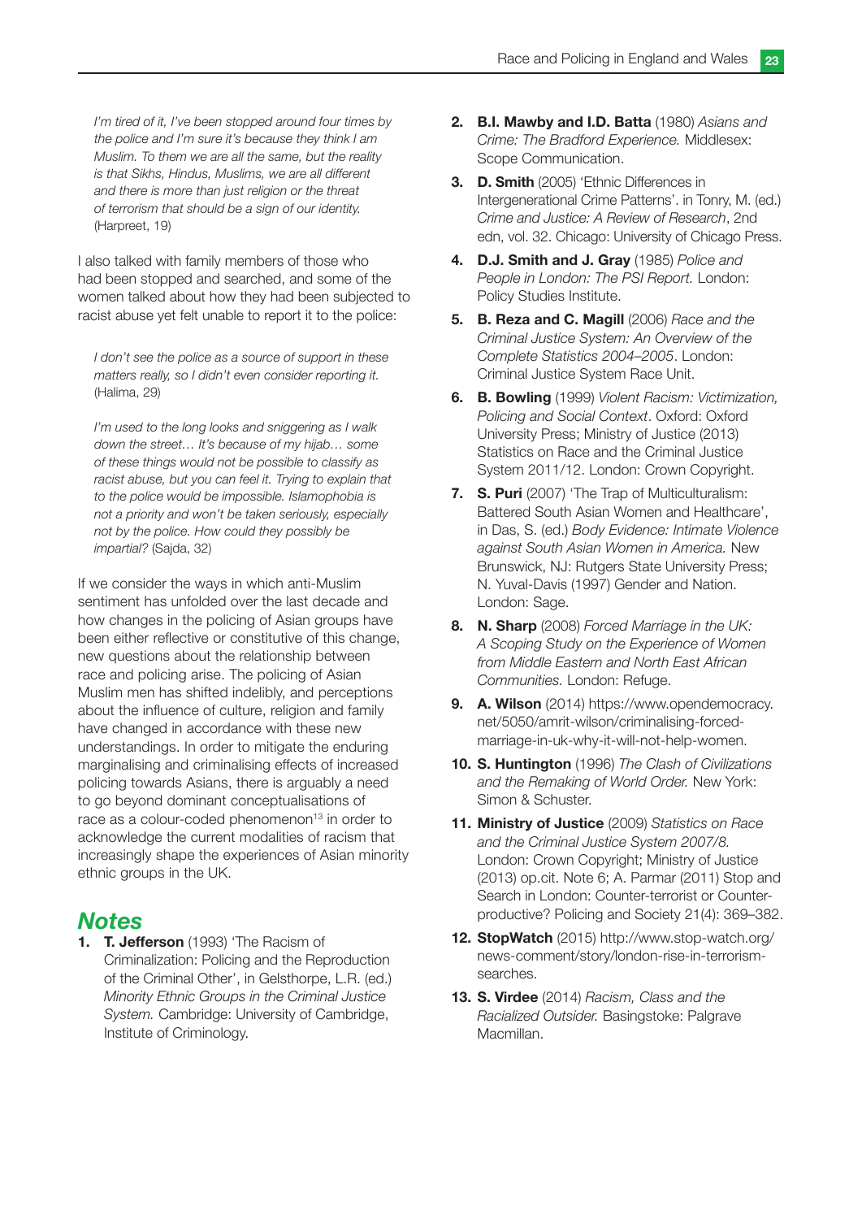*I'm tired of it, I've been stopped around four times by the police and I'm sure it's because they think I am Muslim. To them we are all the same, but the reality is that Sikhs, Hindus, Muslims, we are all different and there is more than just religion or the threat of terrorism that should be a sign of our identity.* (Harpreet, 19)

I also talked with family members of those who had been stopped and searched, and some of the women talked about how they had been subjected to racist abuse yet felt unable to report it to the police:

*I don't see the police as a source of support in these matters really, so I didn't even consider reporting it.* (Halima, 29)

*I'm used to the long looks and sniggering as I walk down the street… It's because of my hijab… some of these things would not be possible to classify as racist abuse, but you can feel it. Trying to explain that to the police would be impossible. Islamophobia is not a priority and won't be taken seriously, especially not by the police. How could they possibly be impartial?* (Sajda, 32)

If we consider the ways in which anti-Muslim sentiment has unfolded over the last decade and how changes in the policing of Asian groups have been either reflective or constitutive of this change, new questions about the relationship between race and policing arise. The policing of Asian Muslim men has shifted indelibly, and perceptions about the influence of culture, religion and family have changed in accordance with these new understandings. In order to mitigate the enduring marginalising and criminalising effects of increased policing towards Asians, there is arguably a need to go beyond dominant conceptualisations of race as a colour-coded phenomenon[13] in order to acknowledge the current modalities of racism that increasingly shape the experiences of Asian minority ethnic groups in the UK.

## Notes

1. **T. Jefferson** (1993) 'The Racism of Criminalization: Policing and the Reproduction of the Criminal Other', in Gelsthorpe, L.R. (ed.) *Minority Ethnic Groups in the Criminal Justice System.* Cambridge: University of Cambridge, Institute of Criminology.
2. **B.I. Mawby and I.D. Batta** (1980) *Asians and Crime: The Bradford Experience.* Middlesex: Scope Communication.
3. **D. Smith** (2005) 'Ethnic Differences in Intergenerational Crime Patterns'. in Tonry, M. (ed.) *Crime and Justice: A Review of Research*, 2nd edn, vol. 32. Chicago: University of Chicago Press.
4. **D.J. Smith and J. Gray** (1985) *Police and People in London: The PSI Report.* London: Policy Studies Institute.
5. **B. Reza and C. Magill** (2006) *Race and the Criminal Justice System: An Overview of the Complete Statistics 2004–2005*. London: Criminal Justice System Race Unit.
6. **B. Bowling** (1999) *Violent Racism: Victimization, Policing and Social Context*. Oxford: Oxford University Press; Ministry of Justice (2013) Statistics on Race and the Criminal Justice System 2011/12. London: Crown Copyright.
7. **S. Puri** (2007) 'The Trap of Multiculturalism: Battered South Asian Women and Healthcare', in Das, S. (ed.) *Body Evidence: Intimate Violence against South Asian Women in America.* New Brunswick, NJ: Rutgers State University Press; N. Yuval-Davis (1997) Gender and Nation. London: Sage.
8. **N. Sharp** (2008) *Forced Marriage in the UK: A Scoping Study on the Experience of Women from Middle Eastern and North East African Communities.* London: Refuge.
9. **A. Wilson** (2014) https://www.opendemocracy.net/5050/amrit-wilson/criminalising-forced-marriage-in-uk-why-it-will-not-help-women.
10. **S. Huntington** (1996) *The Clash of Civilizations and the Remaking of World Order.* New York: Simon & Schuster.
11. **Ministry of Justice** (2009) *Statistics on Race and the Criminal Justice System 2007/8.* London: Crown Copyright; Ministry of Justice (2013) op.cit. Note 6; A. Parmar (2011) Stop and Search in London: Counter-terrorist or Counter-productive? Policing and Society 21(4): 369–382.
12. **StopWatch** (2015) http://www.stop-watch.org/news-comment/story/london-rise-in-terrorism-searches.
13. **S. Virdee** (2014) *Racism, Class and the Racialized Outsider.* Basingstoke: Palgrave Macmillan.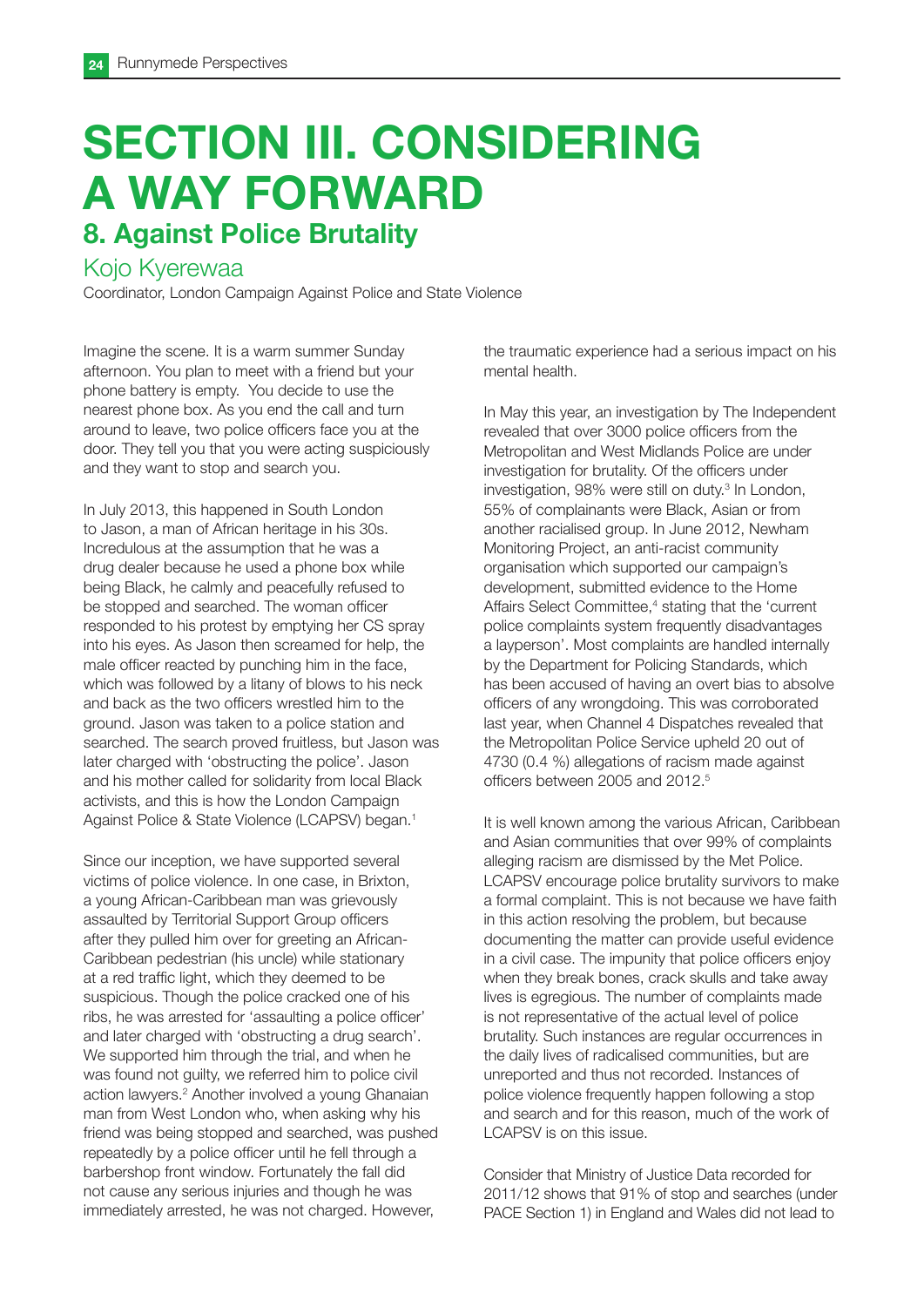# SECTION III. CONSIDERING A WAY FORWARD

## 8. Against Police Brutality

### Kojo Kyerewaa

Coordinator, London Campaign Against Police and State Violence

Imagine the scene. It is a warm summer Sunday afternoon. You plan to meet with a friend but your phone battery is empty. You decide to use the nearest phone box. As you end the call and turn around to leave, two police officers face you at the door. They tell you that you were acting suspiciously and they want to stop and search you.

In July 2013, this happened in South London to Jason, a man of African heritage in his 30s. Incredulous at the assumption that he was a drug dealer because he used a phone box while being Black, he calmly and peacefully refused to be stopped and searched. The woman officer responded to his protest by emptying her CS spray into his eyes. As Jason then screamed for help, the male officer reacted by punching him in the face, which was followed by a litany of blows to his neck and back as the two officers wrestled him to the ground. Jason was taken to a police station and searched. The search proved fruitless, but Jason was later charged with 'obstructing the police'. Jason and his mother called for solidarity from local Black activists, and this is how the London Campaign Against Police & State Violence (LCAPSV) began.[1]

Since our inception, we have supported several victims of police violence. In one case, in Brixton, a young African-Caribbean man was grievously assaulted by Territorial Support Group officers after they pulled him over for greeting an African-Caribbean pedestrian (his uncle) while stationary at a red traffic light, which they deemed to be suspicious. Though the police cracked one of his ribs, he was arrested for 'assaulting a police officer' and later charged with 'obstructing a drug search'. We supported him through the trial, and when he was found not guilty, we referred him to police civil action lawyers.[2] Another involved a young Ghanaian man from West London who, when asking why his friend was being stopped and searched, was pushed repeatedly by a police officer until he fell through a barbershop front window. Fortunately the fall did not cause any serious injuries and though he was immediately arrested, he was not charged. However, the traumatic experience had a serious impact on his mental health.

In May this year, an investigation by The Independent revealed that over 3000 police officers from the Metropolitan and West Midlands Police are under investigation for brutality. Of the officers under investigation, 98% were still on duty.[3] In London, 55% of complainants were Black, Asian or from another racialised group. In June 2012, Newham Monitoring Project, an anti-racist community organisation which supported our campaign's development, submitted evidence to the Home Affairs Select Committee,[4] stating that the 'current police complaints system frequently disadvantages a layperson'. Most complaints are handled internally by the Department for Policing Standards, which has been accused of having an overt bias to absolve officers of any wrongdoing. This was corroborated last year, when Channel 4 Dispatches revealed that the Metropolitan Police Service upheld 20 out of 4730 (0.4 %) allegations of racism made against officers between 2005 and 2012.[5]

It is well known among the various African, Caribbean and Asian communities that over 99% of complaints alleging racism are dismissed by the Met Police. LCAPSV encourage police brutality survivors to make a formal complaint. This is not because we have faith in this action resolving the problem, but because documenting the matter can provide useful evidence in a civil case. The impunity that police officers enjoy when they break bones, crack skulls and take away lives is egregious. The number of complaints made is not representative of the actual level of police brutality. Such instances are regular occurrences in the daily lives of radicalised communities, but are unreported and thus not recorded. Instances of police violence frequently happen following a stop and search and for this reason, much of the work of LCAPSV is on this issue.

Consider that Ministry of Justice Data recorded for 2011/12 shows that 91% of stop and searches (under PACE Section 1) in England and Wales did not lead to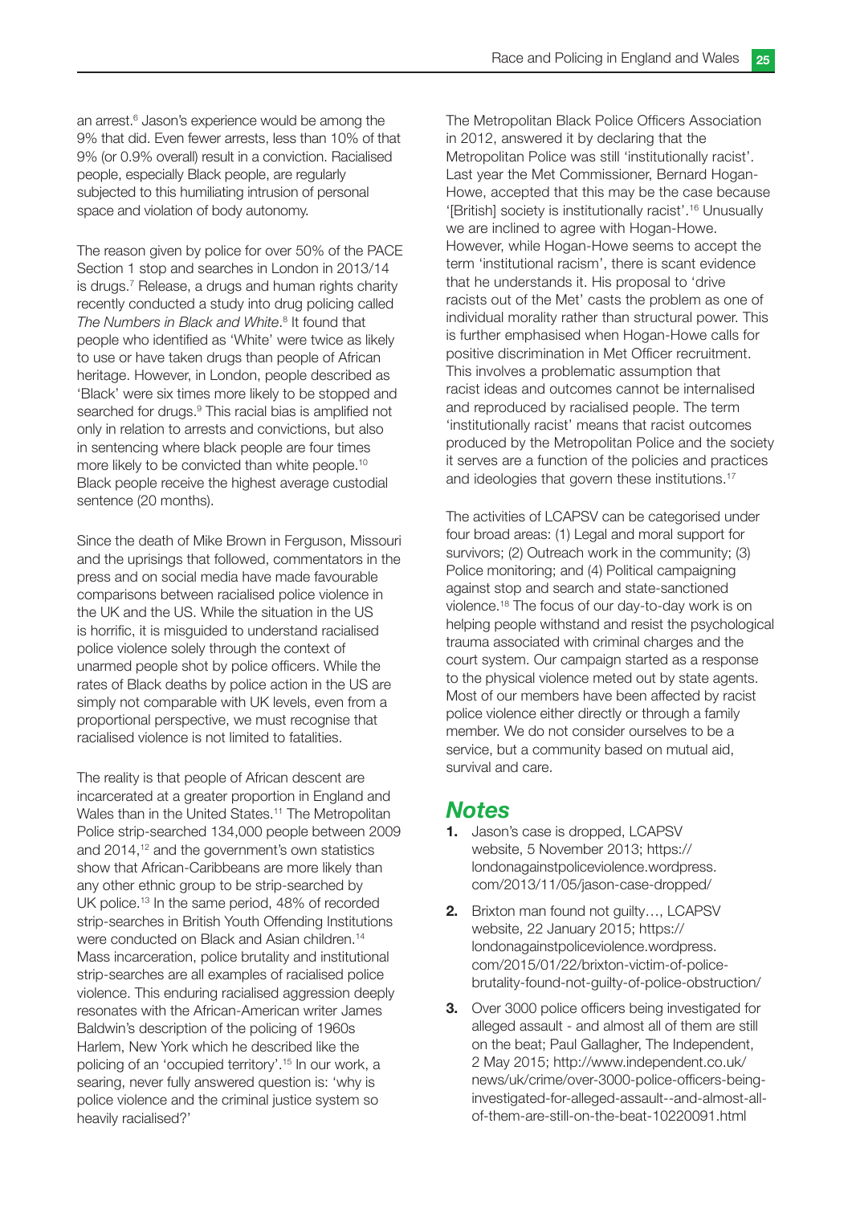an arrest.[6] Jason's experience would be among the 9% that did. Even fewer arrests, less than 10% of that 9% (or 0.9% overall) result in a conviction. Racialised people, especially Black people, are regularly subjected to this humiliating intrusion of personal space and violation of body autonomy.

The reason given by police for over 50% of the PACE Section 1 stop and searches in London in 2013/14 is drugs.[7] Release, a drugs and human rights charity recently conducted a study into drug policing called *The Numbers in Black and White*.[8] It found that people who identified as 'White' were twice as likely to use or have taken drugs than people of African heritage. However, in London, people described as 'Black' were six times more likely to be stopped and searched for drugs.[9] This racial bias is amplified not only in relation to arrests and convictions, but also in sentencing where black people are four times more likely to be convicted than white people.[10] Black people receive the highest average custodial sentence (20 months).

Since the death of Mike Brown in Ferguson, Missouri and the uprisings that followed, commentators in the press and on social media have made favourable comparisons between racialised police violence in the UK and the US. While the situation in the US is horrific, it is misguided to understand racialised police violence solely through the context of unarmed people shot by police officers. While the rates of Black deaths by police action in the US are simply not comparable with UK levels, even from a proportional perspective, we must recognise that racialised violence is not limited to fatalities.

The reality is that people of African descent are incarcerated at a greater proportion in England and Wales than in the United States.[11] The Metropolitan Police strip-searched 134,000 people between 2009 and 2014,[12] and the government's own statistics show that African-Caribbeans are more likely than any other ethnic group to be strip-searched by UK police.[13] In the same period, 48% of recorded strip-searches in British Youth Offending Institutions were conducted on Black and Asian children.[14] Mass incarceration, police brutality and institutional strip-searches are all examples of racialised police violence. This enduring racialised aggression deeply resonates with the African-American writer James Baldwin's description of the policing of 1960s Harlem, New York which he described like the policing of an 'occupied territory'.[15] In our work, a searing, never fully answered question is: 'why is police violence and the criminal justice system so heavily racialised?'

The Metropolitan Black Police Officers Association in 2012, answered it by declaring that the Metropolitan Police was still 'institutionally racist'. Last year the Met Commissioner, Bernard Hogan-Howe, accepted that this may be the case because '[British] society is institutionally racist'.[16] Unusually we are inclined to agree with Hogan-Howe. However, while Hogan-Howe seems to accept the term 'institutional racism', there is scant evidence that he understands it. His proposal to 'drive racists out of the Met' casts the problem as one of individual morality rather than structural power. This is further emphasised when Hogan-Howe calls for positive discrimination in Met Officer recruitment. This involves a problematic assumption that racist ideas and outcomes cannot be internalised and reproduced by racialised people. The term 'institutionally racist' means that racist outcomes produced by the Metropolitan Police and the society it serves are a function of the policies and practices and ideologies that govern these institutions.[17]

The activities of LCAPSV can be categorised under four broad areas: (1) Legal and moral support for survivors; (2) Outreach work in the community; (3) Police monitoring; and (4) Political campaigning against stop and search and state-sanctioned violence.[18] The focus of our day-to-day work is on helping people withstand and resist the psychological trauma associated with criminal charges and the court system. Our campaign started as a response to the physical violence meted out by state agents. Most of our members have been affected by racist police violence either directly or through a family member. We do not consider ourselves to be a service, but a community based on mutual aid, survival and care.

## Notes

1. Jason's case is dropped, LCAPSV website, 5 November 2013; https://londonagainstpoliceviolence.wordpress.com/2013/11/05/jason-case-dropped/
2. Brixton man found not guilty…, LCAPSV website, 22 January 2015; https://londonagainstpoliceviolence.wordpress.com/2015/01/22/brixton-victim-of-police-brutality-found-not-guilty-of-police-obstruction/
3. Over 3000 police officers being investigated for alleged assault - and almost all of them are still on the beat; Paul Gallagher, The Independent, 2 May 2015; http://www.independent.co.uk/news/uk/crime/over-3000-police-officers-being-investigated-for-alleged-assault--and-almost-all-of-them-are-still-on-the-beat-10220091.html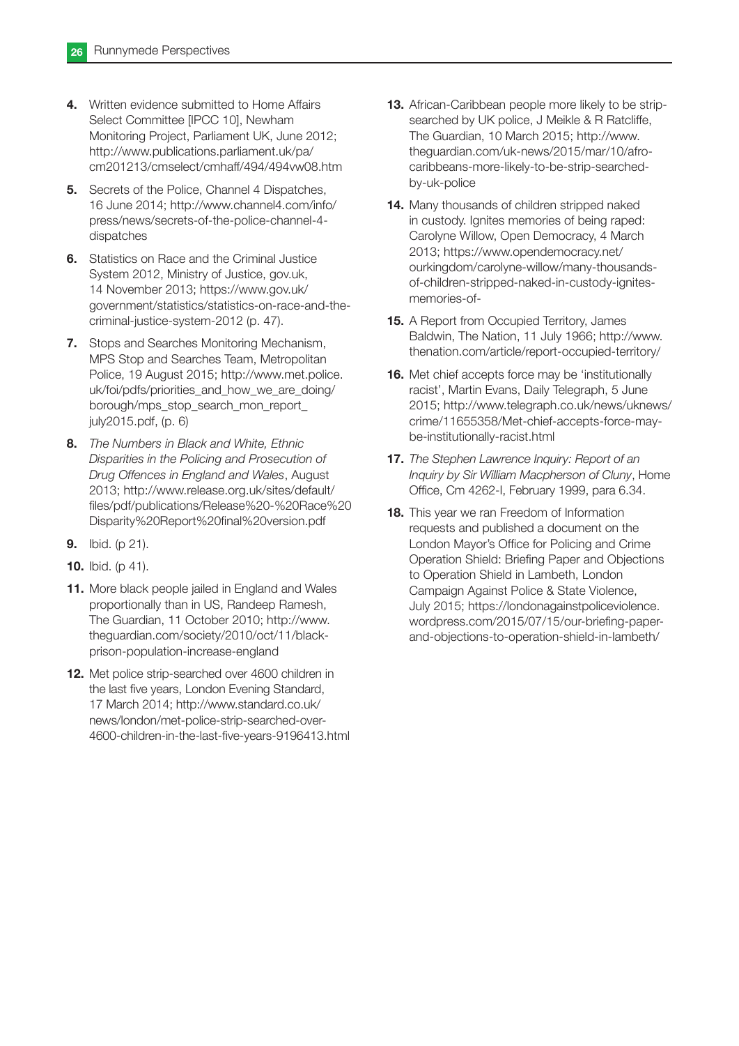4. Written evidence submitted to Home Affairs Select Committee [IPCC 10], Newham Monitoring Project, Parliament UK, June 2012; http://www.publications.parliament.uk/pa/cm201213/cmselect/cmhaff/494/494vw08.htm

5. Secrets of the Police, Channel 4 Dispatches, 16 June 2014; http://www.channel4.com/info/press/news/secrets-of-the-police-channel-4-dispatches

6. Statistics on Race and the Criminal Justice System 2012, Ministry of Justice, gov.uk, 14 November 2013; https://www.gov.uk/government/statistics/statistics-on-race-and-the-criminal-justice-system-2012 (p. 47).

7. Stops and Searches Monitoring Mechanism, MPS Stop and Searches Team, Metropolitan Police, 19 August 2015; http://www.met.police.uk/foi/pdfs/priorities_and_how_we_are_doing/borough/mps_stop_search_mon_report_july2015.pdf, (p. 6)

8. *The Numbers in Black and White, Ethnic Disparities in the Policing and Prosecution of Drug Offences in England and Wales*, August 2013; http://www.release.org.uk/sites/default/files/pdf/publications/Release%20-%20Race%20Disparity%20Report%20final%20version.pdf

9. Ibid. (p 21).

10. Ibid. (p 41).

11. More black people jailed in England and Wales proportionally than in US, Randeep Ramesh, The Guardian, 11 October 2010; http://www.theguardian.com/society/2010/oct/11/black-prison-population-increase-england

12. Met police strip-searched over 4600 children in the last five years, London Evening Standard, 17 March 2014; http://www.standard.co.uk/news/london/met-police-strip-searched-over-4600-children-in-the-last-five-years-9196413.html

13. African-Caribbean people more likely to be strip-searched by UK police, J Meikle & R Ratcliffe, The Guardian, 10 March 2015; http://www.theguardian.com/uk-news/2015/mar/10/afro-caribbeans-more-likely-to-be-strip-searched-by-uk-police

14. Many thousands of children stripped naked in custody. Ignites memories of being raped: Carolyne Willow, Open Democracy, 4 March 2013; https://www.opendemocracy.net/ourkingdom/carolyne-willow/many-thousands-of-children-stripped-naked-in-custody-ignites-memories-of-

15. A Report from Occupied Territory, James Baldwin, The Nation, 11 July 1966; http://www.thenation.com/article/report-occupied-territory/

16. Met chief accepts force may be 'institutionally racist', Martin Evans, Daily Telegraph, 5 June 2015; http://www.telegraph.co.uk/news/uknews/crime/11655358/Met-chief-accepts-force-may-be-institutionally-racist.html

17. *The Stephen Lawrence Inquiry: Report of an Inquiry by Sir William Macpherson of Cluny*, Home Office, Cm 4262-I, February 1999, para 6.34.

18. This year we ran Freedom of Information requests and published a document on the London Mayor's Office for Policing and Crime Operation Shield: Briefing Paper and Objections to Operation Shield in Lambeth, London Campaign Against Police & State Violence, July 2015; https://londonagainstpoliceviolence.wordpress.com/2015/07/15/our-briefing-paper-and-objections-to-operation-shield-in-lambeth/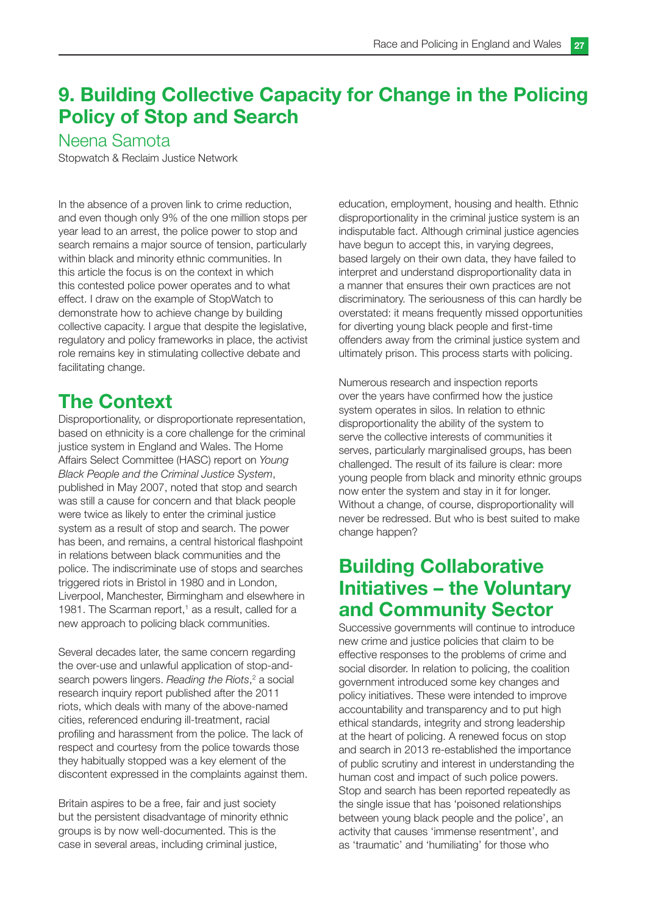## 9. Building Collective Capacity for Change in the Policing Policy of Stop and Search

Neena Samota

Stopwatch & Reclaim Justice Network

In the absence of a proven link to crime reduction, and even though only 9% of the one million stops per year lead to an arrest, the police power to stop and search remains a major source of tension, particularly within black and minority ethnic communities. In this article the focus is on the context in which this contested police power operates and to what effect. I draw on the example of StopWatch to demonstrate how to achieve change by building collective capacity. I argue that despite the legislative, regulatory and policy frameworks in place, the activist role remains key in stimulating collective debate and facilitating change.

## The Context

Disproportionality, or disproportionate representation, based on ethnicity is a core challenge for the criminal justice system in England and Wales. The Home Affairs Select Committee (HASC) report on *Young Black People and the Criminal Justice System*, published in May 2007, noted that stop and search was still a cause for concern and that black people were twice as likely to enter the criminal justice system as a result of stop and search. The power has been, and remains, a central historical flashpoint in relations between black communities and the police. The indiscriminate use of stops and searches triggered riots in Bristol in 1980 and in London, Liverpool, Manchester, Birmingham and elsewhere in 1981. The Scarman report,[1] as a result, called for a new approach to policing black communities.

Several decades later, the same concern regarding the over-use and unlawful application of stop-and-search powers lingers. *Reading the Riots*,[2] a social research inquiry report published after the 2011 riots, which deals with many of the above-named cities, referenced enduring ill-treatment, racial profiling and harassment from the police. The lack of respect and courtesy from the police towards those they habitually stopped was a key element of the discontent expressed in the complaints against them.

Britain aspires to be a free, fair and just society but the persistent disadvantage of minority ethnic groups is by now well-documented. This is the case in several areas, including criminal justice, education, employment, housing and health. Ethnic disproportionality in the criminal justice system is an indisputable fact. Although criminal justice agencies have begun to accept this, in varying degrees, based largely on their own data, they have failed to interpret and understand disproportionality data in a manner that ensures their own practices are not discriminatory. The seriousness of this can hardly be overstated: it means frequently missed opportunities for diverting young black people and first-time offenders away from the criminal justice system and ultimately prison. This process starts with policing.

Numerous research and inspection reports over the years have confirmed how the justice system operates in silos. In relation to ethnic disproportionality the ability of the system to serve the collective interests of communities it serves, particularly marginalised groups, has been challenged. The result of its failure is clear: more young people from black and minority ethnic groups now enter the system and stay in it for longer. Without a change, of course, disproportionality will never be redressed. But who is best suited to make change happen?

## Building Collaborative Initiatives – the Voluntary and Community Sector

Successive governments will continue to introduce new crime and justice policies that claim to be effective responses to the problems of crime and social disorder. In relation to policing, the coalition government introduced some key changes and policy initiatives. These were intended to improve accountability and transparency and to put high ethical standards, integrity and strong leadership at the heart of policing. A renewed focus on stop and search in 2013 re-established the importance of public scrutiny and interest in understanding the human cost and impact of such police powers. Stop and search has been reported repeatedly as the single issue that has 'poisoned relationships between young black people and the police', an activity that causes 'immense resentment', and as 'traumatic' and 'humiliating' for those who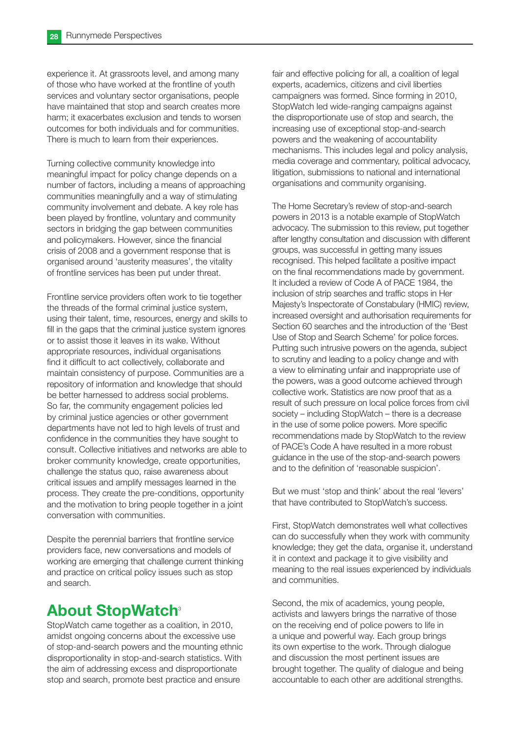experience it. At grassroots level, and among many of those who have worked at the frontline of youth services and voluntary sector organisations, people have maintained that stop and search creates more harm; it exacerbates exclusion and tends to worsen outcomes for both individuals and for communities. There is much to learn from their experiences.

Turning collective community knowledge into meaningful impact for policy change depends on a number of factors, including a means of approaching communities meaningfully and a way of stimulating community involvement and debate. A key role has been played by frontline, voluntary and community sectors in bridging the gap between communities and policymakers. However, since the financial crisis of 2008 and a government response that is organised around 'austerity measures', the vitality of frontline services has been put under threat.

Frontline service providers often work to tie together the threads of the formal criminal justice system, using their talent, time, resources, energy and skills to fill in the gaps that the criminal justice system ignores or to assist those it leaves in its wake. Without appropriate resources, individual organisations find it difficult to act collectively, collaborate and maintain consistency of purpose. Communities are a repository of information and knowledge that should be better harnessed to address social problems. So far, the community engagement policies led by criminal justice agencies or other government departments have not led to high levels of trust and confidence in the communities they have sought to consult. Collective initiatives and networks are able to broker community knowledge, create opportunities, challenge the status quo, raise awareness about critical issues and amplify messages learned in the process. They create the pre-conditions, opportunity and the motivation to bring people together in a joint conversation with communities.

Despite the perennial barriers that frontline service providers face, new conversations and models of working are emerging that challenge current thinking and practice on critical policy issues such as stop and search.

## About StopWatch[3]

StopWatch came together as a coalition, in 2010, amidst ongoing concerns about the excessive use of stop-and-search powers and the mounting ethnic disproportionality in stop-and-search statistics. With the aim of addressing excess and disproportionate stop and search, promote best practice and ensure fair and effective policing for all, a coalition of legal experts, academics, citizens and civil liberties campaigners was formed. Since forming in 2010, StopWatch led wide-ranging campaigns against the disproportionate use of stop and search, the increasing use of exceptional stop-and-search powers and the weakening of accountability mechanisms. This includes legal and policy analysis, media coverage and commentary, political advocacy, litigation, submissions to national and international organisations and community organising.

The Home Secretary's review of stop-and-search powers in 2013 is a notable example of StopWatch advocacy. The submission to this review, put together after lengthy consultation and discussion with different groups, was successful in getting many issues recognised. This helped facilitate a positive impact on the final recommendations made by government. It included a review of Code A of PACE 1984, the inclusion of strip searches and traffic stops in Her Majesty's Inspectorate of Constabulary (HMIC) review, increased oversight and authorisation requirements for Section 60 searches and the introduction of the 'Best Use of Stop and Search Scheme' for police forces. Putting such intrusive powers on the agenda, subject to scrutiny and leading to a policy change and with a view to eliminating unfair and inappropriate use of the powers, was a good outcome achieved through collective work. Statistics are now proof that as a result of such pressure on local police forces from civil society – including StopWatch – there is a decrease in the use of some police powers. More specific recommendations made by StopWatch to the review of PACE's Code A have resulted in a more robust guidance in the use of the stop-and-search powers and to the definition of 'reasonable suspicion'.

But we must 'stop and think' about the real 'levers' that have contributed to StopWatch's success.

First, StopWatch demonstrates well what collectives can do successfully when they work with community knowledge; they get the data, organise it, understand it in context and package it to give visibility and meaning to the real issues experienced by individuals and communities.

Second, the mix of academics, young people, activists and lawyers brings the narrative of those on the receiving end of police powers to life in a unique and powerful way. Each group brings its own expertise to the work. Through dialogue and discussion the most pertinent issues are brought together. The quality of dialogue and being accountable to each other are additional strengths.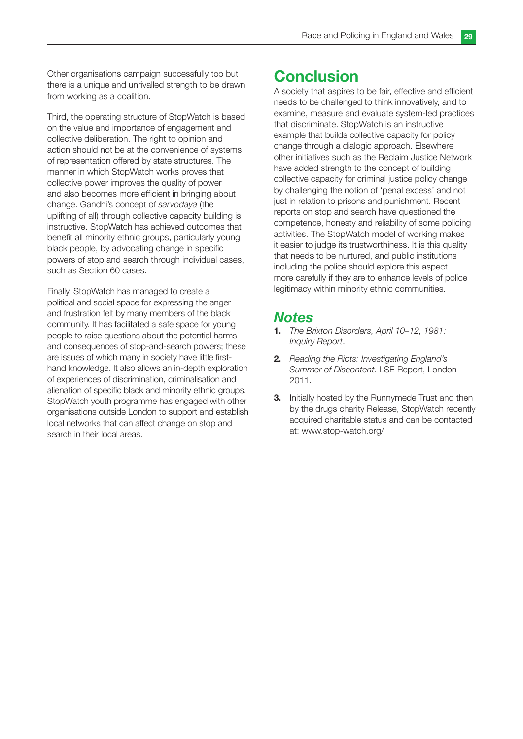Other organisations campaign successfully too but there is a unique and unrivalled strength to be drawn from working as a coalition.

Third, the operating structure of StopWatch is based on the value and importance of engagement and collective deliberation. The right to opinion and action should not be at the convenience of systems of representation offered by state structures. The manner in which StopWatch works proves that collective power improves the quality of power and also becomes more efficient in bringing about change. Gandhi's concept of *sarvodaya* (the uplifting of all) through collective capacity building is instructive. StopWatch has achieved outcomes that benefit all minority ethnic groups, particularly young black people, by advocating change in specific powers of stop and search through individual cases, such as Section 60 cases.

Finally, StopWatch has managed to create a political and social space for expressing the anger and frustration felt by many members of the black community. It has facilitated a safe space for young people to raise questions about the potential harms and consequences of stop-and-search powers; these are issues of which many in society have little first-hand knowledge. It also allows an in-depth exploration of experiences of discrimination, criminalisation and alienation of specific black and minority ethnic groups. StopWatch youth programme has engaged with other organisations outside London to support and establish local networks that can affect change on stop and search in their local areas.

## Conclusion

A society that aspires to be fair, effective and efficient needs to be challenged to think innovatively, and to examine, measure and evaluate system-led practices that discriminate. StopWatch is an instructive example that builds collective capacity for policy change through a dialogic approach. Elsewhere other initiatives such as the Reclaim Justice Network have added strength to the concept of building collective capacity for criminal justice policy change by challenging the notion of 'penal excess' and not just in relation to prisons and punishment. Recent reports on stop and search have questioned the competence, honesty and reliability of some policing activities. The StopWatch model of working makes it easier to judge its trustworthiness. It is this quality that needs to be nurtured, and public institutions including the police should explore this aspect more carefully if they are to enhance levels of police legitimacy within minority ethnic communities.

### *Notes*

1. *The Brixton Disorders, April 10–12, 1981: Inquiry Report*.
2. *Reading the Riots: Investigating England's Summer of Discontent.* LSE Report, London 2011.
3. Initially hosted by the Runnymede Trust and then by the drugs charity Release, StopWatch recently acquired charitable status and can be contacted at: www.stop-watch.org/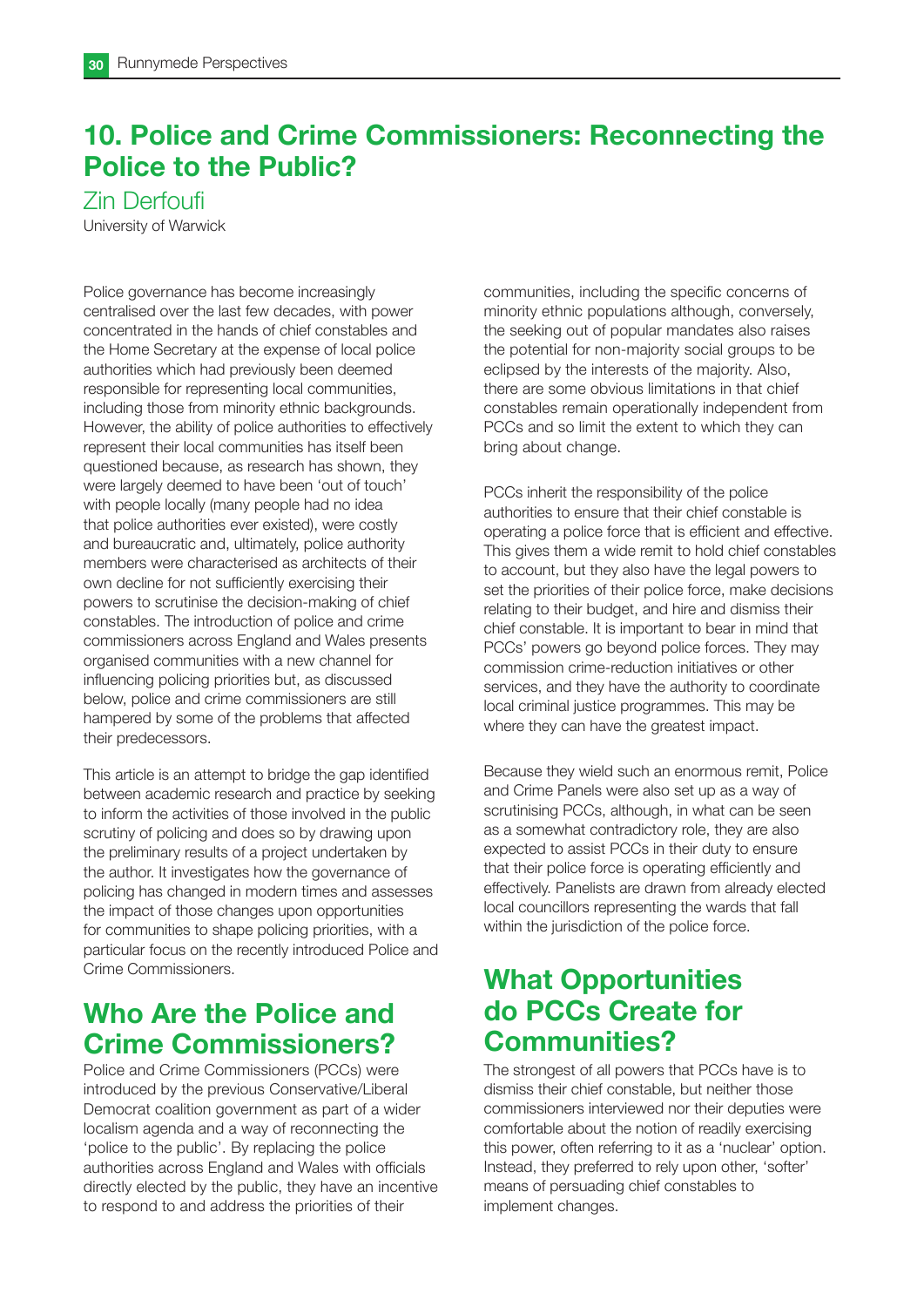# 10. Police and Crime Commissioners: Reconnecting the Police to the Public?

Zin Derfoufi

University of Warwick

Police governance has become increasingly centralised over the last few decades, with power concentrated in the hands of chief constables and the Home Secretary at the expense of local police authorities which had previously been deemed responsible for representing local communities, including those from minority ethnic backgrounds. However, the ability of police authorities to effectively represent their local communities has itself been questioned because, as research has shown, they were largely deemed to have been 'out of touch' with people locally (many people had no idea that police authorities ever existed), were costly and bureaucratic and, ultimately, police authority members were characterised as architects of their own decline for not sufficiently exercising their powers to scrutinise the decision-making of chief constables. The introduction of police and crime commissioners across England and Wales presents organised communities with a new channel for influencing policing priorities but, as discussed below, police and crime commissioners are still hampered by some of the problems that affected their predecessors.

This article is an attempt to bridge the gap identified between academic research and practice by seeking to inform the activities of those involved in the public scrutiny of policing and does so by drawing upon the preliminary results of a project undertaken by the author. It investigates how the governance of policing has changed in modern times and assesses the impact of those changes upon opportunities for communities to shape policing priorities, with a particular focus on the recently introduced Police and Crime Commissioners.

## Who Are the Police and Crime Commissioners?

Police and Crime Commissioners (PCCs) were introduced by the previous Conservative/Liberal Democrat coalition government as part of a wider localism agenda and a way of reconnecting the 'police to the public'. By replacing the police authorities across England and Wales with officials directly elected by the public, they have an incentive to respond to and address the priorities of their communities, including the specific concerns of minority ethnic populations although, conversely, the seeking out of popular mandates also raises the potential for non-majority social groups to be eclipsed by the interests of the majority. Also, there are some obvious limitations in that chief constables remain operationally independent from PCCs and so limit the extent to which they can bring about change.

PCCs inherit the responsibility of the police authorities to ensure that their chief constable is operating a police force that is efficient and effective. This gives them a wide remit to hold chief constables to account, but they also have the legal powers to set the priorities of their police force, make decisions relating to their budget, and hire and dismiss their chief constable. It is important to bear in mind that PCCs' powers go beyond police forces. They may commission crime-reduction initiatives or other services, and they have the authority to coordinate local criminal justice programmes. This may be where they can have the greatest impact.

Because they wield such an enormous remit, Police and Crime Panels were also set up as a way of scrutinising PCCs, although, in what can be seen as a somewhat contradictory role, they are also expected to assist PCCs in their duty to ensure that their police force is operating efficiently and effectively. Panelists are drawn from already elected local councillors representing the wards that fall within the jurisdiction of the police force.

## What Opportunities do PCCs Create for Communities?

The strongest of all powers that PCCs have is to dismiss their chief constable, but neither those commissioners interviewed nor their deputies were comfortable about the notion of readily exercising this power, often referring to it as a 'nuclear' option. Instead, they preferred to rely upon other, 'softer' means of persuading chief constables to implement changes.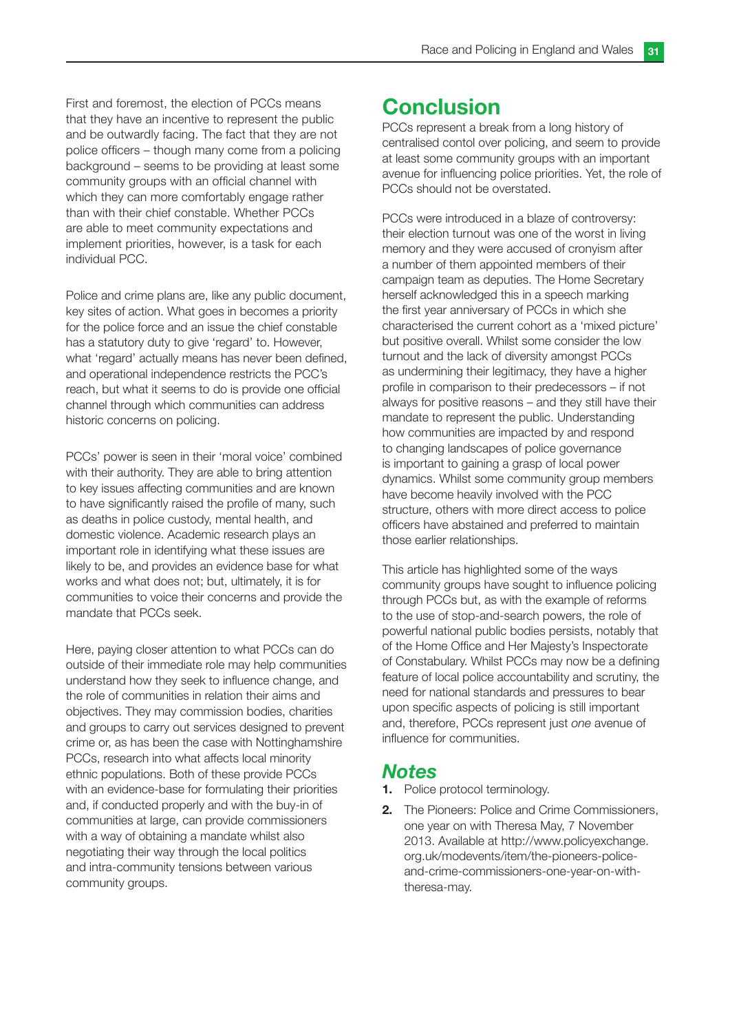First and foremost, the election of PCCs means that they have an incentive to represent the public and be outwardly facing. The fact that they are not police officers – though many come from a policing background – seems to be providing at least some community groups with an official channel with which they can more comfortably engage rather than with their chief constable. Whether PCCs are able to meet community expectations and implement priorities, however, is a task for each individual PCC.

Police and crime plans are, like any public document, key sites of action. What goes in becomes a priority for the police force and an issue the chief constable has a statutory duty to give 'regard' to. However, what 'regard' actually means has never been defined, and operational independence restricts the PCC's reach, but what it seems to do is provide one official channel through which communities can address historic concerns on policing.

PCCs' power is seen in their 'moral voice' combined with their authority. They are able to bring attention to key issues affecting communities and are known to have significantly raised the profile of many, such as deaths in police custody, mental health, and domestic violence. Academic research plays an important role in identifying what these issues are likely to be, and provides an evidence base for what works and what does not; but, ultimately, it is for communities to voice their concerns and provide the mandate that PCCs seek.

Here, paying closer attention to what PCCs can do outside of their immediate role may help communities understand how they seek to influence change, and the role of communities in relation their aims and objectives. They may commission bodies, charities and groups to carry out services designed to prevent crime or, as has been the case with Nottinghamshire PCCs, research into what affects local minority ethnic populations. Both of these provide PCCs with an evidence-base for formulating their priorities and, if conducted properly and with the buy-in of communities at large, can provide commissioners with a way of obtaining a mandate whilst also negotiating their way through the local politics and intra-community tensions between various community groups.

## Conclusion

PCCs represent a break from a long history of centralised contol over policing, and seem to provide at least some community groups with an important avenue for influencing police priorities. Yet, the role of PCCs should not be overstated.

PCCs were introduced in a blaze of controversy: their election turnout was one of the worst in living memory and they were accused of cronyism after a number of them appointed members of their campaign team as deputies. The Home Secretary herself acknowledged this in a speech marking the first year anniversary of PCCs in which she characterised the current cohort as a 'mixed picture' but positive overall. Whilst some consider the low turnout and the lack of diversity amongst PCCs as undermining their legitimacy, they have a higher profile in comparison to their predecessors – if not always for positive reasons – and they still have their mandate to represent the public. Understanding how communities are impacted by and respond to changing landscapes of police governance is important to gaining a grasp of local power dynamics. Whilst some community group members have become heavily involved with the PCC structure, others with more direct access to police officers have abstained and preferred to maintain those earlier relationships.

This article has highlighted some of the ways community groups have sought to influence policing through PCCs but, as with the example of reforms to the use of stop-and-search powers, the role of powerful national public bodies persists, notably that of the Home Office and Her Majesty's Inspectorate of Constabulary. Whilst PCCs may now be a defining feature of local police accountability and scrutiny, the need for national standards and pressures to bear upon specific aspects of policing is still important and, therefore, PCCs represent just *one* avenue of influence for communities.

### *Notes*

1. Police protocol terminology.
2. The Pioneers: Police and Crime Commissioners, one year on with Theresa May, 7 November 2013. Available at http://www.policyexchange.org.uk/modevents/item/the-pioneers-police-and-crime-commissioners-one-year-on-with-theresa-may.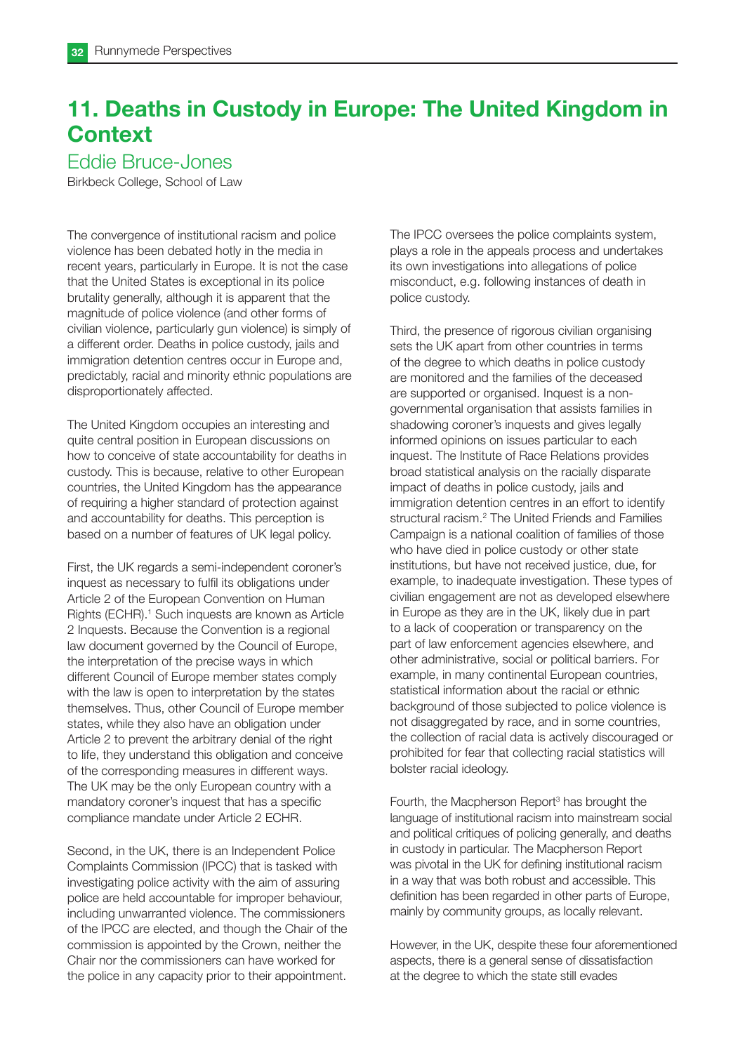# 11. Deaths in Custody in Europe: The United Kingdom in Context

## Eddie Bruce-Jones

Birkbeck College, School of Law

The convergence of institutional racism and police violence has been debated hotly in the media in recent years, particularly in Europe. It is not the case that the United States is exceptional in its police brutality generally, although it is apparent that the magnitude of police violence (and other forms of civilian violence, particularly gun violence) is simply of a different order. Deaths in police custody, jails and immigration detention centres occur in Europe and, predictably, racial and minority ethnic populations are disproportionately affected.

The United Kingdom occupies an interesting and quite central position in European discussions on how to conceive of state accountability for deaths in custody. This is because, relative to other European countries, the United Kingdom has the appearance of requiring a higher standard of protection against and accountability for deaths. This perception is based on a number of features of UK legal policy.

First, the UK regards a semi-independent coroner's inquest as necessary to fulfil its obligations under Article 2 of the European Convention on Human Rights (ECHR).[1] Such inquests are known as Article 2 Inquests. Because the Convention is a regional law document governed by the Council of Europe, the interpretation of the precise ways in which different Council of Europe member states comply with the law is open to interpretation by the states themselves. Thus, other Council of Europe member states, while they also have an obligation under Article 2 to prevent the arbitrary denial of the right to life, they understand this obligation and conceive of the corresponding measures in different ways. The UK may be the only European country with a mandatory coroner's inquest that has a specific compliance mandate under Article 2 ECHR.

Second, in the UK, there is an Independent Police Complaints Commission (IPCC) that is tasked with investigating police activity with the aim of assuring police are held accountable for improper behaviour, including unwarranted violence. The commissioners of the IPCC are elected, and though the Chair of the commission is appointed by the Crown, neither the Chair nor the commissioners can have worked for the police in any capacity prior to their appointment. The IPCC oversees the police complaints system, plays a role in the appeals process and undertakes its own investigations into allegations of police misconduct, e.g. following instances of death in police custody.

Third, the presence of rigorous civilian organising sets the UK apart from other countries in terms of the degree to which deaths in police custody are monitored and the families of the deceased are supported or organised. Inquest is a non-governmental organisation that assists families in shadowing coroner's inquests and gives legally informed opinions on issues particular to each inquest. The Institute of Race Relations provides broad statistical analysis on the racially disparate impact of deaths in police custody, jails and immigration detention centres in an effort to identify structural racism.[2] The United Friends and Families Campaign is a national coalition of families of those who have died in police custody or other state institutions, but have not received justice, due, for example, to inadequate investigation. These types of civilian engagement are not as developed elsewhere in Europe as they are in the UK, likely due in part to a lack of cooperation or transparency on the part of law enforcement agencies elsewhere, and other administrative, social or political barriers. For example, in many continental European countries, statistical information about the racial or ethnic background of those subjected to police violence is not disaggregated by race, and in some countries, the collection of racial data is actively discouraged or prohibited for fear that collecting racial statistics will bolster racial ideology.

Fourth, the Macpherson Report[3] has brought the language of institutional racism into mainstream social and political critiques of policing generally, and deaths in custody in particular. The Macpherson Report was pivotal in the UK for defining institutional racism in a way that was both robust and accessible. This definition has been regarded in other parts of Europe, mainly by community groups, as locally relevant.

However, in the UK, despite these four aforementioned aspects, there is a general sense of dissatisfaction at the degree to which the state still evades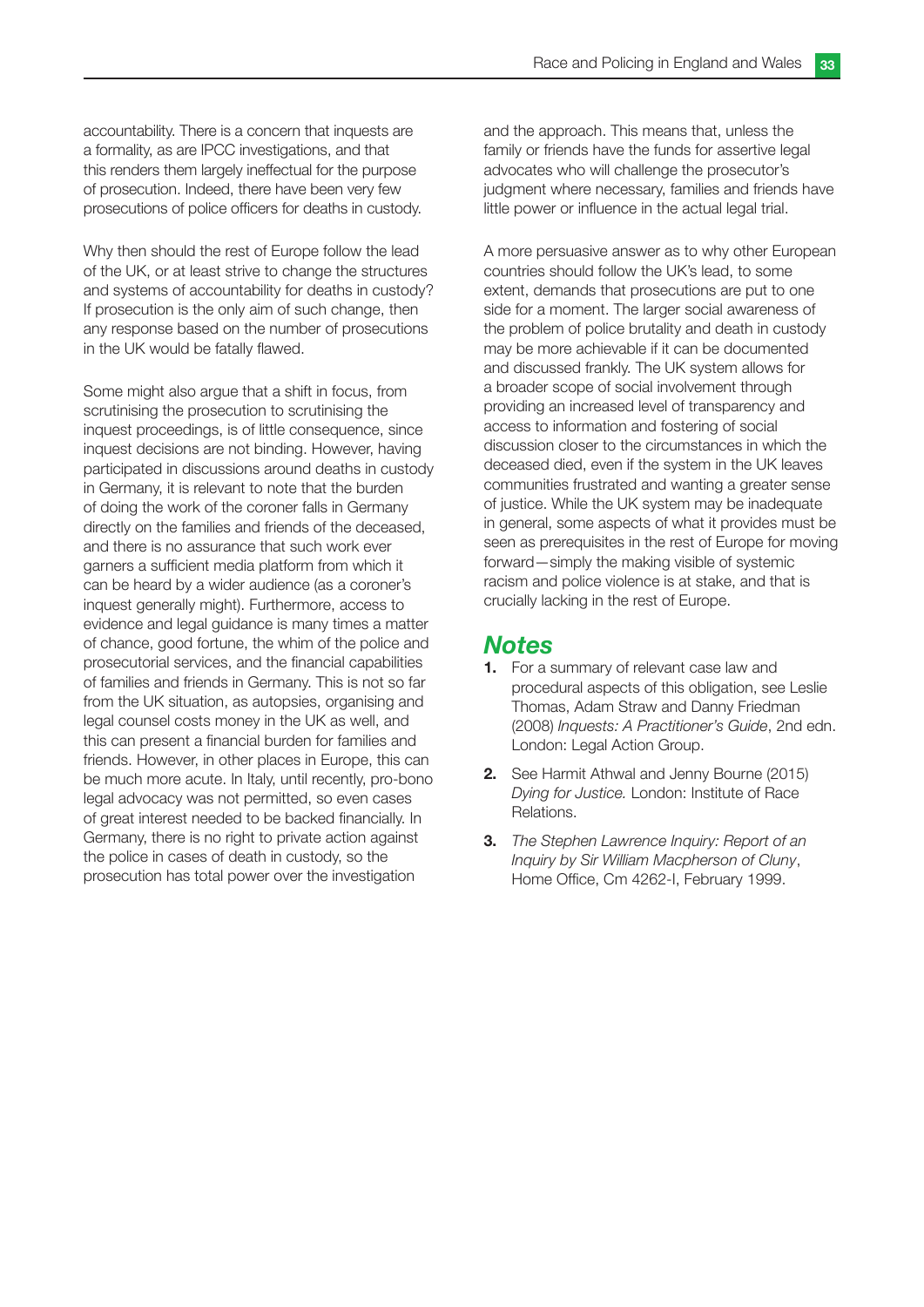accountability. There is a concern that inquests are a formality, as are IPCC investigations, and that this renders them largely ineffectual for the purpose of prosecution. Indeed, there have been very few prosecutions of police officers for deaths in custody.

Why then should the rest of Europe follow the lead of the UK, or at least strive to change the structures and systems of accountability for deaths in custody? If prosecution is the only aim of such change, then any response based on the number of prosecutions in the UK would be fatally flawed.

Some might also argue that a shift in focus, from scrutinising the prosecution to scrutinising the inquest proceedings, is of little consequence, since inquest decisions are not binding. However, having participated in discussions around deaths in custody in Germany, it is relevant to note that the burden of doing the work of the coroner falls in Germany directly on the families and friends of the deceased, and there is no assurance that such work ever garners a sufficient media platform from which it can be heard by a wider audience (as a coroner's inquest generally might). Furthermore, access to evidence and legal guidance is many times a matter of chance, good fortune, the whim of the police and prosecutorial services, and the financial capabilities of families and friends in Germany. This is not so far from the UK situation, as autopsies, organising and legal counsel costs money in the UK as well, and this can present a financial burden for families and friends. However, in other places in Europe, this can be much more acute. In Italy, until recently, pro-bono legal advocacy was not permitted, so even cases of great interest needed to be backed financially. In Germany, there is no right to private action against the police in cases of death in custody, so the prosecution has total power over the investigation and the approach. This means that, unless the family or friends have the funds for assertive legal advocates who will challenge the prosecutor's judgment where necessary, families and friends have little power or influence in the actual legal trial.

A more persuasive answer as to why other European countries should follow the UK's lead, to some extent, demands that prosecutions are put to one side for a moment. The larger social awareness of the problem of police brutality and death in custody may be more achievable if it can be documented and discussed frankly. The UK system allows for a broader scope of social involvement through providing an increased level of transparency and access to information and fostering of social discussion closer to the circumstances in which the deceased died, even if the system in the UK leaves communities frustrated and wanting a greater sense of justice. While the UK system may be inadequate in general, some aspects of what it provides must be seen as prerequisites in the rest of Europe for moving forward—simply the making visible of systemic racism and police violence is at stake, and that is crucially lacking in the rest of Europe.

## Notes

1. For a summary of relevant case law and procedural aspects of this obligation, see Leslie Thomas, Adam Straw and Danny Friedman (2008) *Inquests: A Practitioner's Guide*, 2nd edn. London: Legal Action Group.
2. See Harmit Athwal and Jenny Bourne (2015) *Dying for Justice.* London: Institute of Race Relations.
3. *The Stephen Lawrence Inquiry: Report of an Inquiry by Sir William Macpherson of Cluny*, Home Office, Cm 4262-I, February 1999.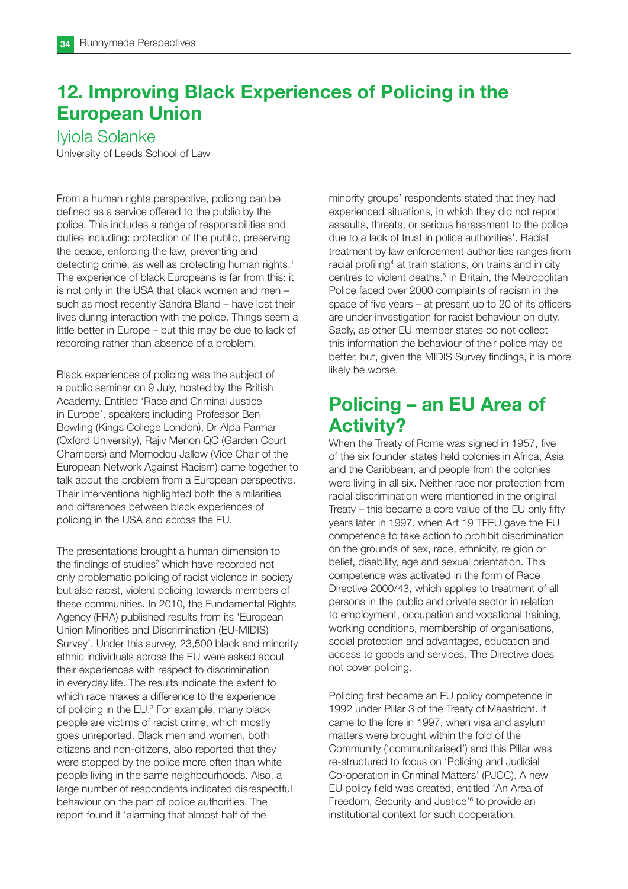## 12. Improving Black Experiences of Policing in the European Union

Iyiola Solanke

University of Leeds School of Law

From a human rights perspective, policing can be defined as a service offered to the public by the police. This includes a range of responsibilities and duties including: protection of the public, preserving the peace, enforcing the law, preventing and detecting crime, as well as protecting human rights.[1] The experience of black Europeans is far from this: it is not only in the USA that black women and men – such as most recently Sandra Bland – have lost their lives during interaction with the police. Things seem a little better in Europe – but this may be due to lack of recording rather than absence of a problem.

Black experiences of policing was the subject of a public seminar on 9 July, hosted by the British Academy. Entitled 'Race and Criminal Justice in Europe', speakers including Professor Ben Bowling (Kings College London), Dr Alpa Parmar (Oxford University), Rajiv Menon QC (Garden Court Chambers) and Momodou Jallow (Vice Chair of the European Network Against Racism) came together to talk about the problem from a European perspective. Their interventions highlighted both the similarities and differences between black experiences of policing in the USA and across the EU.

The presentations brought a human dimension to the findings of studies[2] which have recorded not only problematic policing of racist violence in society but also racist, violent policing towards members of these communities. In 2010, the Fundamental Rights Agency (FRA) published results from its 'European Union Minorities and Discrimination (EU-MIDIS) Survey'. Under this survey, 23,500 black and minority ethnic individuals across the EU were asked about their experiences with respect to discrimination in everyday life. The results indicate the extent to which race makes a difference to the experience of policing in the EU.[3] For example, many black people are victims of racist crime, which mostly goes unreported. Black men and women, both citizens and non-citizens, also reported that they were stopped by the police more often than white people living in the same neighbourhoods. Also, a large number of respondents indicated disrespectful behaviour on the part of police authorities. The report found it 'alarming that almost half of the minority groups' respondents stated that they had experienced situations, in which they did not report assaults, threats, or serious harassment to the police due to a lack of trust in police authorities'. Racist treatment by law enforcement authorities ranges from racial profiling[4] at train stations, on trains and in city centres to violent deaths.[5] In Britain, the Metropolitan Police faced over 2000 complaints of racism in the space of five years – at present up to 20 of its officers are under investigation for racist behaviour on duty. Sadly, as other EU member states do not collect this information the behaviour of their police may be better, but, given the MIDIS Survey findings, it is more likely be worse.

### Policing – an EU Area of Activity?

When the Treaty of Rome was signed in 1957, five of the six founder states held colonies in Africa, Asia and the Caribbean, and people from the colonies were living in all six. Neither race nor protection from racial discrimination were mentioned in the original Treaty – this became a core value of the EU only fifty years later in 1997, when Art 19 TFEU gave the EU competence to take action to prohibit discrimination on the grounds of sex, race, ethnicity, religion or belief, disability, age and sexual orientation. This competence was activated in the form of Race Directive 2000/43, which applies to treatment of all persons in the public and private sector in relation to employment, occupation and vocational training, working conditions, membership of organisations, social protection and advantages, education and access to goods and services. The Directive does not cover policing.

Policing first became an EU policy competence in 1992 under Pillar 3 of the Treaty of Maastricht. It came to the fore in 1997, when visa and asylum matters were brought within the fold of the Community ('communitarised') and this Pillar was re-structured to focus on 'Policing and Judicial Co-operation in Criminal Matters' (PJCC). A new EU policy field was created, entitled 'An Area of Freedom, Security and Justice'[6] to provide an institutional context for such cooperation.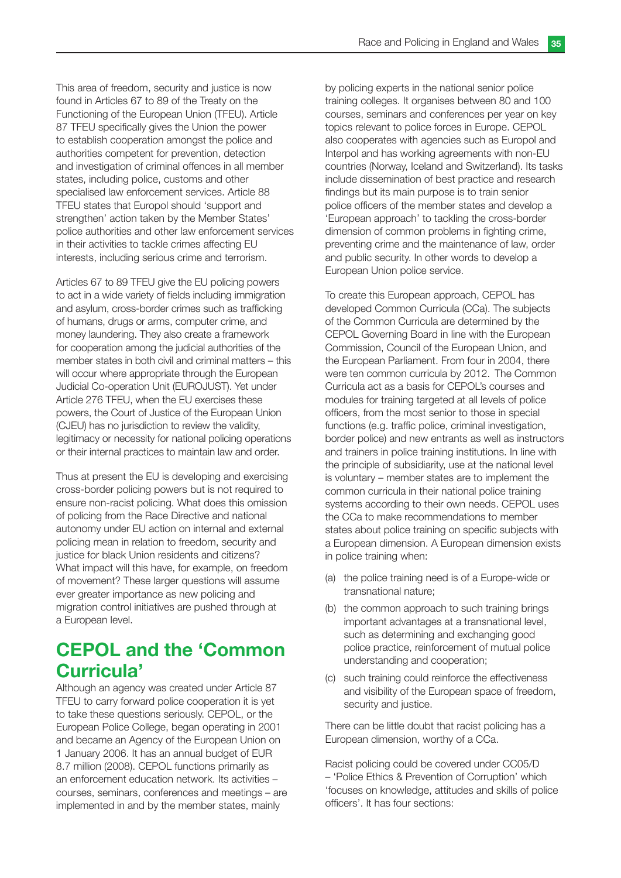This area of freedom, security and justice is now found in Articles 67 to 89 of the Treaty on the Functioning of the European Union (TFEU). Article 87 TFEU specifically gives the Union the power to establish cooperation amongst the police and authorities competent for prevention, detection and investigation of criminal offences in all member states, including police, customs and other specialised law enforcement services. Article 88 TFEU states that Europol should 'support and strengthen' action taken by the Member States' police authorities and other law enforcement services in their activities to tackle crimes affecting EU interests, including serious crime and terrorism.

Articles 67 to 89 TFEU give the EU policing powers to act in a wide variety of fields including immigration and asylum, cross-border crimes such as trafficking of humans, drugs or arms, computer crime, and money laundering. They also create a framework for cooperation among the judicial authorities of the member states in both civil and criminal matters – this will occur where appropriate through the European Judicial Co-operation Unit (EUROJUST). Yet under Article 276 TFEU, when the EU exercises these powers, the Court of Justice of the European Union (CJEU) has no jurisdiction to review the validity, legitimacy or necessity for national policing operations or their internal practices to maintain law and order.

Thus at present the EU is developing and exercising cross-border policing powers but is not required to ensure non-racist policing. What does this omission of policing from the Race Directive and national autonomy under EU action on internal and external policing mean in relation to freedom, security and justice for black Union residents and citizens? What impact will this have, for example, on freedom of movement? These larger questions will assume ever greater importance as new policing and migration control initiatives are pushed through at a European level.

## CEPOL and the 'Common Curricula'

Although an agency was created under Article 87 TFEU to carry forward police cooperation it is yet to take these questions seriously. CEPOL, or the European Police College, began operating in 2001 and became an Agency of the European Union on 1 January 2006. It has an annual budget of EUR 8.7 million (2008). CEPOL functions primarily as an enforcement education network. Its activities – courses, seminars, conferences and meetings – are implemented in and by the member states, mainly by policing experts in the national senior police training colleges. It organises between 80 and 100 courses, seminars and conferences per year on key topics relevant to police forces in Europe. CEPOL also cooperates with agencies such as Europol and Interpol and has working agreements with non-EU countries (Norway, Iceland and Switzerland). Its tasks include dissemination of best practice and research findings but its main purpose is to train senior police officers of the member states and develop a 'European approach' to tackling the cross-border dimension of common problems in fighting crime, preventing crime and the maintenance of law, order and public security. In other words to develop a European Union police service.

To create this European approach, CEPOL has developed Common Curricula (CCa). The subjects of the Common Curricula are determined by the CEPOL Governing Board in line with the European Commission, Council of the European Union, and the European Parliament. From four in 2004, there were ten common curricula by 2012. The Common Curricula act as a basis for CEPOL's courses and modules for training targeted at all levels of police officers, from the most senior to those in special functions (e.g. traffic police, criminal investigation, border police) and new entrants as well as instructors and trainers in police training institutions. In line with the principle of subsidiarity, use at the national level is voluntary – member states are to implement the common curricula in their national police training systems according to their own needs. CEPOL uses the CCa to make recommendations to member states about police training on specific subjects with a European dimension. A European dimension exists in police training when:

(a) the police training need is of a Europe-wide or transnational nature;

(b) the common approach to such training brings important advantages at a transnational level, such as determining and exchanging good police practice, reinforcement of mutual police understanding and cooperation;

(c) such training could reinforce the effectiveness and visibility of the European space of freedom, security and justice.

There can be little doubt that racist policing has a European dimension, worthy of a CCa.

Racist policing could be covered under CC05/D – 'Police Ethics & Prevention of Corruption' which 'focuses on knowledge, attitudes and skills of police officers'. It has four sections: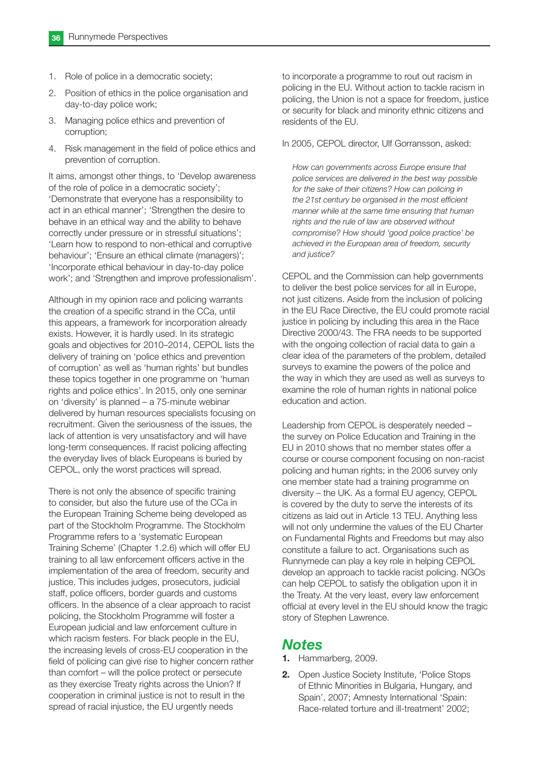1. Role of police in a democratic society;
2. Position of ethics in the police organisation and day-to-day police work;
3. Managing police ethics and prevention of corruption;
4. Risk management in the field of police ethics and prevention of corruption.

It aims, amongst other things, to 'Develop awareness of the role of police in a democratic society'; 'Demonstrate that everyone has a responsibility to act in an ethical manner'; 'Strengthen the desire to behave in an ethical way and the ability to behave correctly under pressure or in stressful situations'; 'Learn how to respond to non-ethical and corruptive behaviour'; 'Ensure an ethical climate (managers)'; 'Incorporate ethical behaviour in day-to-day police work'; and 'Strengthen and improve professionalism'.

Although in my opinion race and policing warrants the creation of a specific strand in the CCa, until this appears, a framework for incorporation already exists. However, it is hardly used. In its strategic goals and objectives for 2010–2014, CEPOL lists the delivery of training on 'police ethics and prevention of corruption' as well as 'human rights' but bundles these topics together in one programme on 'human rights and police ethics'. In 2015, only one seminar on 'diversity' is planned – a 75-minute webinar delivered by human resources specialists focusing on recruitment. Given the seriousness of the issues, the lack of attention is very unsatisfactory and will have long-term consequences. If racist policing affecting the everyday lives of black Europeans is buried by CEPOL, only the worst practices will spread.

There is not only the absence of specific training to consider, but also the future use of the CCa in the European Training Scheme being developed as part of the Stockholm Programme. The Stockholm Programme refers to a 'systematic European Training Scheme' (Chapter 1.2.6) which will offer EU training to all law enforcement officers active in the implementation of the area of freedom, security and justice. This includes judges, prosecutors, judicial staff, police officers, border guards and customs officers. In the absence of a clear approach to racist policing, the Stockholm Programme will foster a European judicial and law enforcement culture in which racism festers. For black people in the EU, the increasing levels of cross-EU cooperation in the field of policing can give rise to higher concern rather than comfort – will the police protect or persecute as they exercise Treaty rights across the Union? If cooperation in criminal justice is not to result in the spread of racial injustice, the EU urgently needs to incorporate a programme to rout out racism in policing in the EU. Without action to tackle racism in policing, the Union is not a space for freedom, justice or security for black and minority ethnic citizens and residents of the EU.

In 2005, CEPOL director, Ulf Gorransson, asked:

> *How can governments across Europe ensure that police services are delivered in the best way possible for the sake of their citizens? How can policing in the 21st century be organised in the most efficient manner while at the same time ensuring that human rights and the rule of law are observed without compromise? How should 'good police practice' be achieved in the European area of freedom, security and justice?*

CEPOL and the Commission can help governments to deliver the best police services for all in Europe, not just citizens. Aside from the inclusion of policing in the EU Race Directive, the EU could promote racial justice in policing by including this area in the Race Directive 2000/43. The FRA needs to be supported with the ongoing collection of racial data to gain a clear idea of the parameters of the problem, detailed surveys to examine the powers of the police and the way in which they are used as well as surveys to examine the role of human rights in national police education and action.

Leadership from CEPOL is desperately needed – the survey on Police Education and Training in the EU in 2010 shows that no member states offer a course or course component focusing on non-racist policing and human rights; in the 2006 survey only one member state had a training programme on diversity – the UK. As a formal EU agency, CEPOL is covered by the duty to serve the interests of its citizens as laid out in Article 13 TEU. Anything less will not only undermine the values of the EU Charter on Fundamental Rights and Freedoms but may also constitute a failure to act. Organisations such as Runnymede can play a key role in helping CEPOL develop an approach to tackle racist policing. NGOs can help CEPOL to satisfy the obligation upon it in the Treaty. At the very least, every law enforcement official at every level in the EU should know the tragic story of Stephen Lawrence.

## Notes

1. Hammarberg, 2009.
2. Open Justice Society Institute, 'Police Stops of Ethnic Minorities in Bulgaria, Hungary, and Spain', 2007; Amnesty International 'Spain: Race-related torture and ill-treatment' 2002;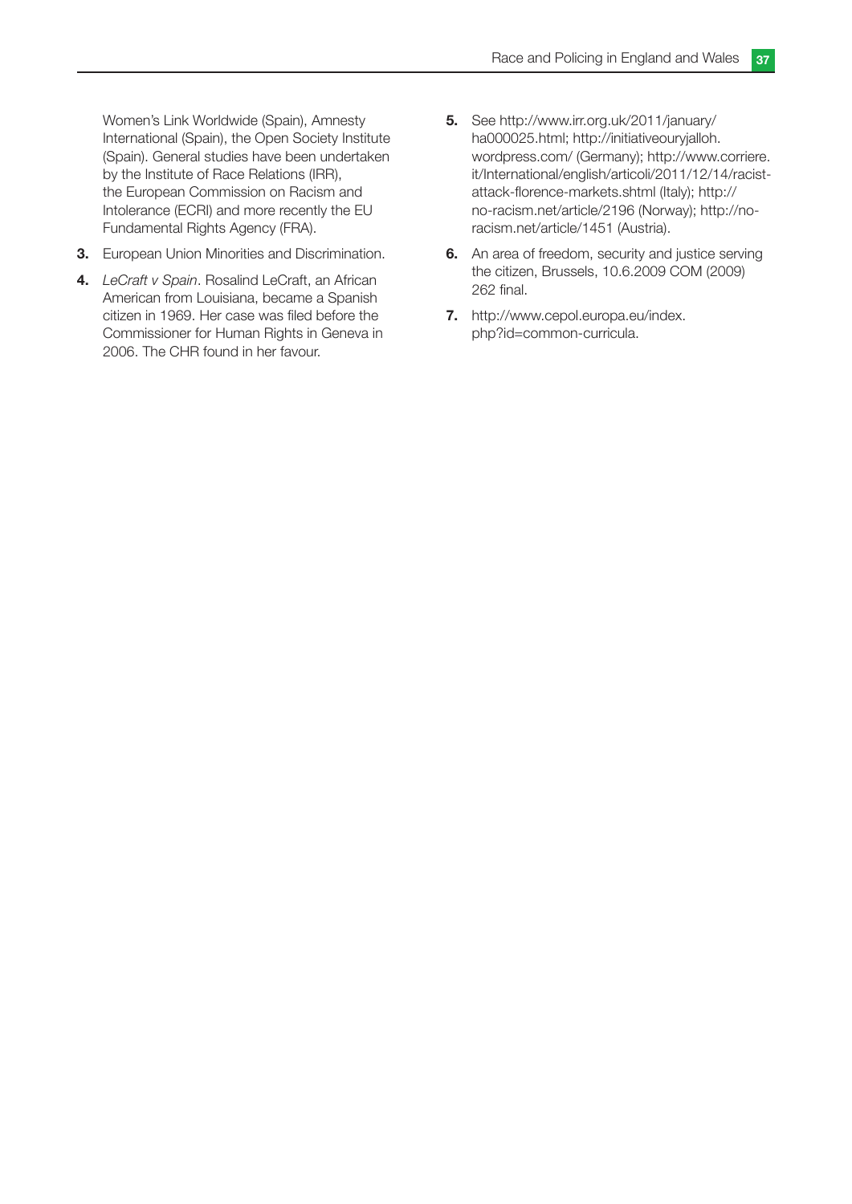Women's Link Worldwide (Spain), Amnesty International (Spain), the Open Society Institute (Spain). General studies have been undertaken by the Institute of Race Relations (IRR), the European Commission on Racism and Intolerance (ECRI) and more recently the EU Fundamental Rights Agency (FRA).

3. European Union Minorities and Discrimination.
4. *LeCraft v Spain*. Rosalind LeCraft, an African American from Louisiana, became a Spanish citizen in 1969. Her case was filed before the Commissioner for Human Rights in Geneva in 2006. The CHR found in her favour.
5. See http://www.irr.org.uk/2011/january/ha000025.html; http://initiativeouryjalloh.wordpress.com/ (Germany); http://www.corriere.it/International/english/articoli/2011/12/14/racist-attack-florence-markets.shtml (Italy); http://no-racism.net/article/2196 (Norway); http://no-racism.net/article/1451 (Austria).
6. An area of freedom, security and justice serving the citizen, Brussels, 10.6.2009 COM (2009) 262 final.
7. http://www.cepol.europa.eu/index.php?id=common-curricula.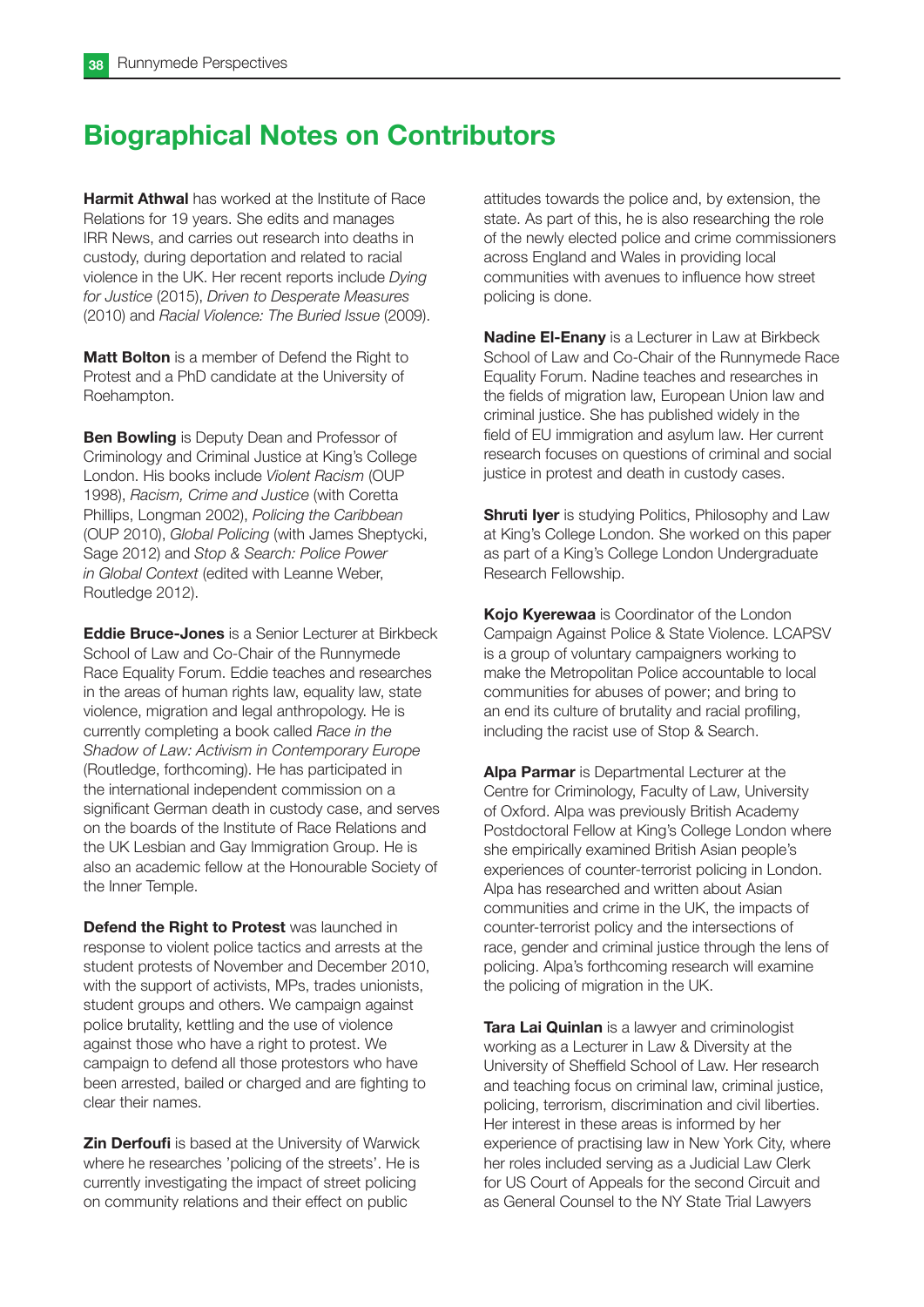## Biographical Notes on Contributors

**Harmit Athwal** has worked at the Institute of Race Relations for 19 years. She edits and manages IRR News, and carries out research into deaths in custody, during deportation and related to racial violence in the UK. Her recent reports include *Dying for Justice* (2015), *Driven to Desperate Measures* (2010) and *Racial Violence: The Buried Issue* (2009).

**Matt Bolton** is a member of Defend the Right to Protest and a PhD candidate at the University of Roehampton.

**Ben Bowling** is Deputy Dean and Professor of Criminology and Criminal Justice at King's College London. His books include *Violent Racism* (OUP 1998), *Racism, Crime and Justice* (with Coretta Phillips, Longman 2002), *Policing the Caribbean* (OUP 2010), *Global Policing* (with James Sheptycki, Sage 2012) and *Stop & Search: Police Power in Global Context* (edited with Leanne Weber, Routledge 2012).

**Eddie Bruce-Jones** is a Senior Lecturer at Birkbeck School of Law and Co-Chair of the Runnymede Race Equality Forum. Eddie teaches and researches in the areas of human rights law, equality law, state violence, migration and legal anthropology. He is currently completing a book called *Race in the Shadow of Law: Activism in Contemporary Europe* (Routledge, forthcoming). He has participated in the international independent commission on a significant German death in custody case, and serves on the boards of the Institute of Race Relations and the UK Lesbian and Gay Immigration Group. He is also an academic fellow at the Honourable Society of the Inner Temple.

**Defend the Right to Protest** was launched in response to violent police tactics and arrests at the student protests of November and December 2010, with the support of activists, MPs, trades unionists, student groups and others. We campaign against police brutality, kettling and the use of violence against those who have a right to protest. We campaign to defend all those protestors who have been arrested, bailed or charged and are fighting to clear their names.

**Zin Derfoufi** is based at the University of Warwick where he researches 'policing of the streets'. He is currently investigating the impact of street policing on community relations and their effect on public attitudes towards the police and, by extension, the state. As part of this, he is also researching the role of the newly elected police and crime commissioners across England and Wales in providing local communities with avenues to influence how street policing is done.

**Nadine El-Enany** is a Lecturer in Law at Birkbeck School of Law and Co-Chair of the Runnymede Race Equality Forum. Nadine teaches and researches in the fields of migration law, European Union law and criminal justice. She has published widely in the field of EU immigration and asylum law. Her current research focuses on questions of criminal and social justice in protest and death in custody cases.

**Shruti Iyer** is studying Politics, Philosophy and Law at King's College London. She worked on this paper as part of a King's College London Undergraduate Research Fellowship.

**Kojo Kyerewaa** is Coordinator of the London Campaign Against Police & State Violence. LCAPSV is a group of voluntary campaigners working to make the Metropolitan Police accountable to local communities for abuses of power; and bring to an end its culture of brutality and racial profiling, including the racist use of Stop & Search.

**Alpa Parmar** is Departmental Lecturer at the Centre for Criminology, Faculty of Law, University of Oxford. Alpa was previously British Academy Postdoctoral Fellow at King's College London where she empirically examined British Asian people's experiences of counter-terrorist policing in London. Alpa has researched and written about Asian communities and crime in the UK, the impacts of counter-terrorist policy and the intersections of race, gender and criminal justice through the lens of policing. Alpa's forthcoming research will examine the policing of migration in the UK.

**Tara Lai Quinlan** is a lawyer and criminologist working as a Lecturer in Law & Diversity at the University of Sheffield School of Law. Her research and teaching focus on criminal law, criminal justice, policing, terrorism, discrimination and civil liberties. Her interest in these areas is informed by her experience of practising law in New York City, where her roles included serving as a Judicial Law Clerk for US Court of Appeals for the second Circuit and as General Counsel to the NY State Trial Lawyers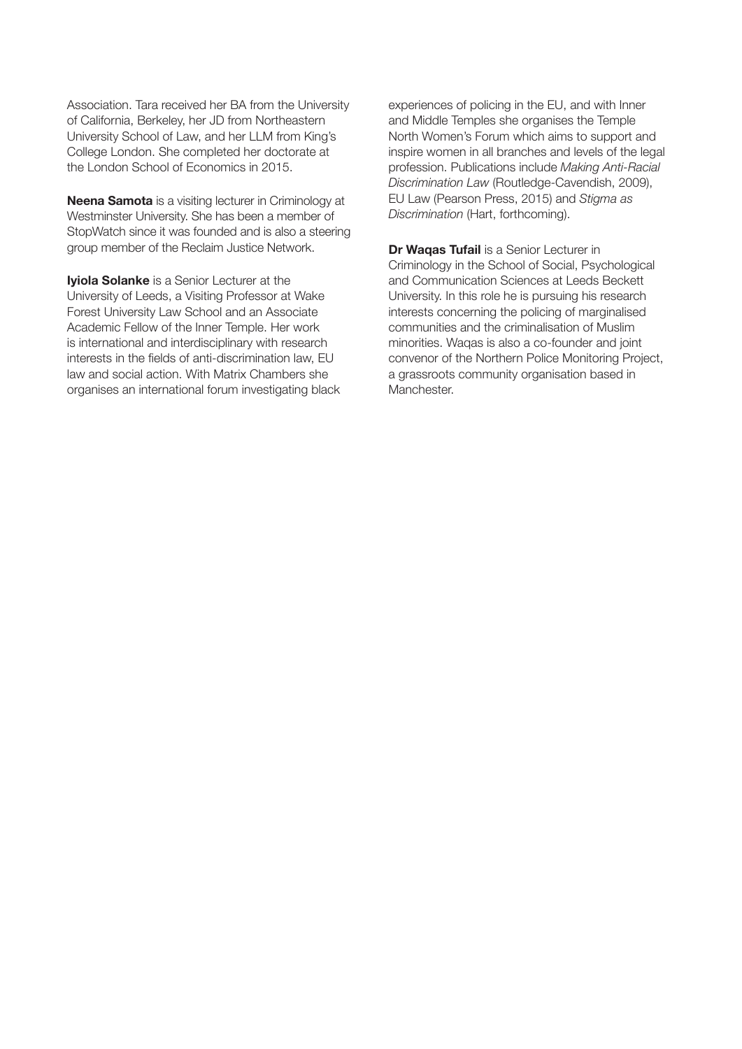Association. Tara received her BA from the University of California, Berkeley, her JD from Northeastern University School of Law, and her LLM from King's College London. She completed her doctorate at the London School of Economics in 2015.

**Neena Samota** is a visiting lecturer in Criminology at Westminster University. She has been a member of StopWatch since it was founded and is also a steering group member of the Reclaim Justice Network.

**Iyiola Solanke** is a Senior Lecturer at the University of Leeds, a Visiting Professor at Wake Forest University Law School and an Associate Academic Fellow of the Inner Temple. Her work is international and interdisciplinary with research interests in the fields of anti-discrimination law, EU law and social action. With Matrix Chambers she organises an international forum investigating black experiences of policing in the EU, and with Inner and Middle Temples she organises the Temple North Women's Forum which aims to support and inspire women in all branches and levels of the legal profession. Publications include *Making Anti-Racial Discrimination Law* (Routledge-Cavendish, 2009), EU Law (Pearson Press, 2015) and *Stigma as Discrimination* (Hart, forthcoming).

**Dr Waqas Tufail** is a Senior Lecturer in Criminology in the School of Social, Psychological and Communication Sciences at Leeds Beckett University. In this role he is pursuing his research interests concerning the policing of marginalised communities and the criminalisation of Muslim minorities. Waqas is also a co-founder and joint convenor of the Northern Police Monitoring Project, a grassroots community organisation based in Manchester.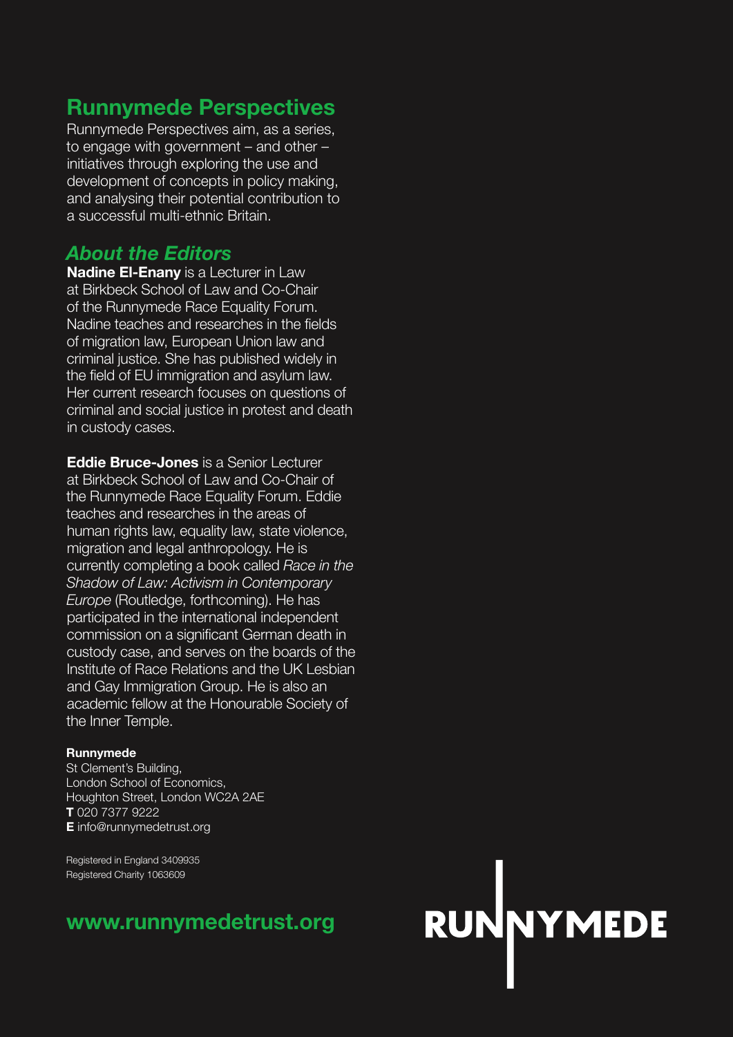## Runnymede Perspectives

Runnymede Perspectives aim, as a series, to engage with government – and other – initiatives through exploring the use and development of concepts in policy making, and analysing their potential contribution to a successful multi-ethnic Britain.

### *About the Editors*

**Nadine El-Enany** is a Lecturer in Law at Birkbeck School of Law and Co-Chair of the Runnymede Race Equality Forum. Nadine teaches and researches in the fields of migration law, European Union law and criminal justice. She has published widely in the field of EU immigration and asylum law. Her current research focuses on questions of criminal and social justice in protest and death in custody cases.

**Eddie Bruce-Jones** is a Senior Lecturer at Birkbeck School of Law and Co-Chair of the Runnymede Race Equality Forum. Eddie teaches and researches in the areas of human rights law, equality law, state violence, migration and legal anthropology. He is currently completing a book called *Race in the Shadow of Law: Activism in Contemporary Europe* (Routledge, forthcoming). He has participated in the international independent commission on a significant German death in custody case, and serves on the boards of the Institute of Race Relations and the UK Lesbian and Gay Immigration Group. He is also an academic fellow at the Honourable Society of the Inner Temple.

**Runnymede**
St Clement's Building,
London School of Economics,
Houghton Street, London WC2A 2AE
**T** 020 7377 9222
**E** info@runnymedetrust.org

Registered in England 3409935
Registered Charity 1063609

**www.runnymedetrust.org**

RUNNYMEDE